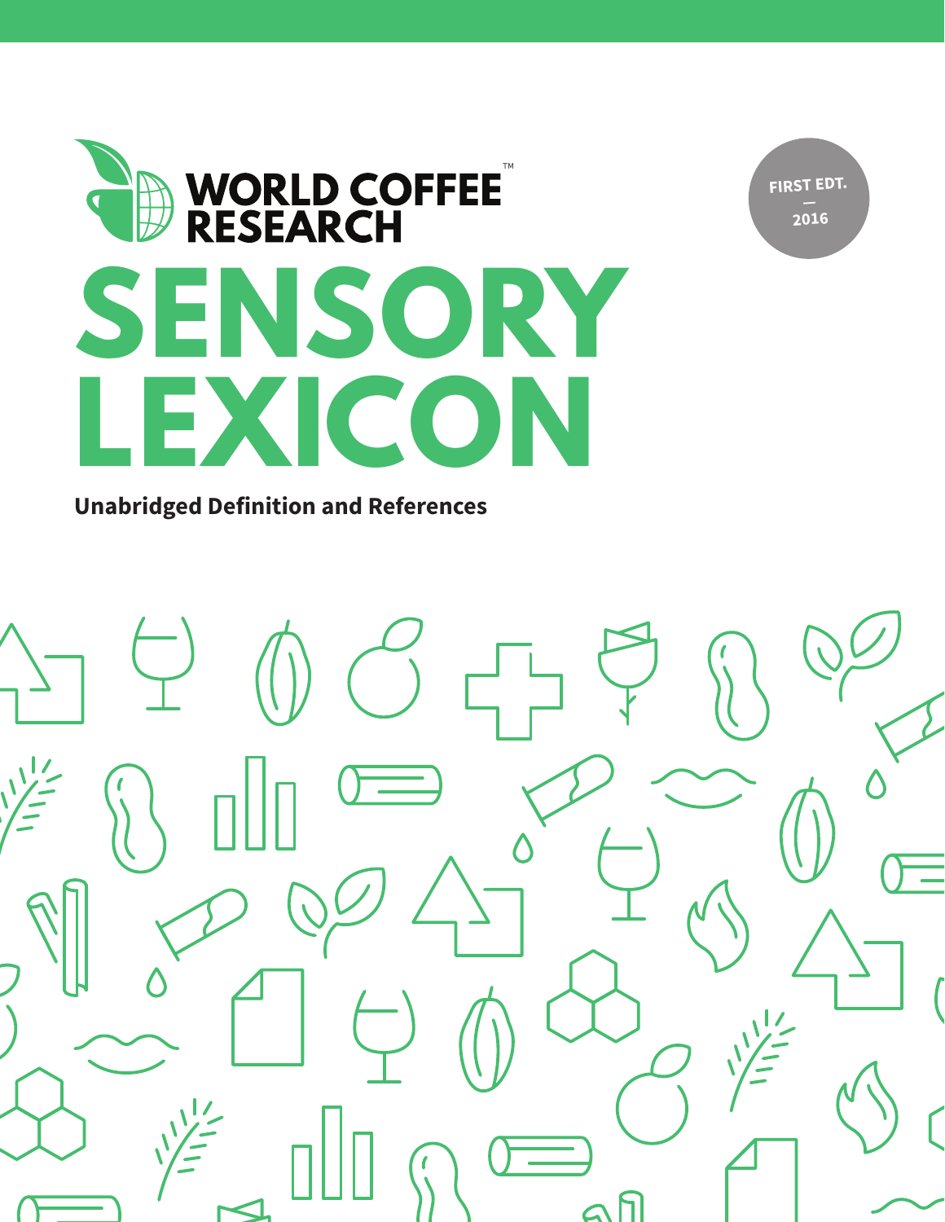WORLD COFFEE RESEARCH™

FIRST EDT. — 2016

# SENSORY LEXICON

**Unabridged Definition and References**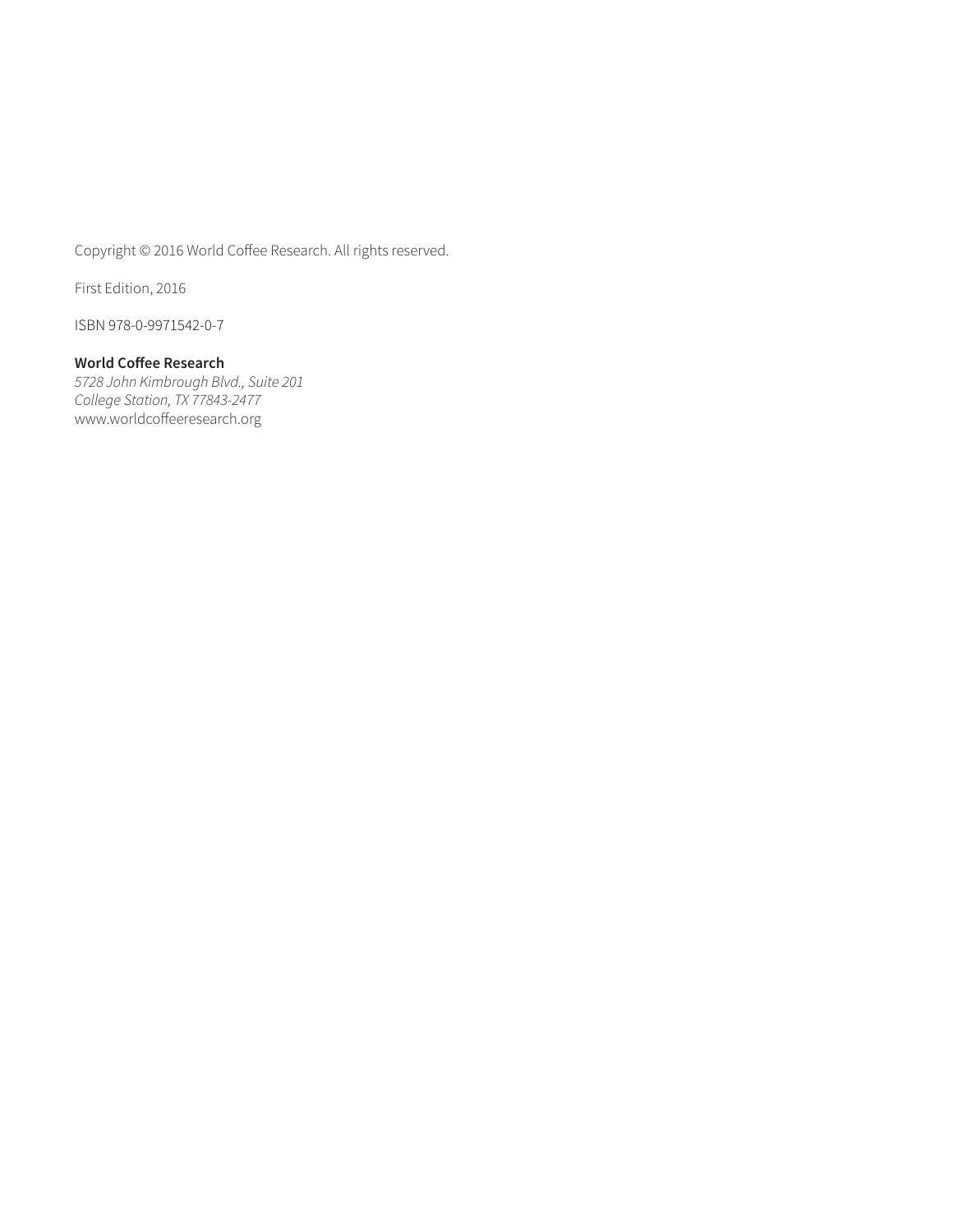Copyright © 2016 World Coffee Research. All rights reserved.

First Edition, 2016

ISBN 978-0-9971542-0-7

**World Coffee Research**
*5728 John Kimbrough Blvd., Suite 201*
*College Station, TX 77843-2477*
www.worldcoffeeresearch.org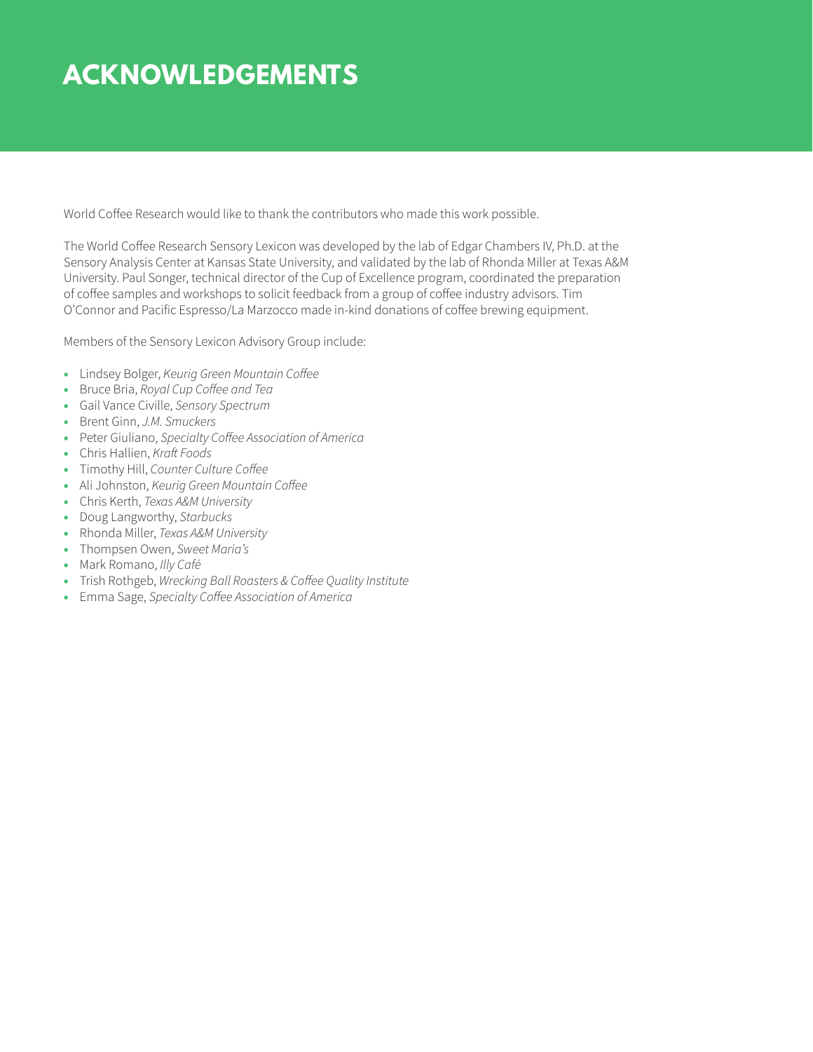# ACKNOWLEDGEMENTS

World Coffee Research would like to thank the contributors who made this work possible.

The World Coffee Research Sensory Lexicon was developed by the lab of Edgar Chambers IV, Ph.D. at the Sensory Analysis Center at Kansas State University, and validated by the lab of Rhonda Miller at Texas A&M University. Paul Songer, technical director of the Cup of Excellence program, coordinated the preparation of coffee samples and workshops to solicit feedback from a group of coffee industry advisors. Tim O'Connor and Pacific Espresso/La Marzocco made in-kind donations of coffee brewing equipment.

Members of the Sensory Lexicon Advisory Group include:

- Lindsey Bolger, *Keurig Green Mountain Coffee*
- Bruce Bria, *Royal Cup Coffee and Tea*
- Gail Vance Civille, *Sensory Spectrum*
- Brent Ginn, *J.M. Smuckers*
- Peter Giuliano, *Specialty Coffee Association of America*
- Chris Hallien, *Kraft Foods*
- Timothy Hill, *Counter Culture Coffee*
- Ali Johnston, *Keurig Green Mountain Coffee*
- Chris Kerth, *Texas A&M University*
- Doug Langworthy, *Starbucks*
- Rhonda Miller, *Texas A&M University*
- Thompsen Owen, *Sweet Maria's*
- Mark Romano, *Illy Café*
- Trish Rothgeb, *Wrecking Ball Roasters & Coffee Quality Institute*
- Emma Sage, *Specialty Coffee Association of America*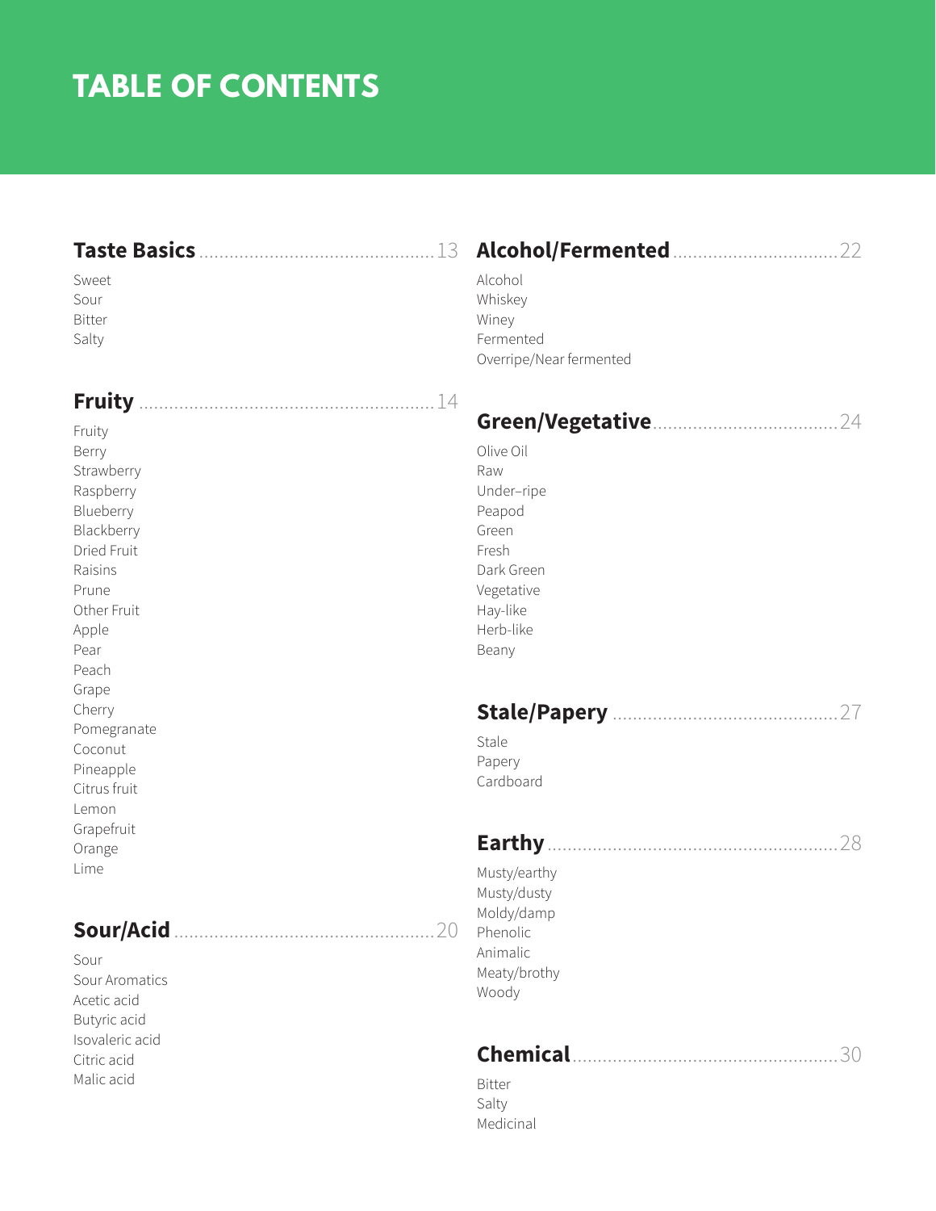# TABLE OF CONTENTS

**Taste Basics** .............................................. 13

Sweet
Sour
Bitter
Salty

**Fruity** .............................................. 14

Fruity
Berry
Strawberry
Raspberry
Blueberry
Blackberry
Dried Fruit
Raisins
Prune
Other Fruit
Apple
Pear
Peach
Grape
Cherry
Pomegranate
Coconut
Pineapple
Citrus fruit
Lemon
Grapefruit
Orange
Lime

**Sour/Acid** .............................................. 20

Sour
Sour Aromatics
Acetic acid
Butyric acid
Isovaleric acid
Citric acid
Malic acid

**Alcohol/Fermented** .............................................. 22

Alcohol
Whiskey
Winey
Fermented
Overripe/Near fermented

**Green/Vegetative** .............................................. 24

Olive Oil
Raw
Under–ripe
Peapod
Green
Fresh
Dark Green
Vegetative
Hay-like
Herb-like
Beany

**Stale/Papery** .............................................. 27

Stale
Papery
Cardboard

**Earthy** .............................................. 28

Musty/earthy
Musty/dusty
Moldy/damp
Phenolic
Animalic
Meaty/brothy
Woody

**Chemical** .............................................. 30

Bitter
Salty
Medicinal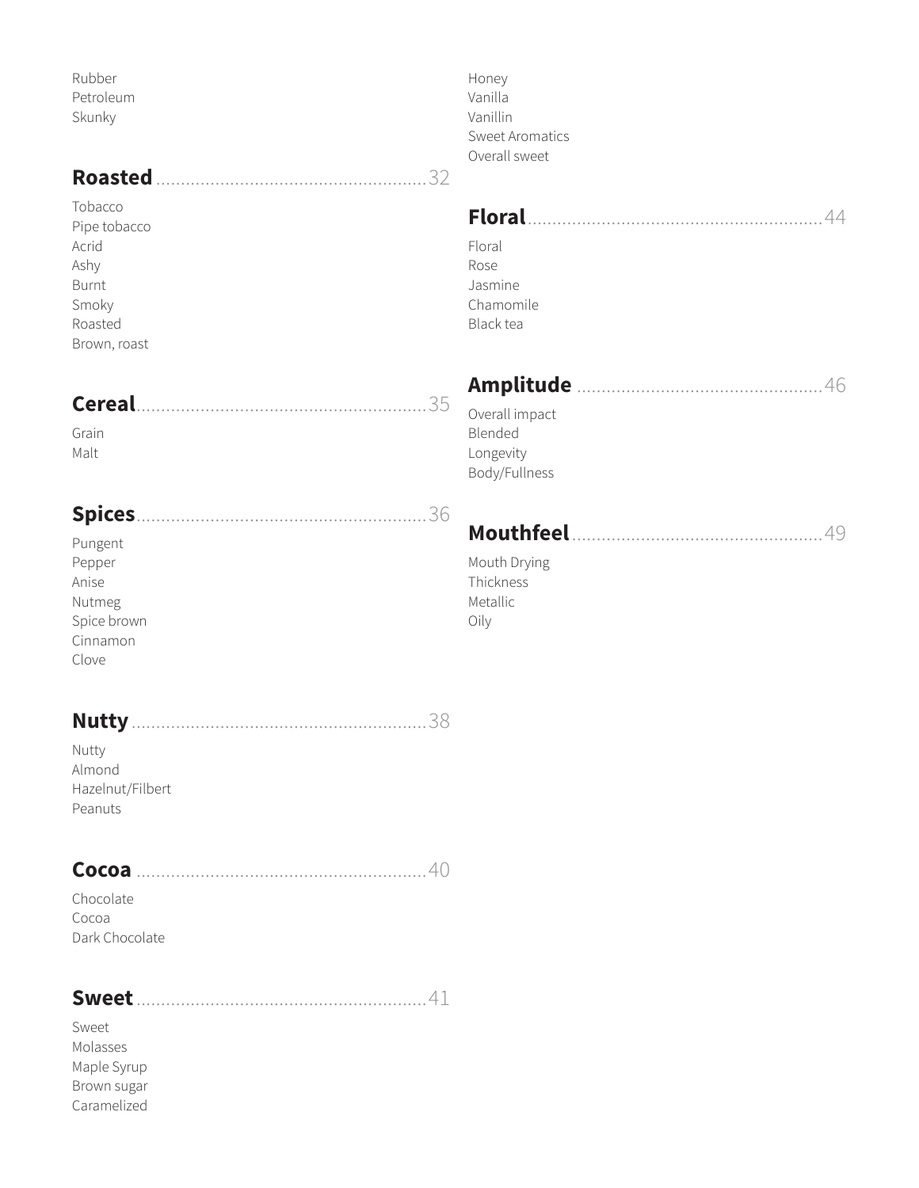Rubber
Petroleum
Skunky

## Roasted .......... 32

Tobacco
Pipe tobacco
Acrid
Ashy
Burnt
Smoky
Roasted
Brown, roast

## Cereal .......... 35

Grain
Malt

## Spices .......... 36

Pungent
Pepper
Anise
Nutmeg
Spice brown
Cinnamon
Clove

## Nutty .......... 38

Nutty
Almond
Hazelnut/Filbert
Peanuts

## Cocoa .......... 40

Chocolate
Cocoa
Dark Chocolate

## Sweet .......... 41

Sweet
Molasses
Maple Syrup
Brown sugar
Caramelized
Honey
Vanilla
Vanillin
Sweet Aromatics
Overall sweet

## Floral .......... 44

Floral
Rose
Jasmine
Chamomile
Black tea

## Amplitude .......... 46

Overall impact
Blended
Longevity
Body/Fullness

## Mouthfeel .......... 49

Mouth Drying
Thickness
Metallic
Oily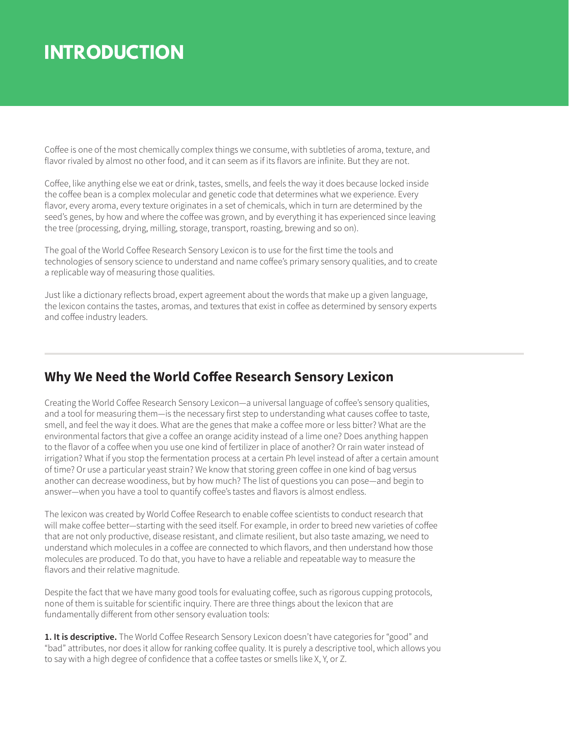# INTRODUCTION

Coffee is one of the most chemically complex things we consume, with subtleties of aroma, texture, and flavor rivaled by almost no other food, and it can seem as if its flavors are infinite. But they are not.

Coffee, like anything else we eat or drink, tastes, smells, and feels the way it does because locked inside the coffee bean is a complex molecular and genetic code that determines what we experience. Every flavor, every aroma, every texture originates in a set of chemicals, which in turn are determined by the seed's genes, by how and where the coffee was grown, and by everything it has experienced since leaving the tree (processing, drying, milling, storage, transport, roasting, brewing and so on).

The goal of the World Coffee Research Sensory Lexicon is to use for the first time the tools and technologies of sensory science to understand and name coffee's primary sensory qualities, and to create a replicable way of measuring those qualities.

Just like a dictionary reflects broad, expert agreement about the words that make up a given language, the lexicon contains the tastes, aromas, and textures that exist in coffee as determined by sensory experts and coffee industry leaders.

## Why We Need the World Coffee Research Sensory Lexicon

Creating the World Coffee Research Sensory Lexicon—a universal language of coffee's sensory qualities, and a tool for measuring them—is the necessary first step to understanding what causes coffee to taste, smell, and feel the way it does. What are the genes that make a coffee more or less bitter? What are the environmental factors that give a coffee an orange acidity instead of a lime one? Does anything happen to the flavor of a coffee when you use one kind of fertilizer in place of another? Or rain water instead of irrigation? What if you stop the fermentation process at a certain Ph level instead of after a certain amount of time? Or use a particular yeast strain? We know that storing green coffee in one kind of bag versus another can decrease woodiness, but by how much? The list of questions you can pose—and begin to answer—when you have a tool to quantify coffee's tastes and flavors is almost endless.

The lexicon was created by World Coffee Research to enable coffee scientists to conduct research that will make coffee better—starting with the seed itself. For example, in order to breed new varieties of coffee that are not only productive, disease resistant, and climate resilient, but also taste amazing, we need to understand which molecules in a coffee are connected to which flavors, and then understand how those molecules are produced. To do that, you have to have a reliable and repeatable way to measure the flavors and their relative magnitude.

Despite the fact that we have many good tools for evaluating coffee, such as rigorous cupping protocols, none of them is suitable for scientific inquiry. There are three things about the lexicon that are fundamentally different from other sensory evaluation tools:

**1. It is descriptive.** The World Coffee Research Sensory Lexicon doesn't have categories for "good" and "bad" attributes, nor does it allow for ranking coffee quality. It is purely a descriptive tool, which allows you to say with a high degree of confidence that a coffee tastes or smells like X, Y, or Z.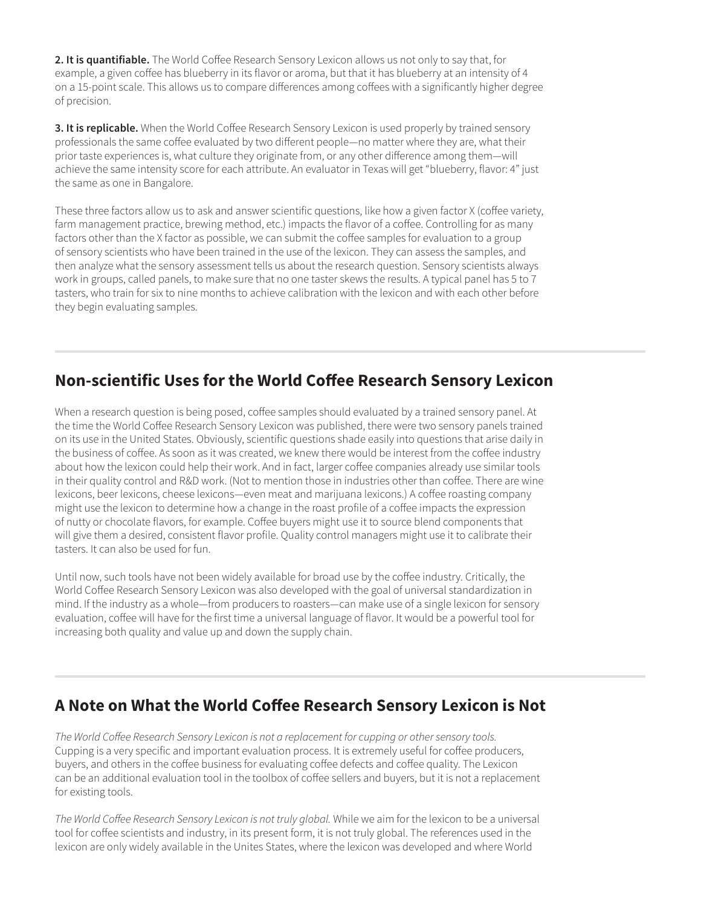**2. It is quantifiable.** The World Coffee Research Sensory Lexicon allows us not only to say that, for example, a given coffee has blueberry in its flavor or aroma, but that it has blueberry at an intensity of 4 on a 15-point scale. This allows us to compare differences among coffees with a significantly higher degree of precision.

**3. It is replicable.** When the World Coffee Research Sensory Lexicon is used properly by trained sensory professionals the same coffee evaluated by two different people—no matter where they are, what their prior taste experiences is, what culture they originate from, or any other difference among them—will achieve the same intensity score for each attribute. An evaluator in Texas will get "blueberry, flavor: 4" just the same as one in Bangalore.

These three factors allow us to ask and answer scientific questions, like how a given factor X (coffee variety, farm management practice, brewing method, etc.) impacts the flavor of a coffee. Controlling for as many factors other than the X factor as possible, we can submit the coffee samples for evaluation to a group of sensory scientists who have been trained in the use of the lexicon. They can assess the samples, and then analyze what the sensory assessment tells us about the research question. Sensory scientists always work in groups, called panels, to make sure that no one taster skews the results. A typical panel has 5 to 7 tasters, who train for six to nine months to achieve calibration with the lexicon and with each other before they begin evaluating samples.

## Non-scientific Uses for the World Coffee Research Sensory Lexicon

When a research question is being posed, coffee samples should evaluated by a trained sensory panel. At the time the World Coffee Research Sensory Lexicon was published, there were two sensory panels trained on its use in the United States. Obviously, scientific questions shade easily into questions that arise daily in the business of coffee. As soon as it was created, we knew there would be interest from the coffee industry about how the lexicon could help their work. And in fact, larger coffee companies already use similar tools in their quality control and R&D work. (Not to mention those in industries other than coffee. There are wine lexicons, beer lexicons, cheese lexicons—even meat and marijuana lexicons.) A coffee roasting company might use the lexicon to determine how a change in the roast profile of a coffee impacts the expression of nutty or chocolate flavors, for example. Coffee buyers might use it to source blend components that will give them a desired, consistent flavor profile. Quality control managers might use it to calibrate their tasters. It can also be used for fun.

Until now, such tools have not been widely available for broad use by the coffee industry. Critically, the World Coffee Research Sensory Lexicon was also developed with the goal of universal standardization in mind. If the industry as a whole—from producers to roasters—can make use of a single lexicon for sensory evaluation, coffee will have for the first time a universal language of flavor. It would be a powerful tool for increasing both quality and value up and down the supply chain.

## A Note on What the World Coffee Research Sensory Lexicon is Not

*The World Coffee Research Sensory Lexicon is not a replacement for cupping or other sensory tools.* Cupping is a very specific and important evaluation process. It is extremely useful for coffee producers, buyers, and others in the coffee business for evaluating coffee defects and coffee quality. The Lexicon can be an additional evaluation tool in the toolbox of coffee sellers and buyers, but it is not a replacement for existing tools.

*The World Coffee Research Sensory Lexicon is not truly global.* While we aim for the lexicon to be a universal tool for coffee scientists and industry, in its present form, it is not truly global. The references used in the lexicon are only widely available in the Unites States, where the lexicon was developed and where World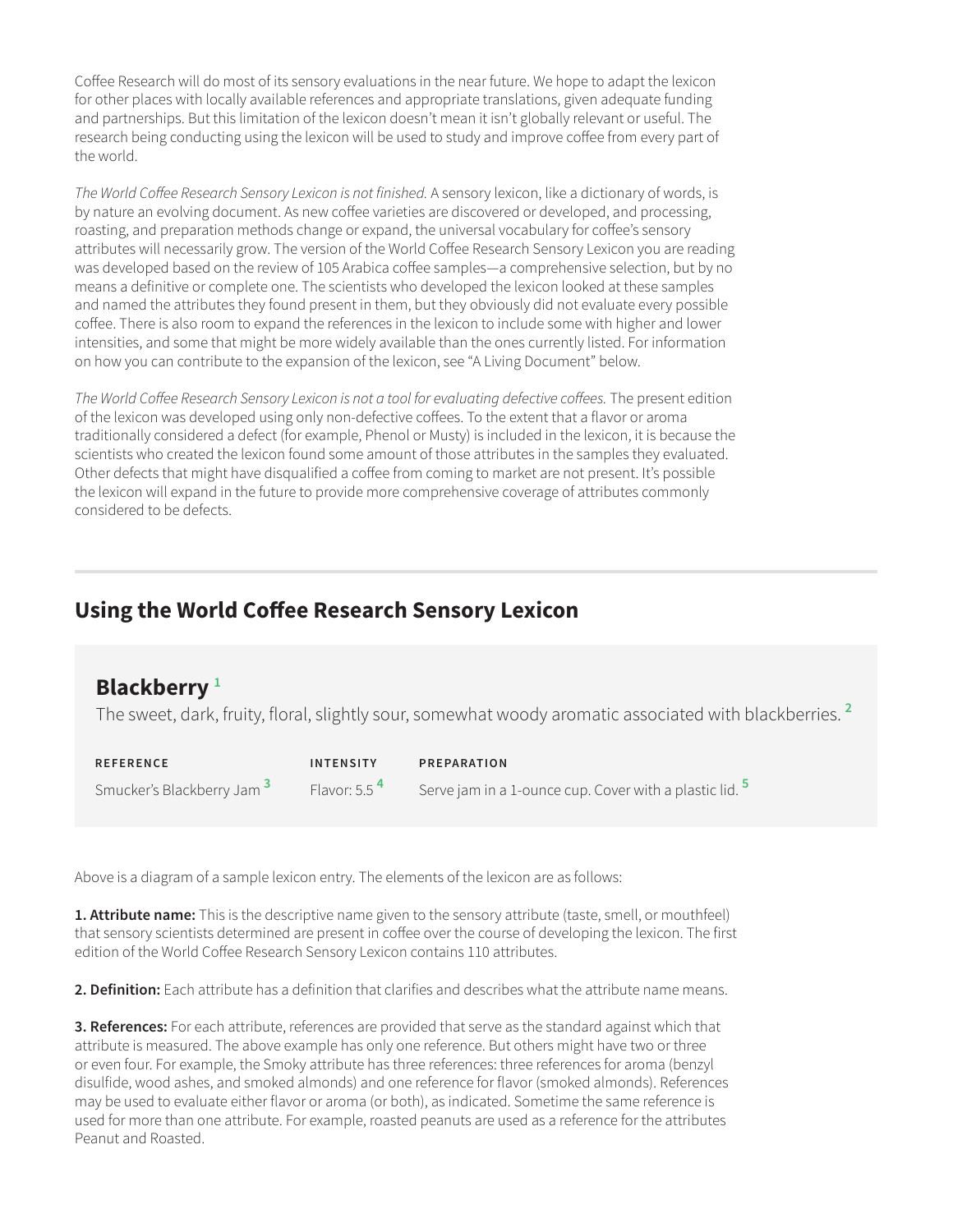Coffee Research will do most of its sensory evaluations in the near future. We hope to adapt the lexicon for other places with locally available references and appropriate translations, given adequate funding and partnerships. But this limitation of the lexicon doesn't mean it isn't globally relevant or useful. The research being conducting using the lexicon will be used to study and improve coffee from every part of the world.

*The World Coffee Research Sensory Lexicon is not finished.* A sensory lexicon, like a dictionary of words, is by nature an evolving document. As new coffee varieties are discovered or developed, and processing, roasting, and preparation methods change or expand, the universal vocabulary for coffee's sensory attributes will necessarily grow. The version of the World Coffee Research Sensory Lexicon you are reading was developed based on the review of 105 Arabica coffee samples—a comprehensive selection, but by no means a definitive or complete one. The scientists who developed the lexicon looked at these samples and named the attributes they found present in them, but they obviously did not evaluate every possible coffee. There is also room to expand the references in the lexicon to include some with higher and lower intensities, and some that might be more widely available than the ones currently listed. For information on how you can contribute to the expansion of the lexicon, see "A Living Document" below.

*The World Coffee Research Sensory Lexicon is not a tool for evaluating defective coffees.* The present edition of the lexicon was developed using only non-defective coffees. To the extent that a flavor or aroma traditionally considered a defect (for example, Phenol or Musty) is included in the lexicon, it is because the scientists who created the lexicon found some amount of those attributes in the samples they evaluated. Other defects that might have disqualified a coffee from coming to market are not present. It's possible the lexicon will expand in the future to provide more comprehensive coverage of attributes commonly considered to be defects.

## Using the World Coffee Research Sensory Lexicon

### Blackberry [1]

The sweet, dark, fruity, floral, slightly sour, somewhat woody aromatic associated with blackberries. [2]

| REFERENCE | INTENSITY | PREPARATION |
| --- | --- | --- |
| Smucker's Blackberry Jam [3] | Flavor: 5.5 [4] | Serve jam in a 1-ounce cup. Cover with a plastic lid. [5] |

Above is a diagram of a sample lexicon entry. The elements of the lexicon are as follows:

**1. Attribute name:** This is the descriptive name given to the sensory attribute (taste, smell, or mouthfeel) that sensory scientists determined are present in coffee over the course of developing the lexicon. The first edition of the World Coffee Research Sensory Lexicon contains 110 attributes.

**2. Definition:** Each attribute has a definition that clarifies and describes what the attribute name means.

**3. References:** For each attribute, references are provided that serve as the standard against which that attribute is measured. The above example has only one reference. But others might have two or three or even four. For example, the Smoky attribute has three references: three references for aroma (benzyl disulfide, wood ashes, and smoked almonds) and one reference for flavor (smoked almonds). References may be used to evaluate either flavor or aroma (or both), as indicated. Sometime the same reference is used for more than one attribute. For example, roasted peanuts are used as a reference for the attributes Peanut and Roasted.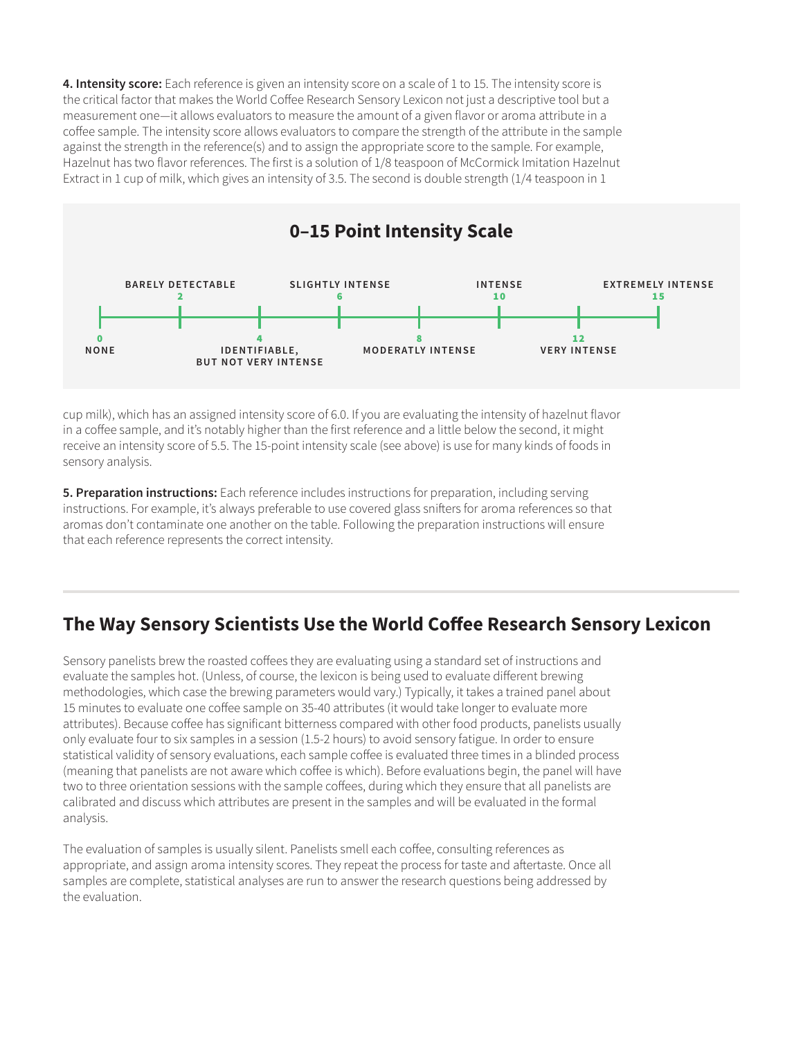**4. Intensity score:** Each reference is given an intensity score on a scale of 1 to 15. The intensity score is the critical factor that makes the World Coffee Research Sensory Lexicon not just a descriptive tool but a measurement one—it allows evaluators to measure the amount of a given flavor or aroma attribute in a coffee sample. The intensity score allows evaluators to compare the strength of the attribute in the sample against the strength in the reference(s) and to assign the appropriate score to the sample. For example, Hazelnut has two flavor references. The first is a solution of 1/8 teaspoon of McCormick Imitation Hazelnut Extract in 1 cup of milk, which gives an intensity of 3.5. The second is double strength (1/4 teaspoon in 1 cup milk), which has an assigned intensity score of 6.0. If you are evaluating the intensity of hazelnut flavor in a coffee sample, and it's notably higher than the first reference and a little below the second, it might receive an intensity score of 5.5. The 15-point intensity scale (see above) is use for many kinds of foods in sensory analysis.

**0–15 Point Intensity Scale**

| Score | Label |
| --- | --- |
| 0 | NONE |
| 2 | BARELY DETECTABLE |
| 4 | IDENTIFIABLE, BUT NOT VERY INTENSE |
| 6 | SLIGHTLY INTENSE |
| 8 | MODERATLY INTENSE |
| 10 | INTENSE |
| 12 | VERY INTENSE |
| 15 | EXTREMELY INTENSE |

**5. Preparation instructions:** Each reference includes instructions for preparation, including serving instructions. For example, it's always preferable to use covered glass snifters for aroma references so that aromas don't contaminate one another on the table. Following the preparation instructions will ensure that each reference represents the correct intensity.

## The Way Sensory Scientists Use the World Coffee Research Sensory Lexicon

Sensory panelists brew the roasted coffees they are evaluating using a standard set of instructions and evaluate the samples hot. (Unless, of course, the lexicon is being used to evaluate different brewing methodologies, which case the brewing parameters would vary.) Typically, it takes a trained panel about 15 minutes to evaluate one coffee sample on 35-40 attributes (it would take longer to evaluate more attributes). Because coffee has significant bitterness compared with other food products, panelists usually only evaluate four to six samples in a session (1.5-2 hours) to avoid sensory fatigue. In order to ensure statistical validity of sensory evaluations, each sample coffee is evaluated three times in a blinded process (meaning that panelists are not aware which coffee is which). Before evaluations begin, the panel will have two to three orientation sessions with the sample coffees, during which they ensure that all panelists are calibrated and discuss which attributes are present in the samples and will be evaluated in the formal analysis.

The evaluation of samples is usually silent. Panelists smell each coffee, consulting references as appropriate, and assign aroma intensity scores. They repeat the process for taste and aftertaste. Once all samples are complete, statistical analyses are run to answer the research questions being addressed by the evaluation.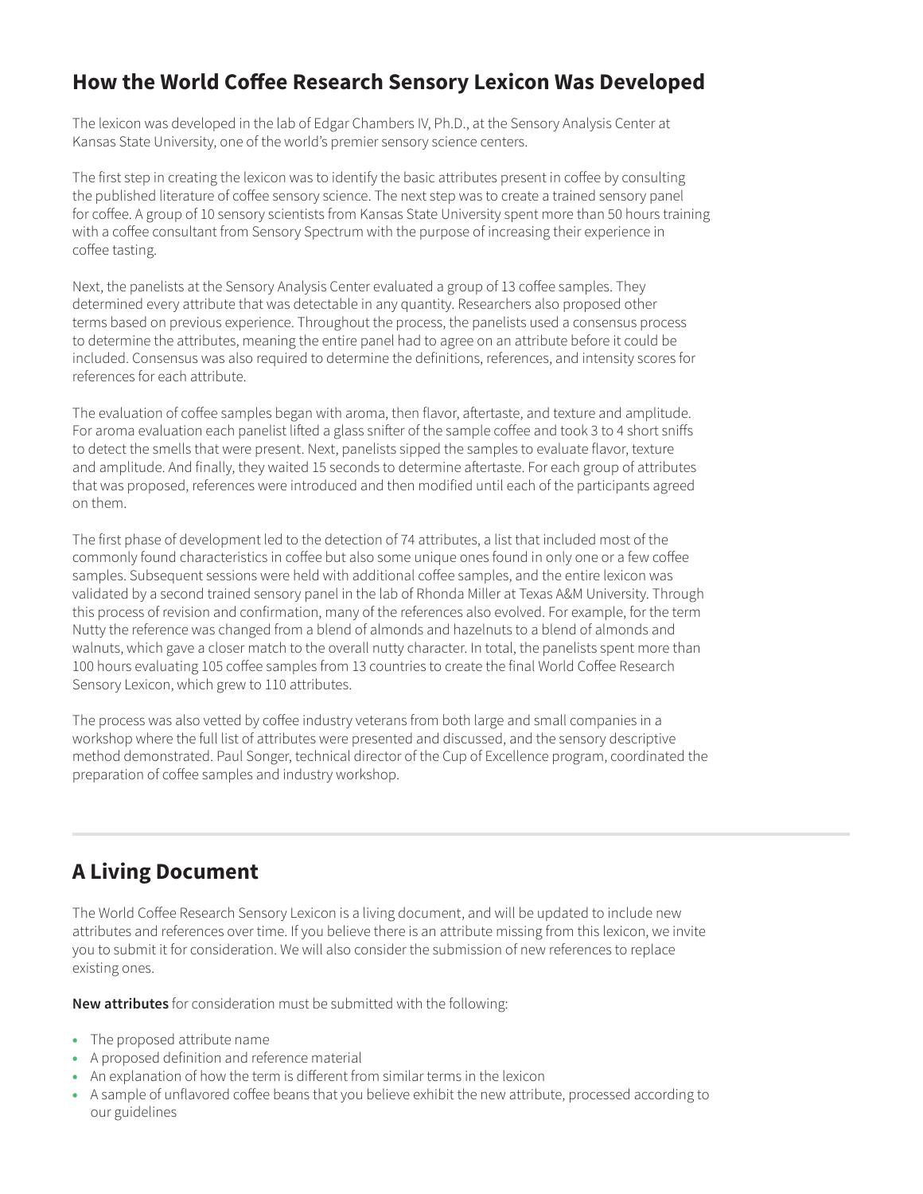## How the World Coffee Research Sensory Lexicon Was Developed

The lexicon was developed in the lab of Edgar Chambers IV, Ph.D., at the Sensory Analysis Center at Kansas State University, one of the world's premier sensory science centers.

The first step in creating the lexicon was to identify the basic attributes present in coffee by consulting the published literature of coffee sensory science. The next step was to create a trained sensory panel for coffee. A group of 10 sensory scientists from Kansas State University spent more than 50 hours training with a coffee consultant from Sensory Spectrum with the purpose of increasing their experience in coffee tasting.

Next, the panelists at the Sensory Analysis Center evaluated a group of 13 coffee samples. They determined every attribute that was detectable in any quantity. Researchers also proposed other terms based on previous experience. Throughout the process, the panelists used a consensus process to determine the attributes, meaning the entire panel had to agree on an attribute before it could be included. Consensus was also required to determine the definitions, references, and intensity scores for references for each attribute.

The evaluation of coffee samples began with aroma, then flavor, aftertaste, and texture and amplitude. For aroma evaluation each panelist lifted a glass snifter of the sample coffee and took 3 to 4 short sniffs to detect the smells that were present. Next, panelists sipped the samples to evaluate flavor, texture and amplitude. And finally, they waited 15 seconds to determine aftertaste. For each group of attributes that was proposed, references were introduced and then modified until each of the participants agreed on them.

The first phase of development led to the detection of 74 attributes, a list that included most of the commonly found characteristics in coffee but also some unique ones found in only one or a few coffee samples. Subsequent sessions were held with additional coffee samples, and the entire lexicon was validated by a second trained sensory panel in the lab of Rhonda Miller at Texas A&M University. Through this process of revision and confirmation, many of the references also evolved. For example, for the term Nutty the reference was changed from a blend of almonds and hazelnuts to a blend of almonds and walnuts, which gave a closer match to the overall nutty character. In total, the panelists spent more than 100 hours evaluating 105 coffee samples from 13 countries to create the final World Coffee Research Sensory Lexicon, which grew to 110 attributes.

The process was also vetted by coffee industry veterans from both large and small companies in a workshop where the full list of attributes were presented and discussed, and the sensory descriptive method demonstrated. Paul Songer, technical director of the Cup of Excellence program, coordinated the preparation of coffee samples and industry workshop.

## A Living Document

The World Coffee Research Sensory Lexicon is a living document, and will be updated to include new attributes and references over time. If you believe there is an attribute missing from this lexicon, we invite you to submit it for consideration. We will also consider the submission of new references to replace existing ones.

**New attributes** for consideration must be submitted with the following:

- The proposed attribute name
- A proposed definition and reference material
- An explanation of how the term is different from similar terms in the lexicon
- A sample of unflavored coffee beans that you believe exhibit the new attribute, processed according to our guidelines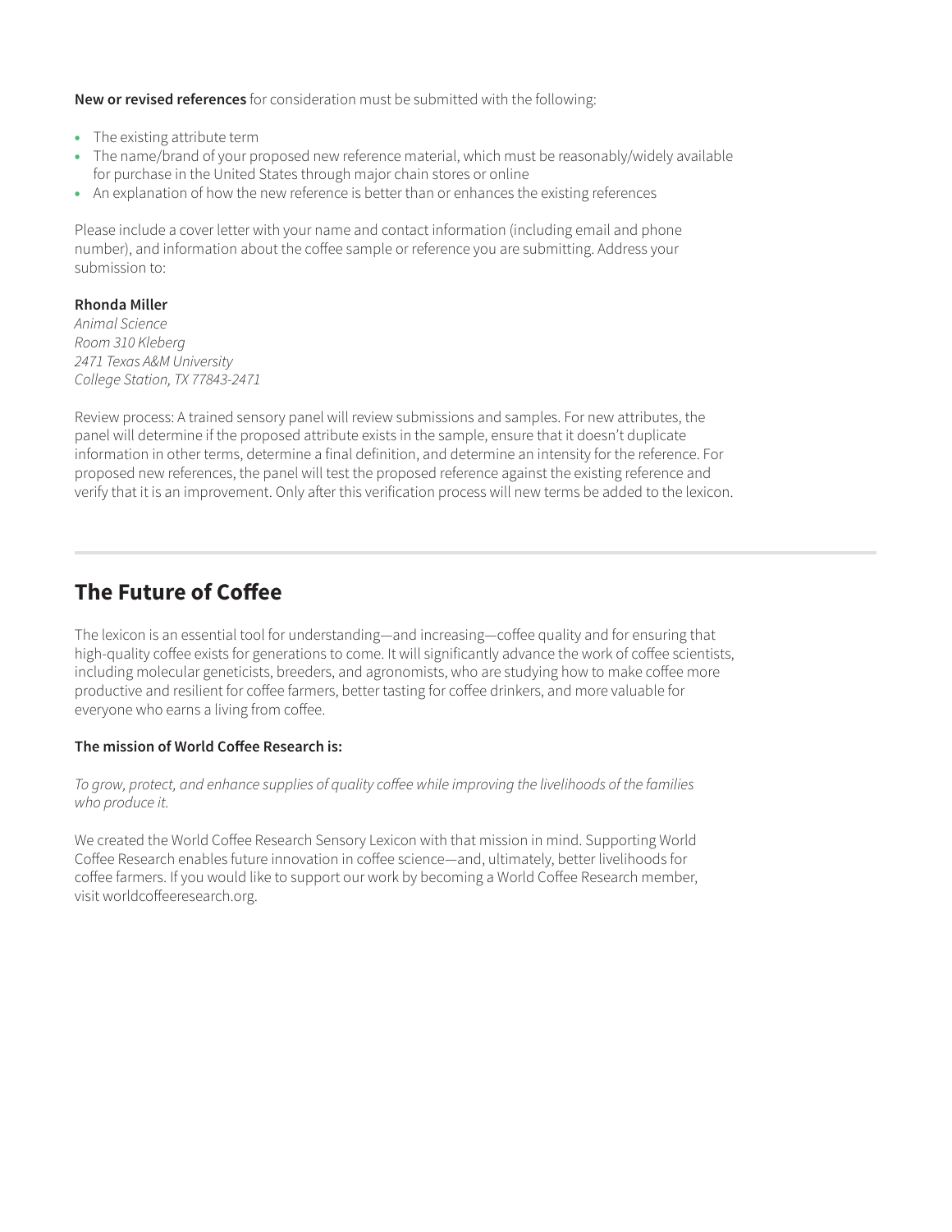**New or revised references** for consideration must be submitted with the following:

- The existing attribute term
- The name/brand of your proposed new reference material, which must be reasonably/widely available for purchase in the United States through major chain stores or online
- An explanation of how the new reference is better than or enhances the existing references

Please include a cover letter with your name and contact information (including email and phone number), and information about the coffee sample or reference you are submitting. Address your submission to:

**Rhonda Miller**
*Animal Science*
*Room 310 Kleberg*
*2471 Texas A&M University*
*College Station, TX 77843-2471*

Review process: A trained sensory panel will review submissions and samples. For new attributes, the panel will determine if the proposed attribute exists in the sample, ensure that it doesn't duplicate information in other terms, determine a final definition, and determine an intensity for the reference. For proposed new references, the panel will test the proposed reference against the existing reference and verify that it is an improvement. Only after this verification process will new terms be added to the lexicon.

---

## The Future of Coffee

The lexicon is an essential tool for understanding—and increasing—coffee quality and for ensuring that high-quality coffee exists for generations to come. It will significantly advance the work of coffee scientists, including molecular geneticists, breeders, and agronomists, who are studying how to make coffee more productive and resilient for coffee farmers, better tasting for coffee drinkers, and more valuable for everyone who earns a living from coffee.

**The mission of World Coffee Research is:**

*To grow, protect, and enhance supplies of quality coffee while improving the livelihoods of the families who produce it.*

We created the World Coffee Research Sensory Lexicon with that mission in mind. Supporting World Coffee Research enables future innovation in coffee science—and, ultimately, better livelihoods for coffee farmers. If you would like to support our work by becoming a World Coffee Research member, visit worldcoffeeresearch.org.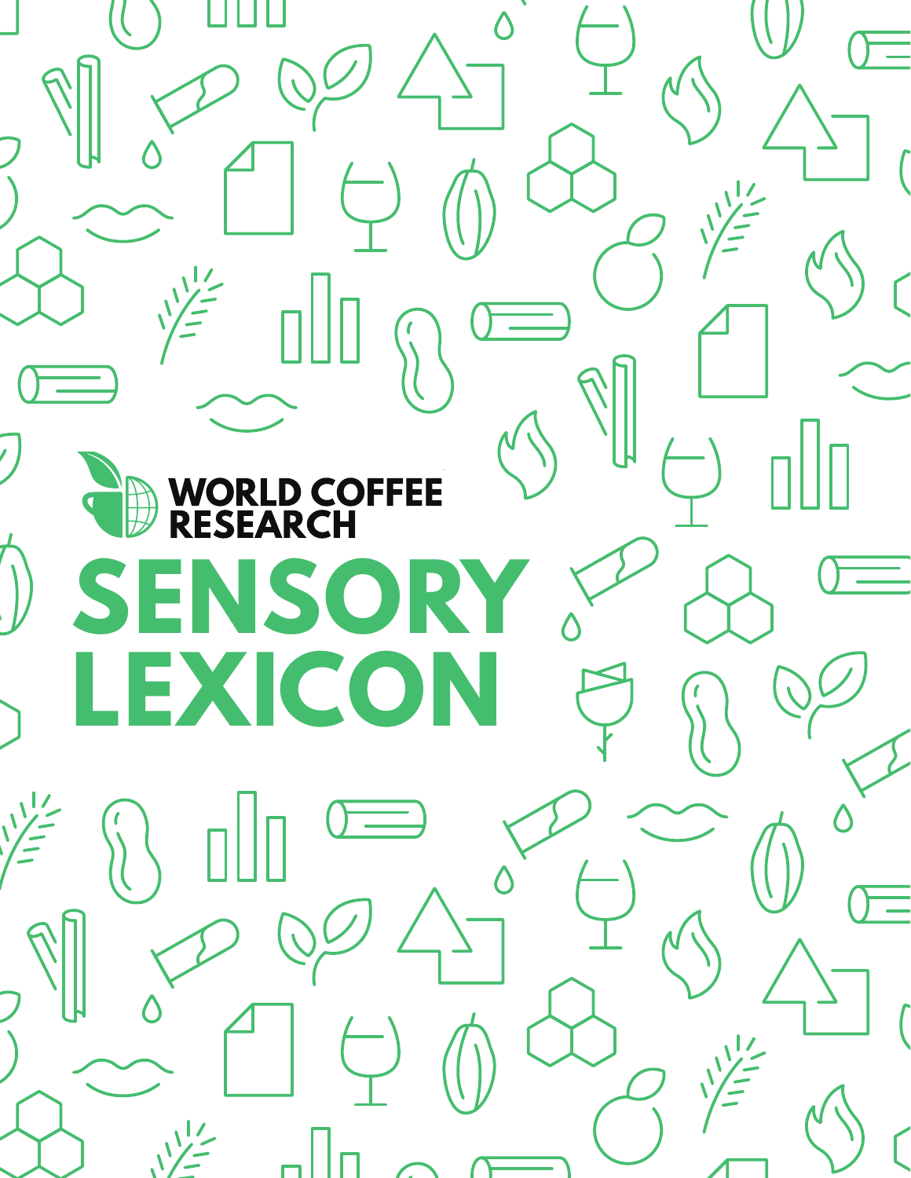WORLD COFFEE RESEARCH

# SENSORY LEXICON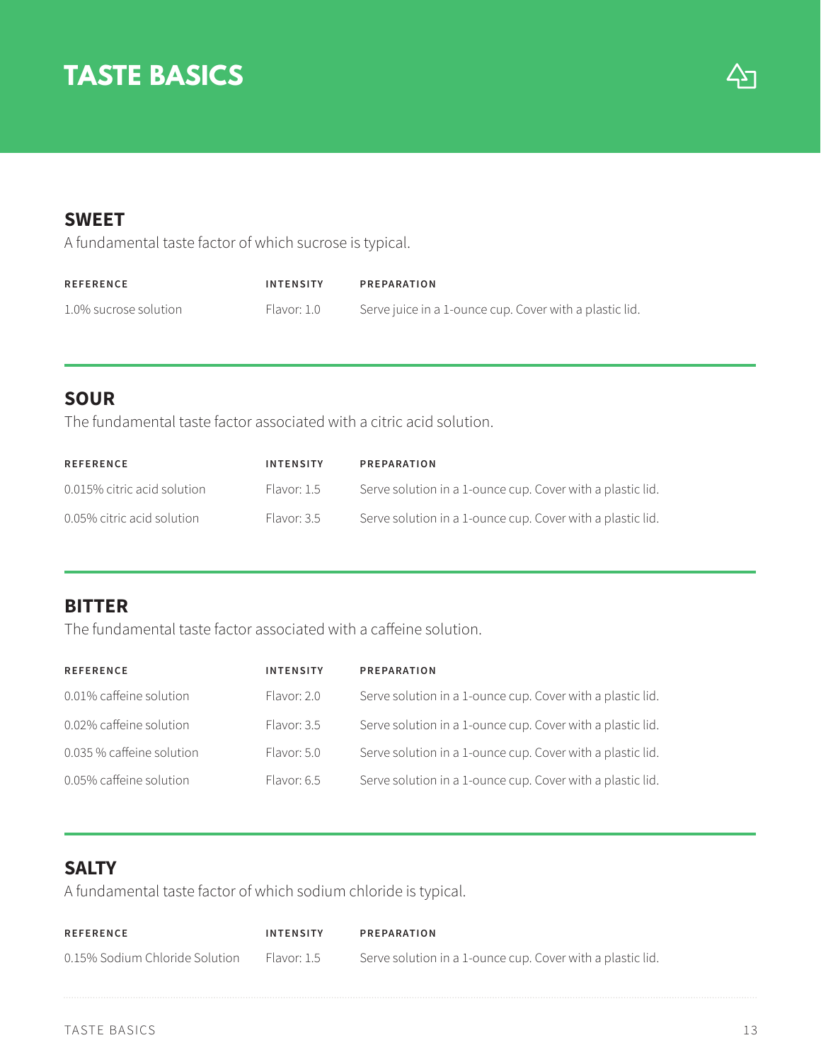# TASTE BASICS

## SWEET

A fundamental taste factor of which sucrose is typical.

| REFERENCE | INTENSITY | PREPARATION |
|---|---|---|
| 1.0% sucrose solution | Flavor: 1.0 | Serve juice in a 1-ounce cup. Cover with a plastic lid. |

## SOUR

The fundamental taste factor associated with a citric acid solution.

| REFERENCE | INTENSITY | PREPARATION |
|---|---|---|
| 0.015% citric acid solution | Flavor: 1.5 | Serve solution in a 1-ounce cup. Cover with a plastic lid. |
| 0.05% citric acid solution | Flavor: 3.5 | Serve solution in a 1-ounce cup. Cover with a plastic lid. |

## BITTER

The fundamental taste factor associated with a caffeine solution.

| REFERENCE | INTENSITY | PREPARATION |
|---|---|---|
| 0.01% caffeine solution | Flavor: 2.0 | Serve solution in a 1-ounce cup. Cover with a plastic lid. |
| 0.02% caffeine solution | Flavor: 3.5 | Serve solution in a 1-ounce cup. Cover with a plastic lid. |
| 0.035 % caffeine solution | Flavor: 5.0 | Serve solution in a 1-ounce cup. Cover with a plastic lid. |
| 0.05% caffeine solution | Flavor: 6.5 | Serve solution in a 1-ounce cup. Cover with a plastic lid. |

## SALTY

A fundamental taste factor of which sodium chloride is typical.

| REFERENCE | INTENSITY | PREPARATION |
|---|---|---|
| 0.15% Sodium Chloride Solution | Flavor: 1.5 | Serve solution in a 1-ounce cup. Cover with a plastic lid. |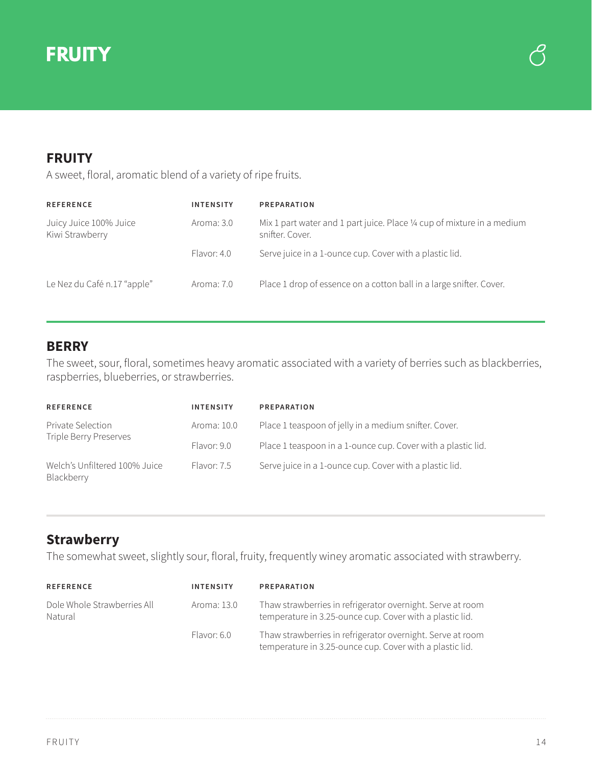# FRUITY

## FRUITY

A sweet, floral, aromatic blend of a variety of ripe fruits.

| REFERENCE | INTENSITY | PREPARATION |
|---|---|---|
| Juicy Juice 100% Juice Kiwi Strawberry | Aroma: 3.0 | Mix 1 part water and 1 part juice. Place ¼ cup of mixture in a medium snifter. Cover. |
| | Flavor: 4.0 | Serve juice in a 1-ounce cup. Cover with a plastic lid. |
| Le Nez du Café n.17 "apple" | Aroma: 7.0 | Place 1 drop of essence on a cotton ball in a large snifter. Cover. |

## BERRY

The sweet, sour, floral, sometimes heavy aromatic associated with a variety of berries such as blackberries, raspberries, blueberries, or strawberries.

| REFERENCE | INTENSITY | PREPARATION |
|---|---|---|
| Private Selection Triple Berry Preserves | Aroma: 10.0 | Place 1 teaspoon of jelly in a medium snifter. Cover. |
| | Flavor: 9.0 | Place 1 teaspoon in a 1-ounce cup. Cover with a plastic lid. |
| Welch's Unfiltered 100% Juice Blackberry | Flavor: 7.5 | Serve juice in a 1-ounce cup. Cover with a plastic lid. |

## Strawberry

The somewhat sweet, slightly sour, floral, fruity, frequently winey aromatic associated with strawberry.

| REFERENCE | INTENSITY | PREPARATION |
|---|---|---|
| Dole Whole Strawberries All Natural | Aroma: 13.0 | Thaw strawberries in refrigerator overnight. Serve at room temperature in 3.25-ounce cup. Cover with a plastic lid. |
| | Flavor: 6.0 | Thaw strawberries in refrigerator overnight. Serve at room temperature in 3.25-ounce cup. Cover with a plastic lid. |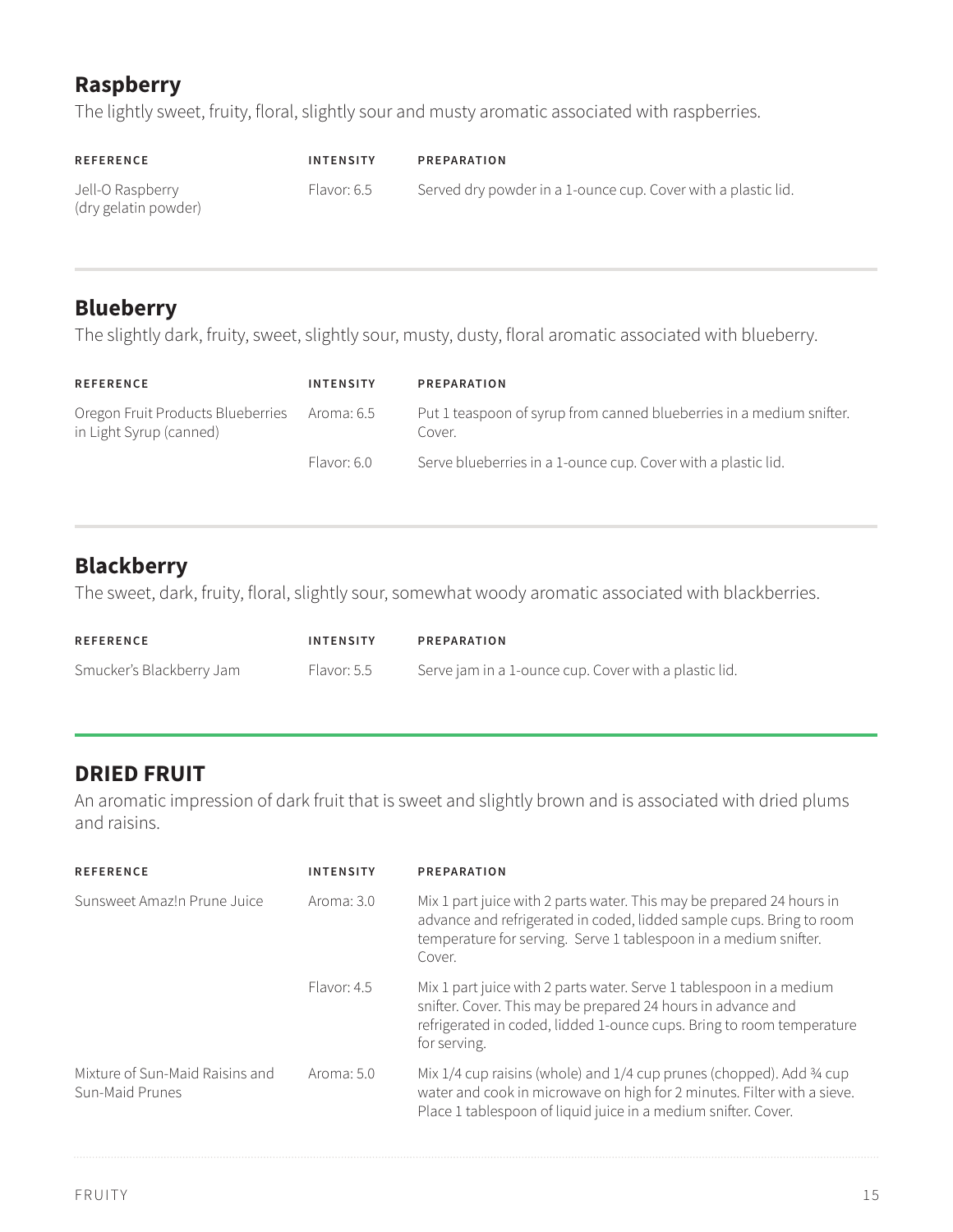## Raspberry

The lightly sweet, fruity, floral, slightly sour and musty aromatic associated with raspberries.

| REFERENCE | INTENSITY | PREPARATION |
|---|---|---|
| Jell-O Raspberry (dry gelatin powder) | Flavor: 6.5 | Served dry powder in a 1-ounce cup. Cover with a plastic lid. |

## Blueberry

The slightly dark, fruity, sweet, slightly sour, musty, dusty, floral aromatic associated with blueberry.

| REFERENCE | INTENSITY | PREPARATION |
|---|---|---|
| Oregon Fruit Products Blueberries in Light Syrup (canned) | Aroma: 6.5 | Put 1 teaspoon of syrup from canned blueberries in a medium snifter. Cover. |
| | Flavor: 6.0 | Serve blueberries in a 1-ounce cup. Cover with a plastic lid. |

## Blackberry

The sweet, dark, fruity, floral, slightly sour, somewhat woody aromatic associated with blackberries.

| REFERENCE | INTENSITY | PREPARATION |
|---|---|---|
| Smucker's Blackberry Jam | Flavor: 5.5 | Serve jam in a 1-ounce cup. Cover with a plastic lid. |

## DRIED FRUIT

An aromatic impression of dark fruit that is sweet and slightly brown and is associated with dried plums and raisins.

| REFERENCE | INTENSITY | PREPARATION |
|---|---|---|
| Sunsweet Amaz!n Prune Juice | Aroma: 3.0 | Mix 1 part juice with 2 parts water. This may be prepared 24 hours in advance and refrigerated in coded, lidded sample cups. Bring to room temperature for serving. Serve 1 tablespoon in a medium snifter. Cover. |
| | Flavor: 4.5 | Mix 1 part juice with 2 parts water. Serve 1 tablespoon in a medium snifter. Cover. This may be prepared 24 hours in advance and refrigerated in coded, lidded 1-ounce cups. Bring to room temperature for serving. |
| Mixture of Sun-Maid Raisins and Sun-Maid Prunes | Aroma: 5.0 | Mix 1/4 cup raisins (whole) and 1/4 cup prunes (chopped). Add ¾ cup water and cook in microwave on high for 2 minutes. Filter with a sieve. Place 1 tablespoon of liquid juice in a medium snifter. Cover. |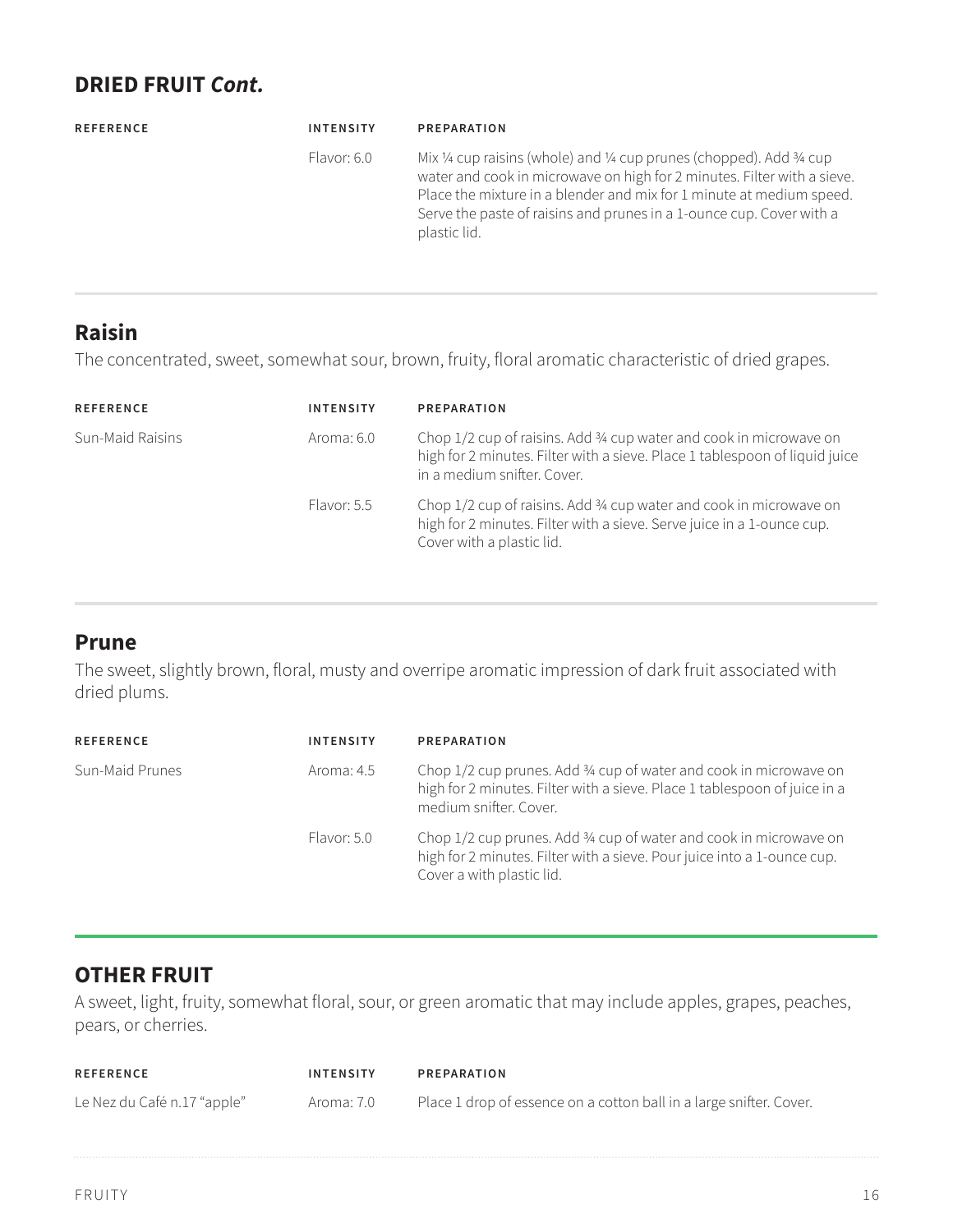## DRIED FRUIT *Cont.*

| REFERENCE | INTENSITY | PREPARATION |
|---|---|---|
| | Flavor: 6.0 | Mix ¼ cup raisins (whole) and ¼ cup prunes (chopped). Add ¾ cup water and cook in microwave on high for 2 minutes. Filter with a sieve. Place the mixture in a blender and mix for 1 minute at medium speed. Serve the paste of raisins and prunes in a 1-ounce cup. Cover with a plastic lid. |

### Raisin

The concentrated, sweet, somewhat sour, brown, fruity, floral aromatic characteristic of dried grapes.

| REFERENCE | INTENSITY | PREPARATION |
|---|---|---|
| Sun-Maid Raisins | Aroma: 6.0 | Chop 1/2 cup of raisins. Add ¾ cup water and cook in microwave on high for 2 minutes. Filter with a sieve. Place 1 tablespoon of liquid juice in a medium snifter. Cover. |
| | Flavor: 5.5 | Chop 1/2 cup of raisins. Add ¾ cup water and cook in microwave on high for 2 minutes. Filter with a sieve. Serve juice in a 1-ounce cup. Cover with a plastic lid. |

### Prune

The sweet, slightly brown, floral, musty and overripe aromatic impression of dark fruit associated with dried plums.

| REFERENCE | INTENSITY | PREPARATION |
|---|---|---|
| Sun-Maid Prunes | Aroma: 4.5 | Chop 1/2 cup prunes. Add ¾ cup of water and cook in microwave on high for 2 minutes. Filter with a sieve. Place 1 tablespoon of juice in a medium snifter. Cover. |
| | Flavor: 5.0 | Chop 1/2 cup prunes. Add ¾ cup of water and cook in microwave on high for 2 minutes. Filter with a sieve. Pour juice into a 1-ounce cup. Cover a with plastic lid. |

## OTHER FRUIT

A sweet, light, fruity, somewhat floral, sour, or green aromatic that may include apples, grapes, peaches, pears, or cherries.

| REFERENCE | INTENSITY | PREPARATION |
|---|---|---|
| Le Nez du Café n.17 "apple" | Aroma: 7.0 | Place 1 drop of essence on a cotton ball in a large snifter. Cover. |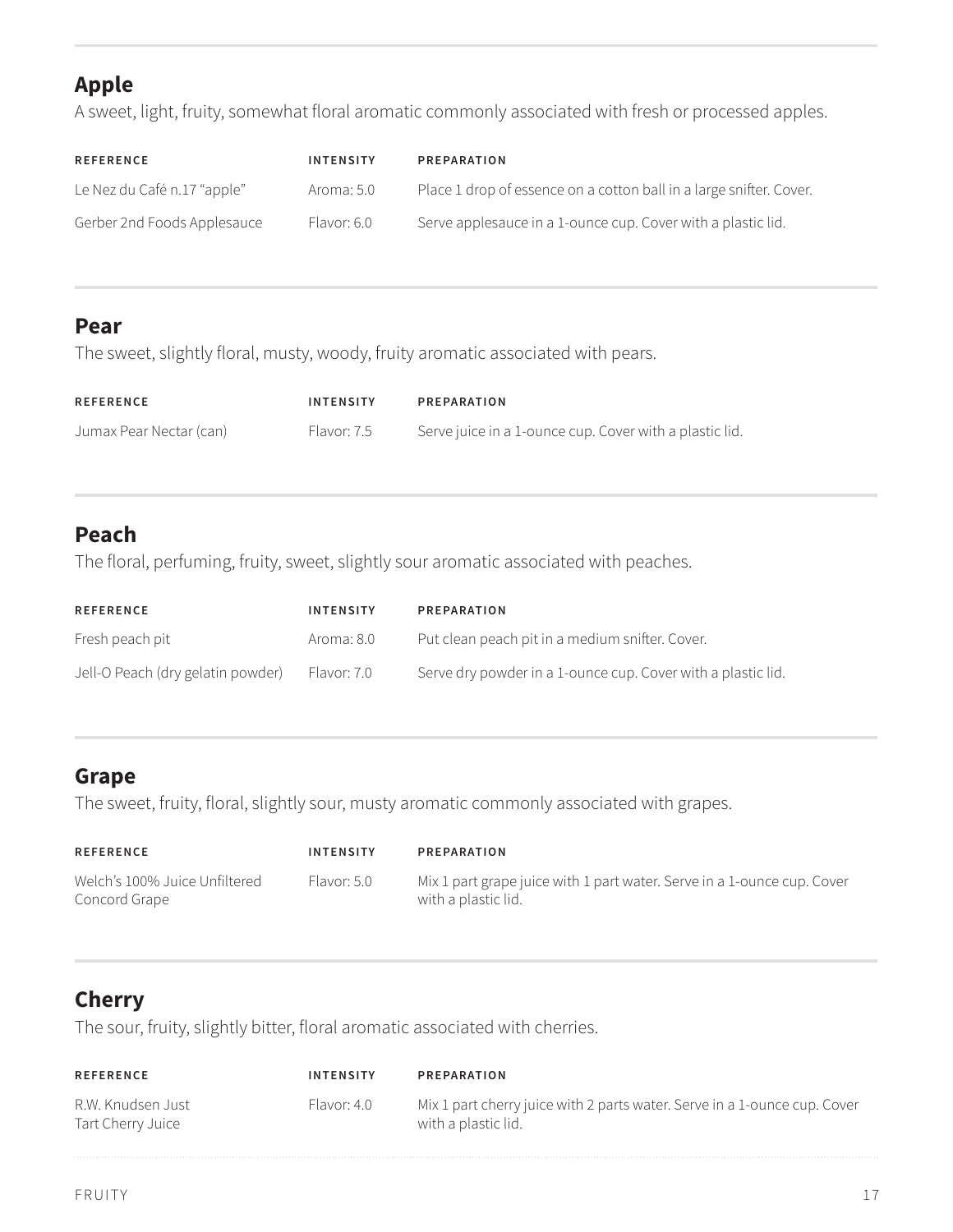## Apple

A sweet, light, fruity, somewhat floral aromatic commonly associated with fresh or processed apples.

| REFERENCE | INTENSITY | PREPARATION |
|---|---|---|
| Le Nez du Café n.17 “apple” | Aroma: 5.0 | Place 1 drop of essence on a cotton ball in a large snifter. Cover. |
| Gerber 2nd Foods Applesauce | Flavor: 6.0 | Serve applesauce in a 1-ounce cup. Cover with a plastic lid. |

## Pear

The sweet, slightly floral, musty, woody, fruity aromatic associated with pears.

| REFERENCE | INTENSITY | PREPARATION |
|---|---|---|
| Jumax Pear Nectar (can) | Flavor: 7.5 | Serve juice in a 1-ounce cup. Cover with a plastic lid. |

## Peach

The floral, perfuming, fruity, sweet, slightly sour aromatic associated with peaches.

| REFERENCE | INTENSITY | PREPARATION |
|---|---|---|
| Fresh peach pit | Aroma: 8.0 | Put clean peach pit in a medium snifter. Cover. |
| Jell-O Peach (dry gelatin powder) | Flavor: 7.0 | Serve dry powder in a 1-ounce cup. Cover with a plastic lid. |

## Grape

The sweet, fruity, floral, slightly sour, musty aromatic commonly associated with grapes.

| REFERENCE | INTENSITY | PREPARATION |
|---|---|---|
| Welch’s 100% Juice Unfiltered Concord Grape | Flavor: 5.0 | Mix 1 part grape juice with 1 part water. Serve in a 1-ounce cup. Cover with a plastic lid. |

## Cherry

The sour, fruity, slightly bitter, floral aromatic associated with cherries.

| REFERENCE | INTENSITY | PREPARATION |
|---|---|---|
| R.W. Knudsen Just Tart Cherry Juice | Flavor: 4.0 | Mix 1 part cherry juice with 2 parts water. Serve in a 1-ounce cup. Cover with a plastic lid. |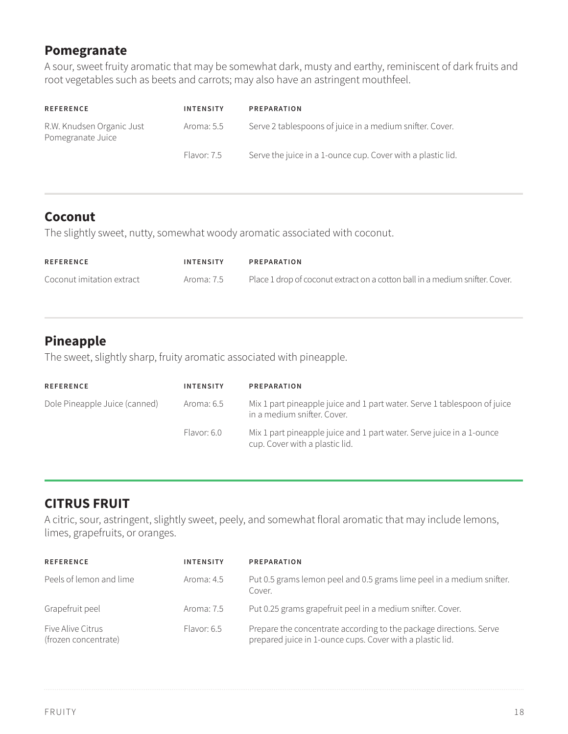## Pomegranate

A sour, sweet fruity aromatic that may be somewhat dark, musty and earthy, reminiscent of dark fruits and root vegetables such as beets and carrots; may also have an astringent mouthfeel.

| REFERENCE | INTENSITY | PREPARATION |
| --- | --- | --- |
| R.W. Knudsen Organic Just Pomegranate Juice | Aroma: 5.5 | Serve 2 tablespoons of juice in a medium snifter. Cover. |
| | Flavor: 7.5 | Serve the juice in a 1-ounce cup. Cover with a plastic lid. |

## Coconut

The slightly sweet, nutty, somewhat woody aromatic associated with coconut.

| REFERENCE | INTENSITY | PREPARATION |
| --- | --- | --- |
| Coconut imitation extract | Aroma: 7.5 | Place 1 drop of coconut extract on a cotton ball in a medium snifter. Cover. |

## Pineapple

The sweet, slightly sharp, fruity aromatic associated with pineapple.

| REFERENCE | INTENSITY | PREPARATION |
| --- | --- | --- |
| Dole Pineapple Juice (canned) | Aroma: 6.5 | Mix 1 part pineapple juice and 1 part water. Serve 1 tablespoon of juice in a medium snifter. Cover. |
| | Flavor: 6.0 | Mix 1 part pineapple juice and 1 part water. Serve juice in a 1-ounce cup. Cover with a plastic lid. |

## CITRUS FRUIT

A citric, sour, astringent, slightly sweet, peely, and somewhat floral aromatic that may include lemons, limes, grapefruits, or oranges.

| REFERENCE | INTENSITY | PREPARATION |
| --- | --- | --- |
| Peels of lemon and lime | Aroma: 4.5 | Put 0.5 grams lemon peel and 0.5 grams lime peel in a medium snifter. Cover. |
| Grapefruit peel | Aroma: 7.5 | Put 0.25 grams grapefruit peel in a medium snifter. Cover. |
| Five Alive Citrus (frozen concentrate) | Flavor: 6.5 | Prepare the concentrate according to the package directions. Serve prepared juice in 1-ounce cups. Cover with a plastic lid. |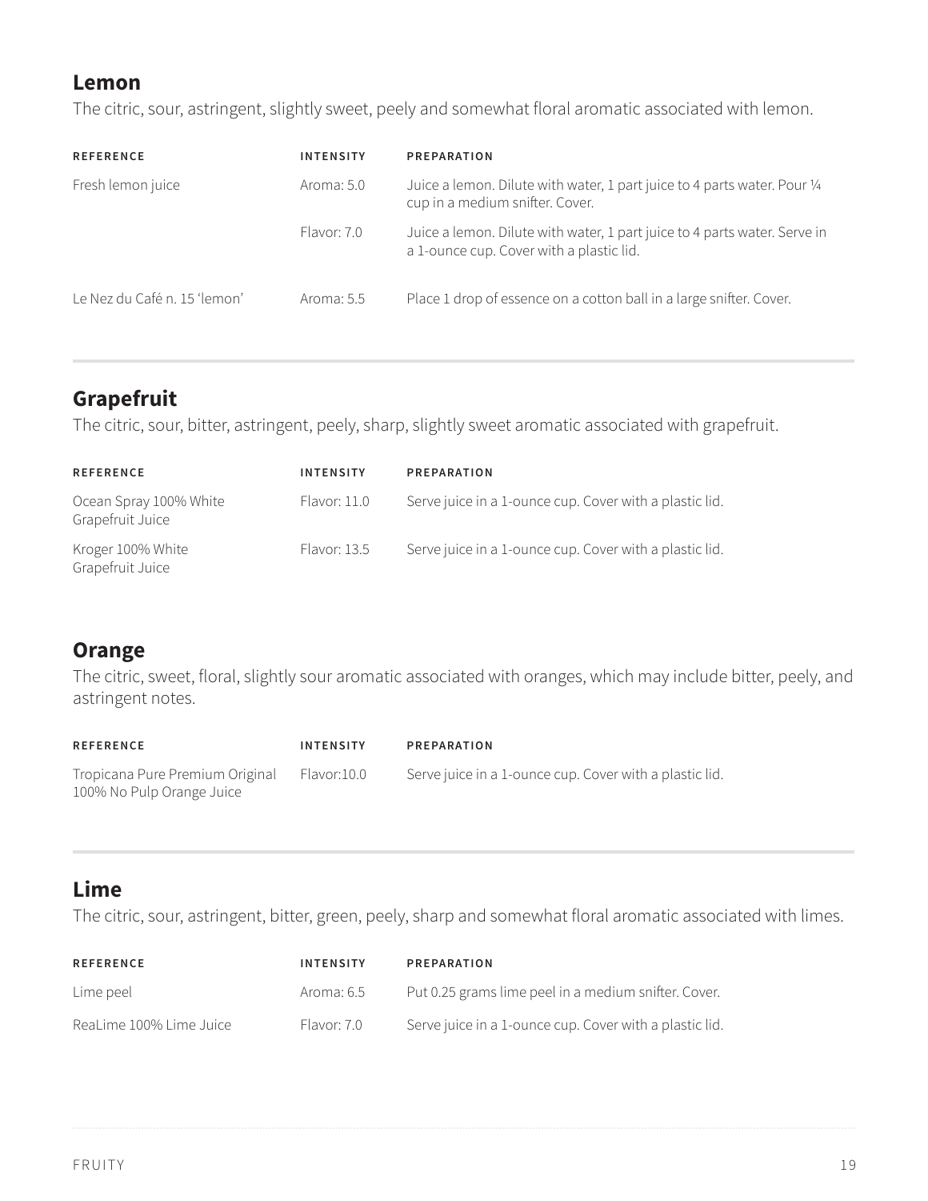## Lemon

The citric, sour, astringent, slightly sweet, peely and somewhat floral aromatic associated with lemon.

| REFERENCE | INTENSITY | PREPARATION |
|---|---|---|
| Fresh lemon juice | Aroma: 5.0 | Juice a lemon. Dilute with water, 1 part juice to 4 parts water. Pour ¼ cup in a medium snifter. Cover. |
| | Flavor: 7.0 | Juice a lemon. Dilute with water, 1 part juice to 4 parts water. Serve in a 1-ounce cup. Cover with a plastic lid. |
| Le Nez du Café n. 15 'lemon' | Aroma: 5.5 | Place 1 drop of essence on a cotton ball in a large snifter. Cover. |

## Grapefruit

The citric, sour, bitter, astringent, peely, sharp, slightly sweet aromatic associated with grapefruit.

| REFERENCE | INTENSITY | PREPARATION |
|---|---|---|
| Ocean Spray 100% White Grapefruit Juice | Flavor: 11.0 | Serve juice in a 1-ounce cup. Cover with a plastic lid. |
| Kroger 100% White Grapefruit Juice | Flavor: 13.5 | Serve juice in a 1-ounce cup. Cover with a plastic lid. |

## Orange

The citric, sweet, floral, slightly sour aromatic associated with oranges, which may include bitter, peely, and astringent notes.

| REFERENCE | INTENSITY | PREPARATION |
|---|---|---|
| Tropicana Pure Premium Original 100% No Pulp Orange Juice | Flavor:10.0 | Serve juice in a 1-ounce cup. Cover with a plastic lid. |

## Lime

The citric, sour, astringent, bitter, green, peely, sharp and somewhat floral aromatic associated with limes.

| REFERENCE | INTENSITY | PREPARATION |
|---|---|---|
| Lime peel | Aroma: 6.5 | Put 0.25 grams lime peel in a medium snifter. Cover. |
| ReaLime 100% Lime Juice | Flavor: 7.0 | Serve juice in a 1-ounce cup. Cover with a plastic lid. |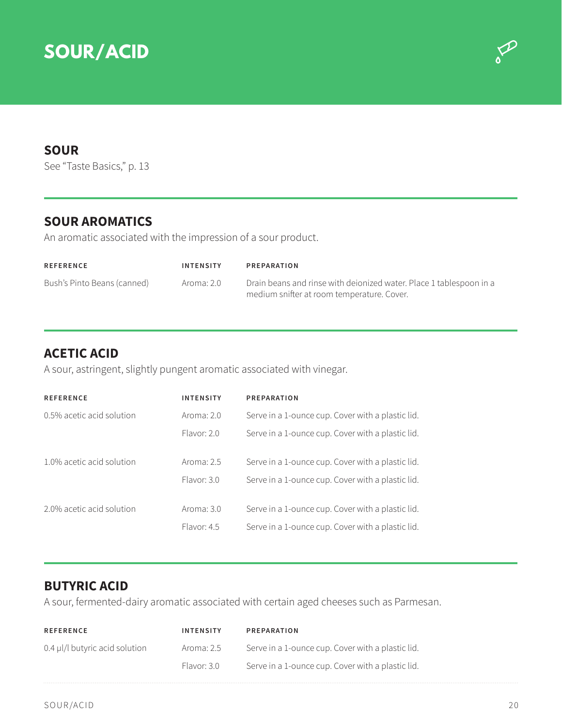# SOUR/ACID

## SOUR

See "Taste Basics," p. 13

## SOUR AROMATICS

An aromatic associated with the impression of a sour product.

| REFERENCE | INTENSITY | PREPARATION |
|---|---|---|
| Bush's Pinto Beans (canned) | Aroma: 2.0 | Drain beans and rinse with deionized water. Place 1 tablespoon in a medium snifter at room temperature. Cover. |

## ACETIC ACID

A sour, astringent, slightly pungent aromatic associated with vinegar.

| REFERENCE | INTENSITY | PREPARATION |
|---|---|---|
| 0.5% acetic acid solution | Aroma: 2.0 | Serve in a 1-ounce cup. Cover with a plastic lid. |
| | Flavor: 2.0 | Serve in a 1-ounce cup. Cover with a plastic lid. |
| 1.0% acetic acid solution | Aroma: 2.5 | Serve in a 1-ounce cup. Cover with a plastic lid. |
| | Flavor: 3.0 | Serve in a 1-ounce cup. Cover with a plastic lid. |
| 2.0% acetic acid solution | Aroma: 3.0 | Serve in a 1-ounce cup. Cover with a plastic lid. |
| | Flavor: 4.5 | Serve in a 1-ounce cup. Cover with a plastic lid. |

## BUTYRIC ACID

A sour, fermented-dairy aromatic associated with certain aged cheeses such as Parmesan.

| REFERENCE | INTENSITY | PREPARATION |
|---|---|---|
| 0.4 μl/l butyric acid solution | Aroma: 2.5 | Serve in a 1-ounce cup. Cover with a plastic lid. |
| | Flavor: 3.0 | Serve in a 1-ounce cup. Cover with a plastic lid. |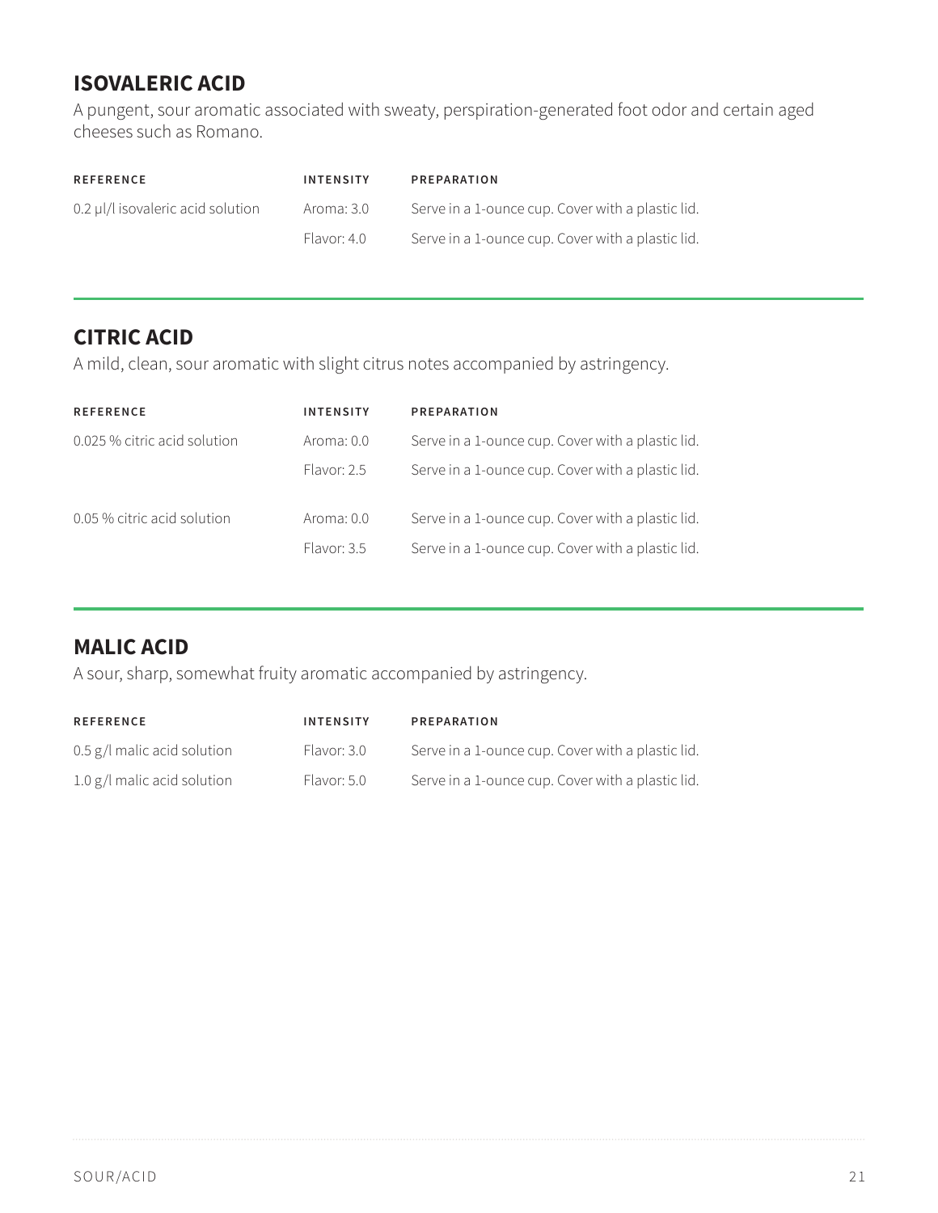## ISOVALERIC ACID

A pungent, sour aromatic associated with sweaty, perspiration-generated foot odor and certain aged cheeses such as Romano.

| REFERENCE | INTENSITY | PREPARATION |
| --- | --- | --- |
| 0.2 μl/l isovaleric acid solution | Aroma: 3.0 | Serve in a 1-ounce cup. Cover with a plastic lid. |
| | Flavor: 4.0 | Serve in a 1-ounce cup. Cover with a plastic lid. |

## CITRIC ACID

A mild, clean, sour aromatic with slight citrus notes accompanied by astringency.

| REFERENCE | INTENSITY | PREPARATION |
| --- | --- | --- |
| 0.025 % citric acid solution | Aroma: 0.0 | Serve in a 1-ounce cup. Cover with a plastic lid. |
| | Flavor: 2.5 | Serve in a 1-ounce cup. Cover with a plastic lid. |
| 0.05 % citric acid solution | Aroma: 0.0 | Serve in a 1-ounce cup. Cover with a plastic lid. |
| | Flavor: 3.5 | Serve in a 1-ounce cup. Cover with a plastic lid. |

## MALIC ACID

A sour, sharp, somewhat fruity aromatic accompanied by astringency.

| REFERENCE | INTENSITY | PREPARATION |
| --- | --- | --- |
| 0.5 g/l malic acid solution | Flavor: 3.0 | Serve in a 1-ounce cup. Cover with a plastic lid. |
| 1.0 g/l malic acid solution | Flavor: 5.0 | Serve in a 1-ounce cup. Cover with a plastic lid. |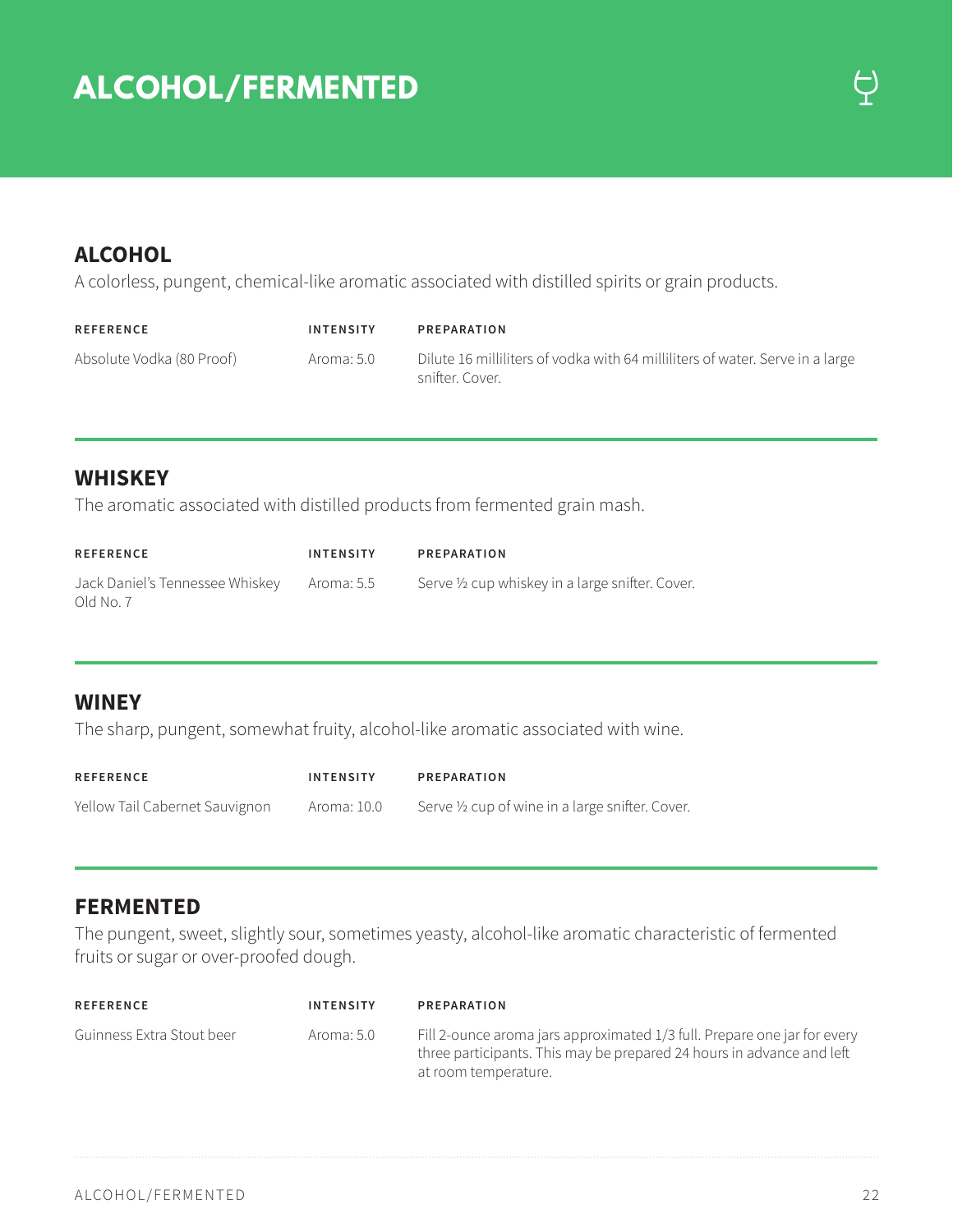# ALCOHOL/FERMENTED

## ALCOHOL

A colorless, pungent, chemical-like aromatic associated with distilled spirits or grain products.

| REFERENCE | INTENSITY | PREPARATION |
|---|---|---|
| Absolute Vodka (80 Proof) | Aroma: 5.0 | Dilute 16 milliliters of vodka with 64 milliliters of water. Serve in a large snifter. Cover. |

## WHISKEY

The aromatic associated with distilled products from fermented grain mash.

| REFERENCE | INTENSITY | PREPARATION |
|---|---|---|
| Jack Daniel's Tennessee Whiskey Old No. 7 | Aroma: 5.5 | Serve ½ cup whiskey in a large snifter. Cover. |

## WINEY

The sharp, pungent, somewhat fruity, alcohol-like aromatic associated with wine.

| REFERENCE | INTENSITY | PREPARATION |
|---|---|---|
| Yellow Tail Cabernet Sauvignon | Aroma: 10.0 | Serve ½ cup of wine in a large snifter. Cover. |

## FERMENTED

The pungent, sweet, slightly sour, sometimes yeasty, alcohol-like aromatic characteristic of fermented fruits or sugar or over-proofed dough.

| REFERENCE | INTENSITY | PREPARATION |
|---|---|---|
| Guinness Extra Stout beer | Aroma: 5.0 | Fill 2-ounce aroma jars approximated 1/3 full. Prepare one jar for every three participants. This may be prepared 24 hours in advance and left at room temperature. |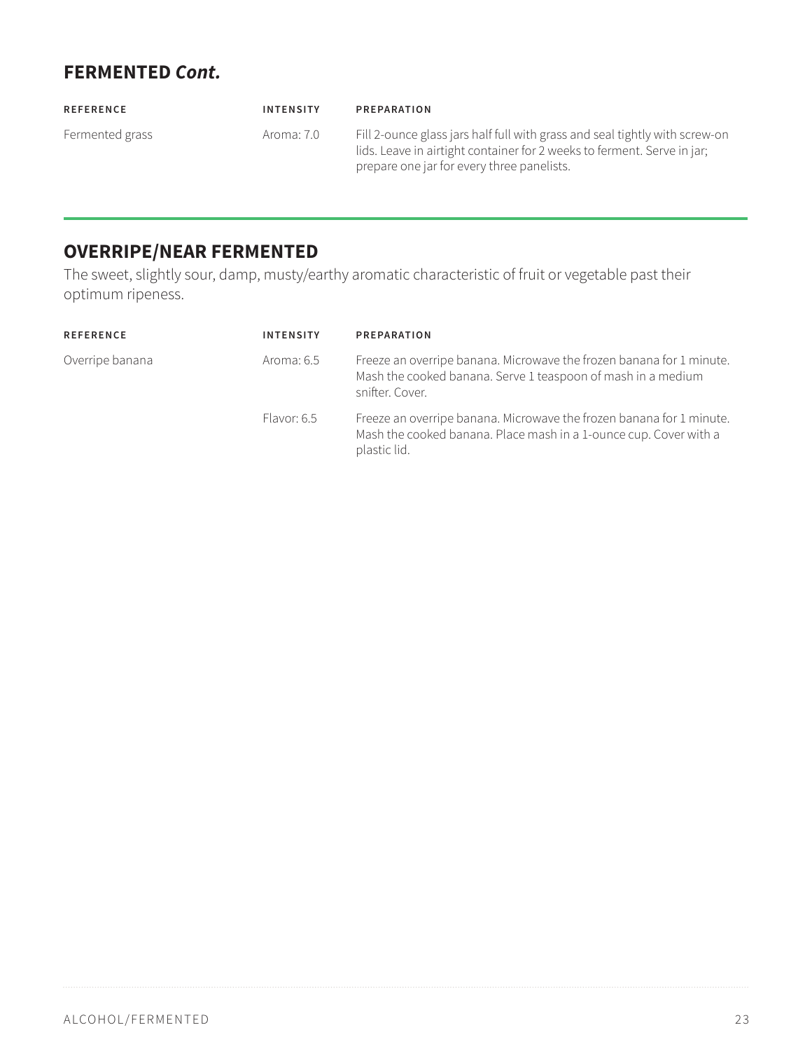## FERMENTED *Cont.*

| REFERENCE | INTENSITY | PREPARATION |
| --- | --- | --- |
| Fermented grass | Aroma: 7.0 | Fill 2-ounce glass jars half full with grass and seal tightly with screw-on lids. Leave in airtight container for 2 weeks to ferment. Serve in jar; prepare one jar for every three panelists. |

## OVERRIPE/NEAR FERMENTED

The sweet, slightly sour, damp, musty/earthy aromatic characteristic of fruit or vegetable past their optimum ripeness.

| REFERENCE | INTENSITY | PREPARATION |
| --- | --- | --- |
| Overripe banana | Aroma: 6.5 | Freeze an overripe banana. Microwave the frozen banana for 1 minute. Mash the cooked banana. Serve 1 teaspoon of mash in a medium snifter. Cover. |
| | Flavor: 6.5 | Freeze an overripe banana. Microwave the frozen banana for 1 minute. Mash the cooked banana. Place mash in a 1-ounce cup. Cover with a plastic lid. |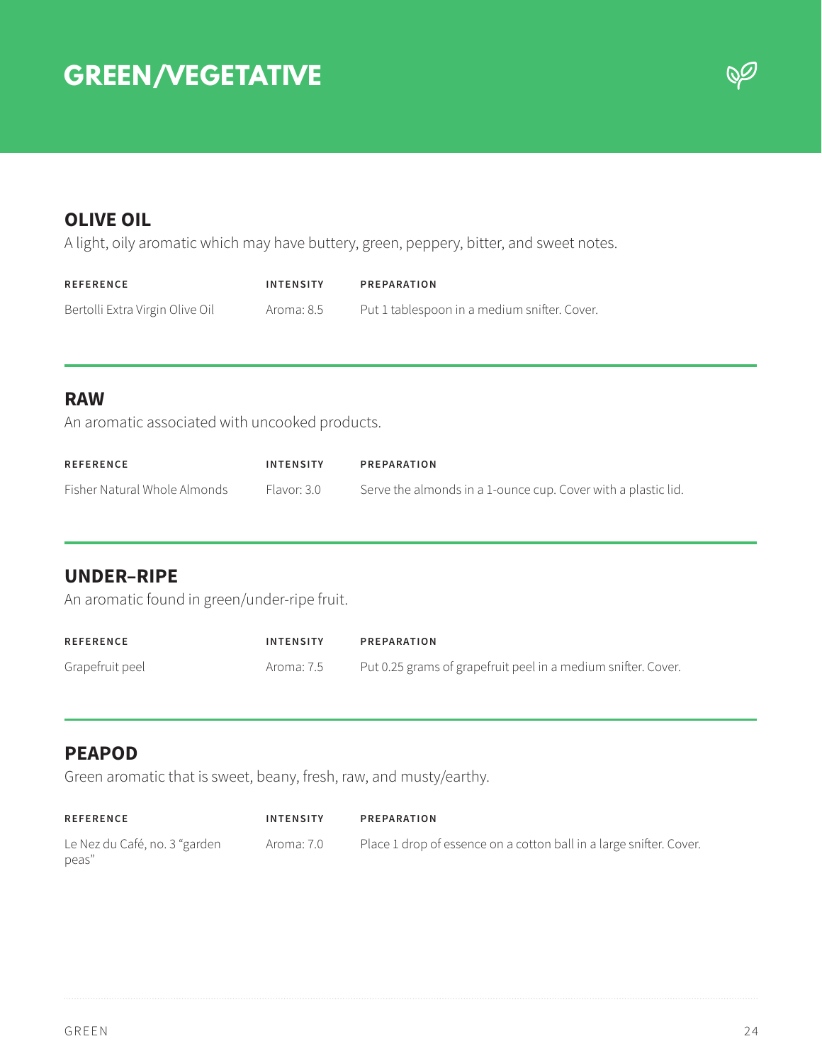# GREEN/VEGETATIVE

## OLIVE OIL

A light, oily aromatic which may have buttery, green, peppery, bitter, and sweet notes.

| REFERENCE | INTENSITY | PREPARATION |
| --- | --- | --- |
| Bertolli Extra Virgin Olive Oil | Aroma: 8.5 | Put 1 tablespoon in a medium snifter. Cover. |

## RAW

An aromatic associated with uncooked products.

| REFERENCE | INTENSITY | PREPARATION |
| --- | --- | --- |
| Fisher Natural Whole Almonds | Flavor: 3.0 | Serve the almonds in a 1-ounce cup. Cover with a plastic lid. |

## UNDER–RIPE

An aromatic found in green/under-ripe fruit.

| REFERENCE | INTENSITY | PREPARATION |
| --- | --- | --- |
| Grapefruit peel | Aroma: 7.5 | Put 0.25 grams of grapefruit peel in a medium snifter. Cover. |

## PEAPOD

Green aromatic that is sweet, beany, fresh, raw, and musty/earthy.

| REFERENCE | INTENSITY | PREPARATION |
| --- | --- | --- |
| Le Nez du Café, no. 3 "garden peas" | Aroma: 7.0 | Place 1 drop of essence on a cotton ball in a large snifter. Cover. |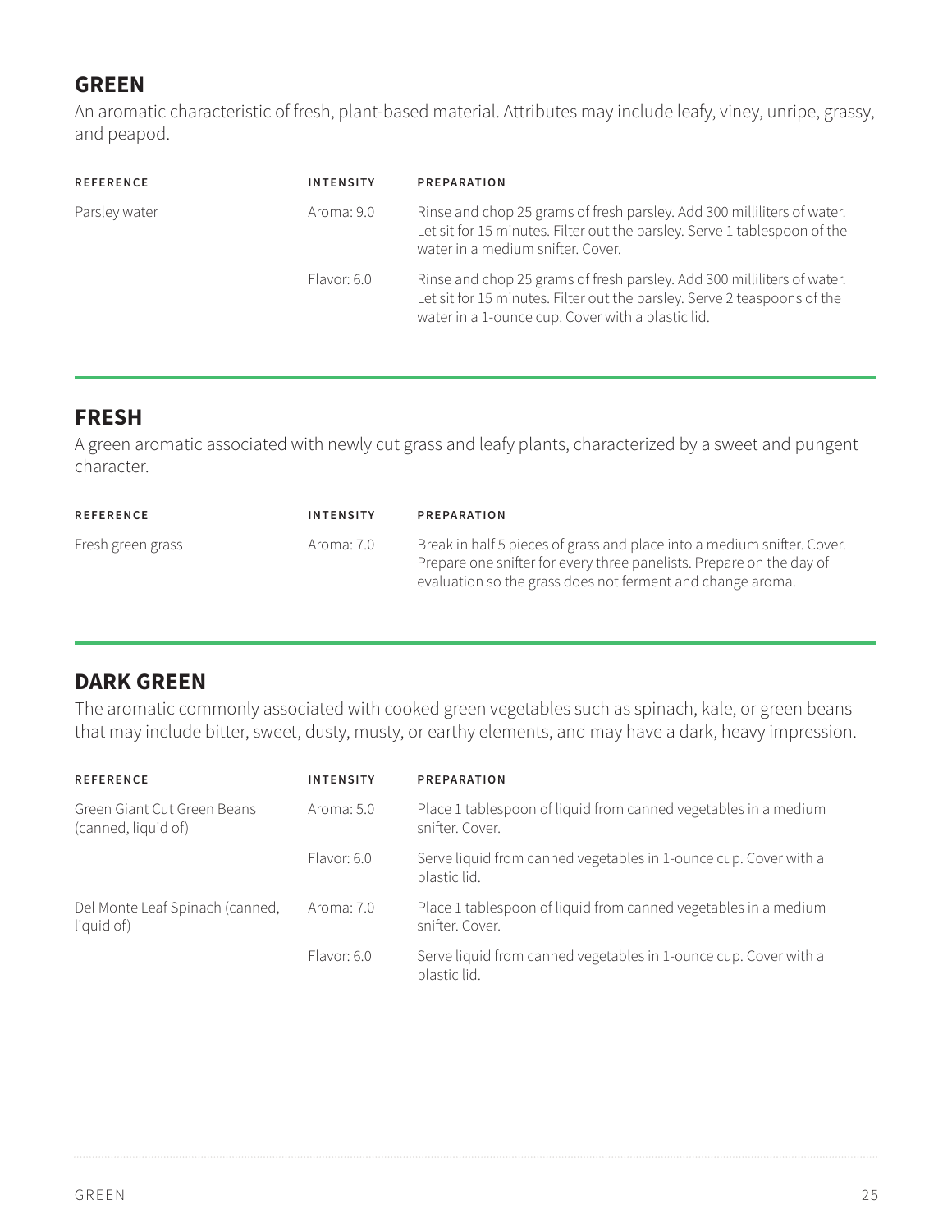## GREEN

An aromatic characteristic of fresh, plant-based material. Attributes may include leafy, viney, unripe, grassy, and peapod.

| REFERENCE | INTENSITY | PREPARATION |
|---|---|---|
| Parsley water | Aroma: 9.0 | Rinse and chop 25 grams of fresh parsley. Add 300 milliliters of water. Let sit for 15 minutes. Filter out the parsley. Serve 1 tablespoon of the water in a medium snifter. Cover. |
| | Flavor: 6.0 | Rinse and chop 25 grams of fresh parsley. Add 300 milliliters of water. Let sit for 15 minutes. Filter out the parsley. Serve 2 teaspoons of the water in a 1-ounce cup. Cover with a plastic lid. |

## FRESH

A green aromatic associated with newly cut grass and leafy plants, characterized by a sweet and pungent character.

| REFERENCE | INTENSITY | PREPARATION |
|---|---|---|
| Fresh green grass | Aroma: 7.0 | Break in half 5 pieces of grass and place into a medium snifter. Cover. Prepare one snifter for every three panelists. Prepare on the day of evaluation so the grass does not ferment and change aroma. |

## DARK GREEN

The aromatic commonly associated with cooked green vegetables such as spinach, kale, or green beans that may include bitter, sweet, dusty, musty, or earthy elements, and may have a dark, heavy impression.

| REFERENCE | INTENSITY | PREPARATION |
|---|---|---|
| Green Giant Cut Green Beans (canned, liquid of) | Aroma: 5.0 | Place 1 tablespoon of liquid from canned vegetables in a medium snifter. Cover. |
| | Flavor: 6.0 | Serve liquid from canned vegetables in 1-ounce cup. Cover with a plastic lid. |
| Del Monte Leaf Spinach (canned, liquid of) | Aroma: 7.0 | Place 1 tablespoon of liquid from canned vegetables in a medium snifter. Cover. |
| | Flavor: 6.0 | Serve liquid from canned vegetables in 1-ounce cup. Cover with a plastic lid. |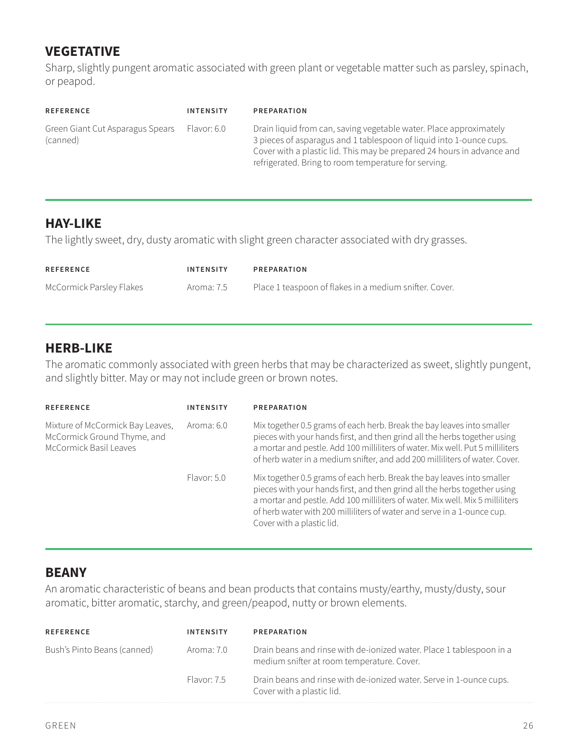## VEGETATIVE

Sharp, slightly pungent aromatic associated with green plant or vegetable matter such as parsley, spinach, or peapod.

| REFERENCE | INTENSITY | PREPARATION |
| --- | --- | --- |
| Green Giant Cut Asparagus Spears (canned) | Flavor: 6.0 | Drain liquid from can, saving vegetable water. Place approximately 3 pieces of asparagus and 1 tablespoon of liquid into 1-ounce cups. Cover with a plastic lid. This may be prepared 24 hours in advance and refrigerated. Bring to room temperature for serving. |

## HAY-LIKE

The lightly sweet, dry, dusty aromatic with slight green character associated with dry grasses.

| REFERENCE | INTENSITY | PREPARATION |
| --- | --- | --- |
| McCormick Parsley Flakes | Aroma: 7.5 | Place 1 teaspoon of flakes in a medium snifter. Cover. |

## HERB-LIKE

The aromatic commonly associated with green herbs that may be characterized as sweet, slightly pungent, and slightly bitter. May or may not include green or brown notes.

| REFERENCE | INTENSITY | PREPARATION |
| --- | --- | --- |
| Mixture of McCormick Bay Leaves, McCormick Ground Thyme, and McCormick Basil Leaves | Aroma: 6.0 | Mix together 0.5 grams of each herb. Break the bay leaves into smaller pieces with your hands first, and then grind all the herbs together using a mortar and pestle. Add 100 milliliters of water. Mix well. Put 5 milliliters of herb water in a medium snifter, and add 200 milliliters of water. Cover. |
| | Flavor: 5.0 | Mix together 0.5 grams of each herb. Break the bay leaves into smaller pieces with your hands first, and then grind all the herbs together using a mortar and pestle. Add 100 milliliters of water. Mix well. Mix 5 milliliters of herb water with 200 milliliters of water and serve in a 1-ounce cup. Cover with a plastic lid. |

## BEANY

An aromatic characteristic of beans and bean products that contains musty/earthy, musty/dusty, sour aromatic, bitter aromatic, starchy, and green/peapod, nutty or brown elements.

| REFERENCE | INTENSITY | PREPARATION |
| --- | --- | --- |
| Bush's Pinto Beans (canned) | Aroma: 7.0 | Drain beans and rinse with de-ionized water. Place 1 tablespoon in a medium snifter at room temperature. Cover. |
| | Flavor: 7.5 | Drain beans and rinse with de-ionized water. Serve in 1-ounce cups. Cover with a plastic lid. |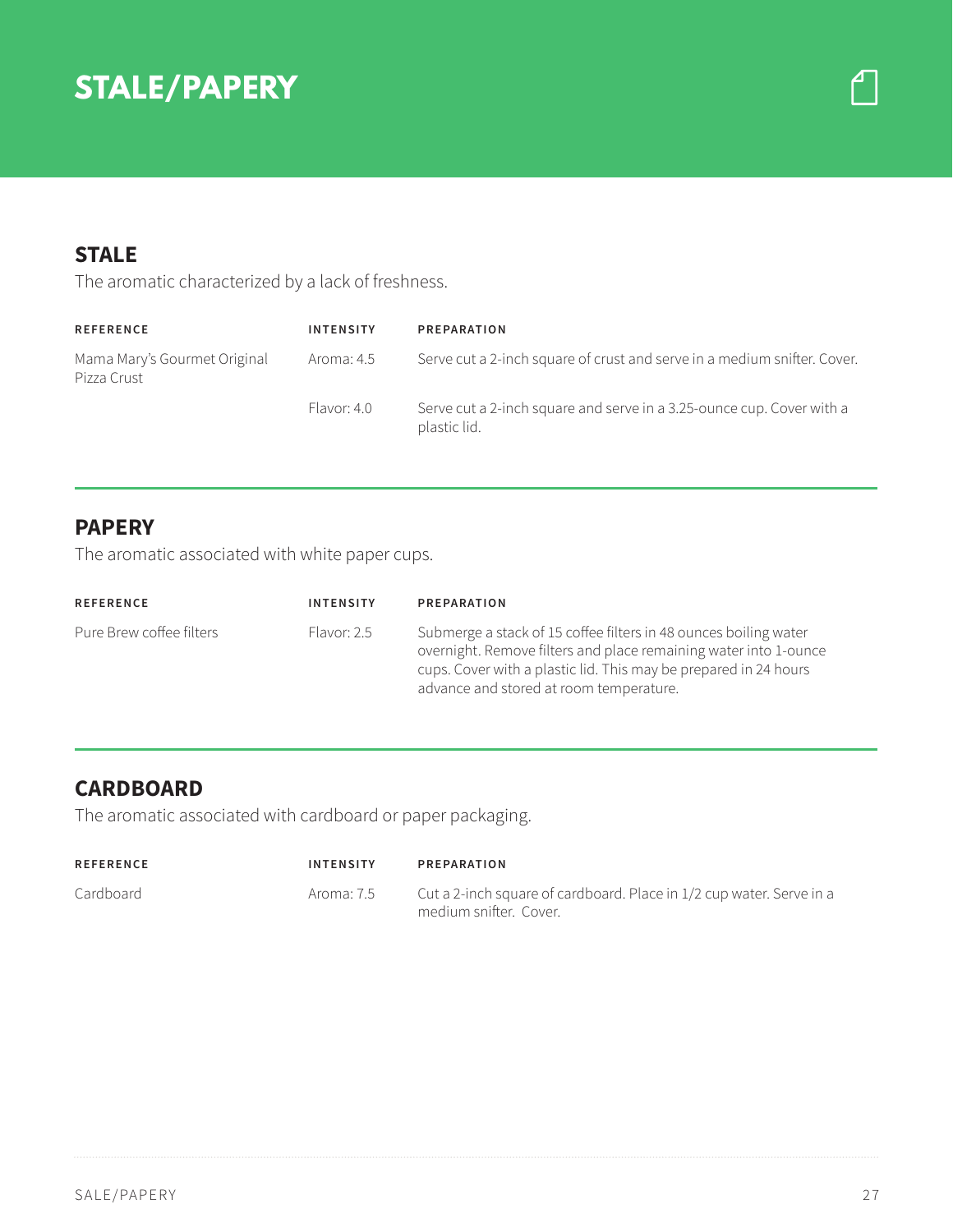# STALE/PAPERY

## STALE

The aromatic characterized by a lack of freshness.

| REFERENCE | INTENSITY | PREPARATION |
|---|---|---|
| Mama Mary's Gourmet Original Pizza Crust | Aroma: 4.5 | Serve cut a 2-inch square of crust and serve in a medium snifter. Cover. |
| | Flavor: 4.0 | Serve cut a 2-inch square and serve in a 3.25-ounce cup. Cover with a plastic lid. |

## PAPERY

The aromatic associated with white paper cups.

| REFERENCE | INTENSITY | PREPARATION |
|---|---|---|
| Pure Brew coffee filters | Flavor: 2.5 | Submerge a stack of 15 coffee filters in 48 ounces boiling water overnight. Remove filters and place remaining water into 1-ounce cups. Cover with a plastic lid. This may be prepared in 24 hours advance and stored at room temperature. |

## CARDBOARD

The aromatic associated with cardboard or paper packaging.

| REFERENCE | INTENSITY | PREPARATION |
|---|---|---|
| Cardboard | Aroma: 7.5 | Cut a 2-inch square of cardboard. Place in 1/2 cup water. Serve in a medium snifter. Cover. |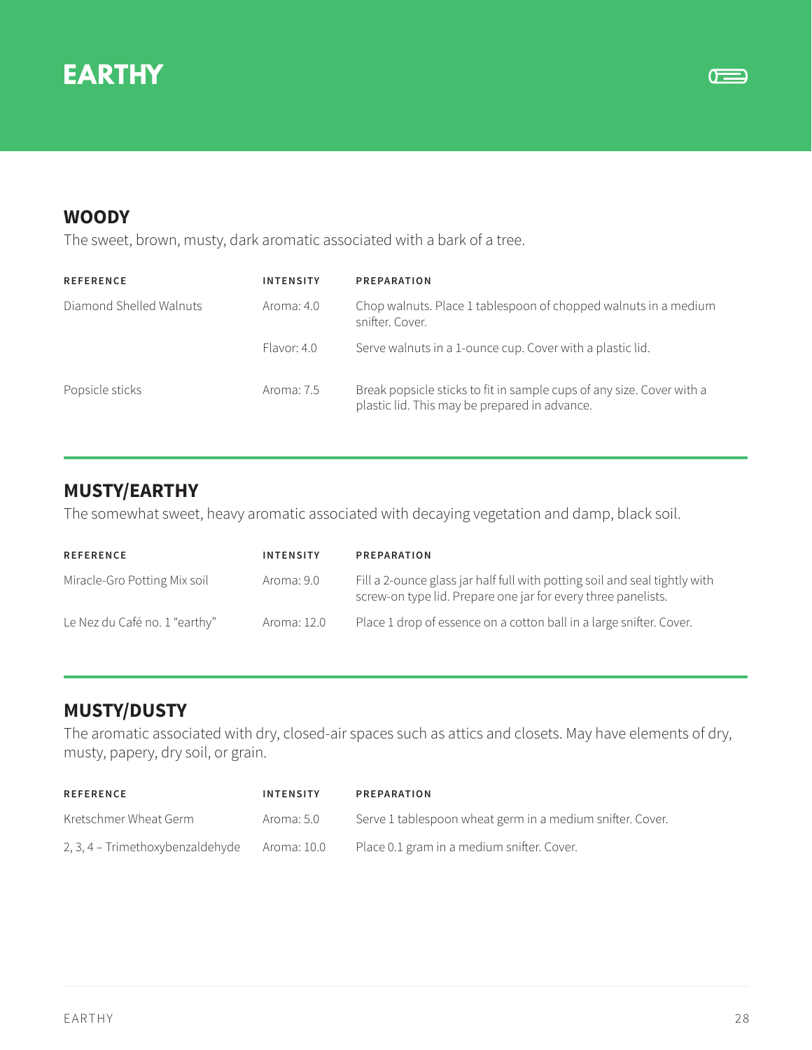# EARTHY

## WOODY

The sweet, brown, musty, dark aromatic associated with a bark of a tree.

| REFERENCE | INTENSITY | PREPARATION |
|---|---|---|
| Diamond Shelled Walnuts | Aroma: 4.0 | Chop walnuts. Place 1 tablespoon of chopped walnuts in a medium snifter. Cover. |
| | Flavor: 4.0 | Serve walnuts in a 1-ounce cup. Cover with a plastic lid. |
| Popsicle sticks | Aroma: 7.5 | Break popsicle sticks to fit in sample cups of any size. Cover with a plastic lid. This may be prepared in advance. |

## MUSTY/EARTHY

The somewhat sweet, heavy aromatic associated with decaying vegetation and damp, black soil.

| REFERENCE | INTENSITY | PREPARATION |
|---|---|---|
| Miracle-Gro Potting Mix soil | Aroma: 9.0 | Fill a 2-ounce glass jar half full with potting soil and seal tightly with screw-on type lid. Prepare one jar for every three panelists. |
| Le Nez du Café no. 1 "earthy" | Aroma: 12.0 | Place 1 drop of essence on a cotton ball in a large snifter. Cover. |

## MUSTY/DUSTY

The aromatic associated with dry, closed-air spaces such as attics and closets. May have elements of dry, musty, papery, dry soil, or grain.

| REFERENCE | INTENSITY | PREPARATION |
|---|---|---|
| Kretschmer Wheat Germ | Aroma: 5.0 | Serve 1 tablespoon wheat germ in a medium snifter. Cover. |
| 2, 3, 4 – Trimethoxybenzaldehyde | Aroma: 10.0 | Place 0.1 gram in a medium snifter. Cover. |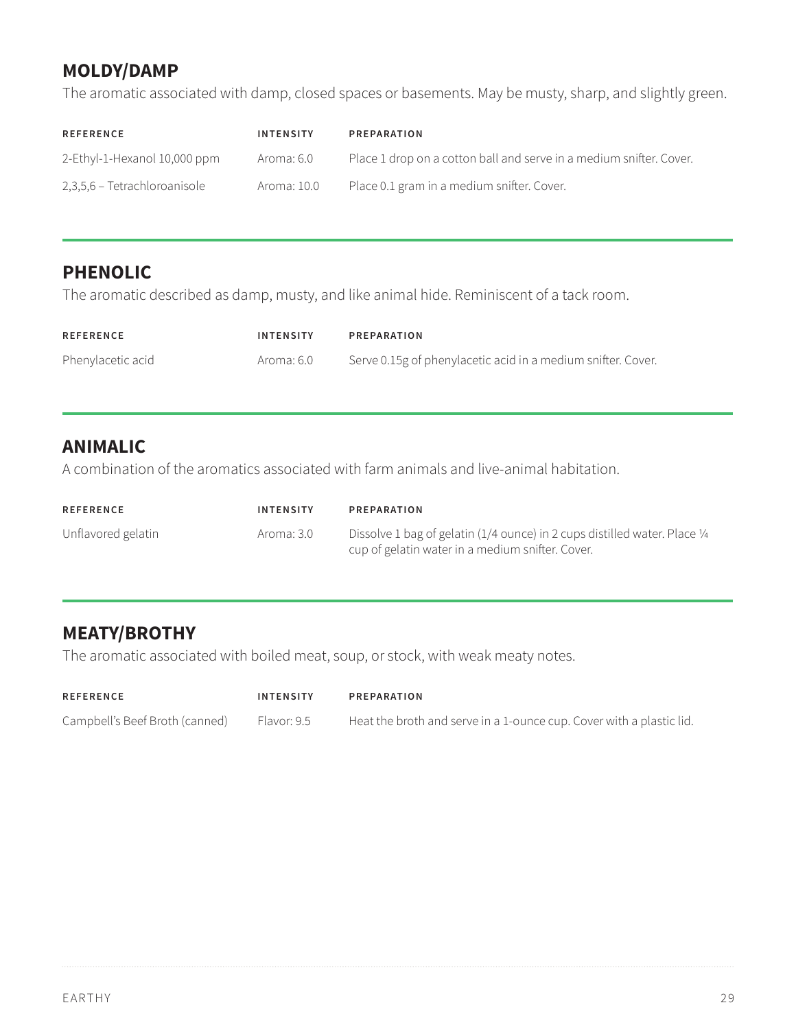## MOLDY/DAMP

The aromatic associated with damp, closed spaces or basements. May be musty, sharp, and slightly green.

| REFERENCE | INTENSITY | PREPARATION |
| --- | --- | --- |
| 2-Ethyl-1-Hexanol 10,000 ppm | Aroma: 6.0 | Place 1 drop on a cotton ball and serve in a medium snifter. Cover. |
| 2,3,5,6 – Tetrachloroanisole | Aroma: 10.0 | Place 0.1 gram in a medium snifter. Cover. |

## PHENOLIC

The aromatic described as damp, musty, and like animal hide. Reminiscent of a tack room.

| REFERENCE | INTENSITY | PREPARATION |
| --- | --- | --- |
| Phenylacetic acid | Aroma: 6.0 | Serve 0.15g of phenylacetic acid in a medium snifter. Cover. |

## ANIMALIC

A combination of the aromatics associated with farm animals and live-animal habitation.

| REFERENCE | INTENSITY | PREPARATION |
| --- | --- | --- |
| Unflavored gelatin | Aroma: 3.0 | Dissolve 1 bag of gelatin (1/4 ounce) in 2 cups distilled water. Place ¼ cup of gelatin water in a medium snifter. Cover. |

## MEATY/BROTHY

The aromatic associated with boiled meat, soup, or stock, with weak meaty notes.

| REFERENCE | INTENSITY | PREPARATION |
| --- | --- | --- |
| Campbell's Beef Broth (canned) | Flavor: 9.5 | Heat the broth and serve in a 1-ounce cup. Cover with a plastic lid. |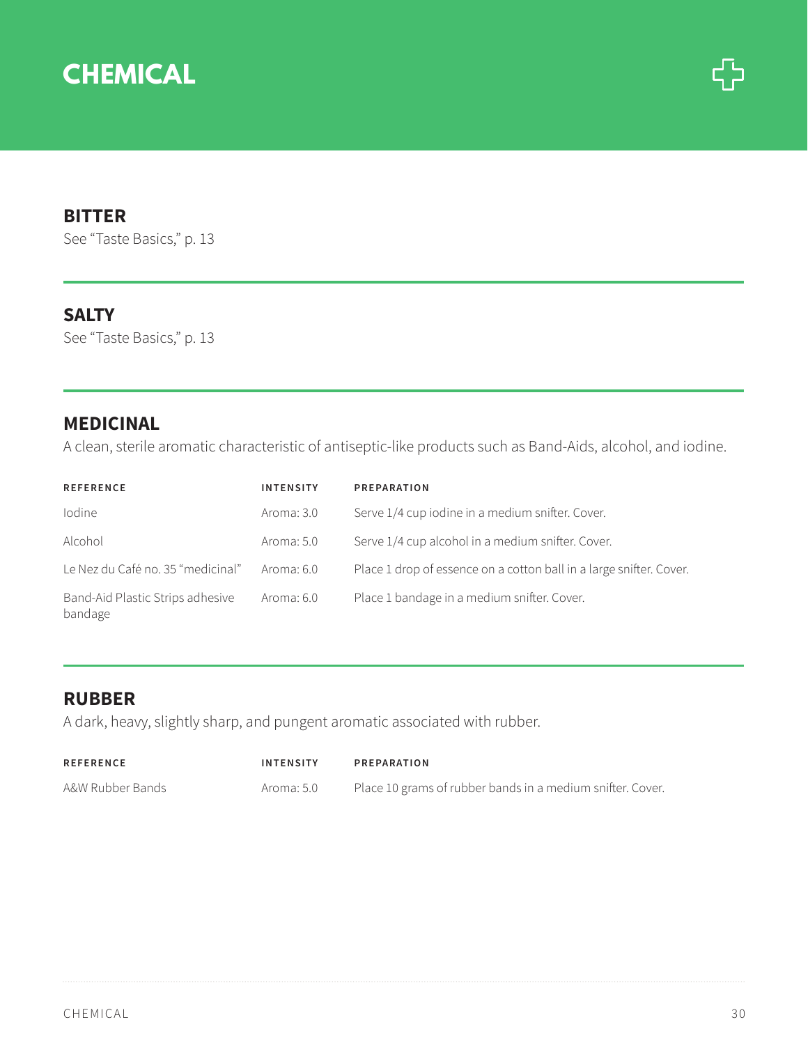# CHEMICAL

## BITTER

See "Taste Basics," p. 13

## SALTY

See "Taste Basics," p. 13

## MEDICINAL

A clean, sterile aromatic characteristic of antiseptic-like products such as Band-Aids, alcohol, and iodine.

| REFERENCE | INTENSITY | PREPARATION |
|---|---|---|
| Iodine | Aroma: 3.0 | Serve 1/4 cup iodine in a medium snifter. Cover. |
| Alcohol | Aroma: 5.0 | Serve 1/4 cup alcohol in a medium snifter. Cover. |
| Le Nez du Café no. 35 "medicinal" | Aroma: 6.0 | Place 1 drop of essence on a cotton ball in a large snifter. Cover. |
| Band-Aid Plastic Strips adhesive bandage | Aroma: 6.0 | Place 1 bandage in a medium snifter. Cover. |

## RUBBER

A dark, heavy, slightly sharp, and pungent aromatic associated with rubber.

| REFERENCE | INTENSITY | PREPARATION |
|---|---|---|
| A&W Rubber Bands | Aroma: 5.0 | Place 10 grams of rubber bands in a medium snifter. Cover. |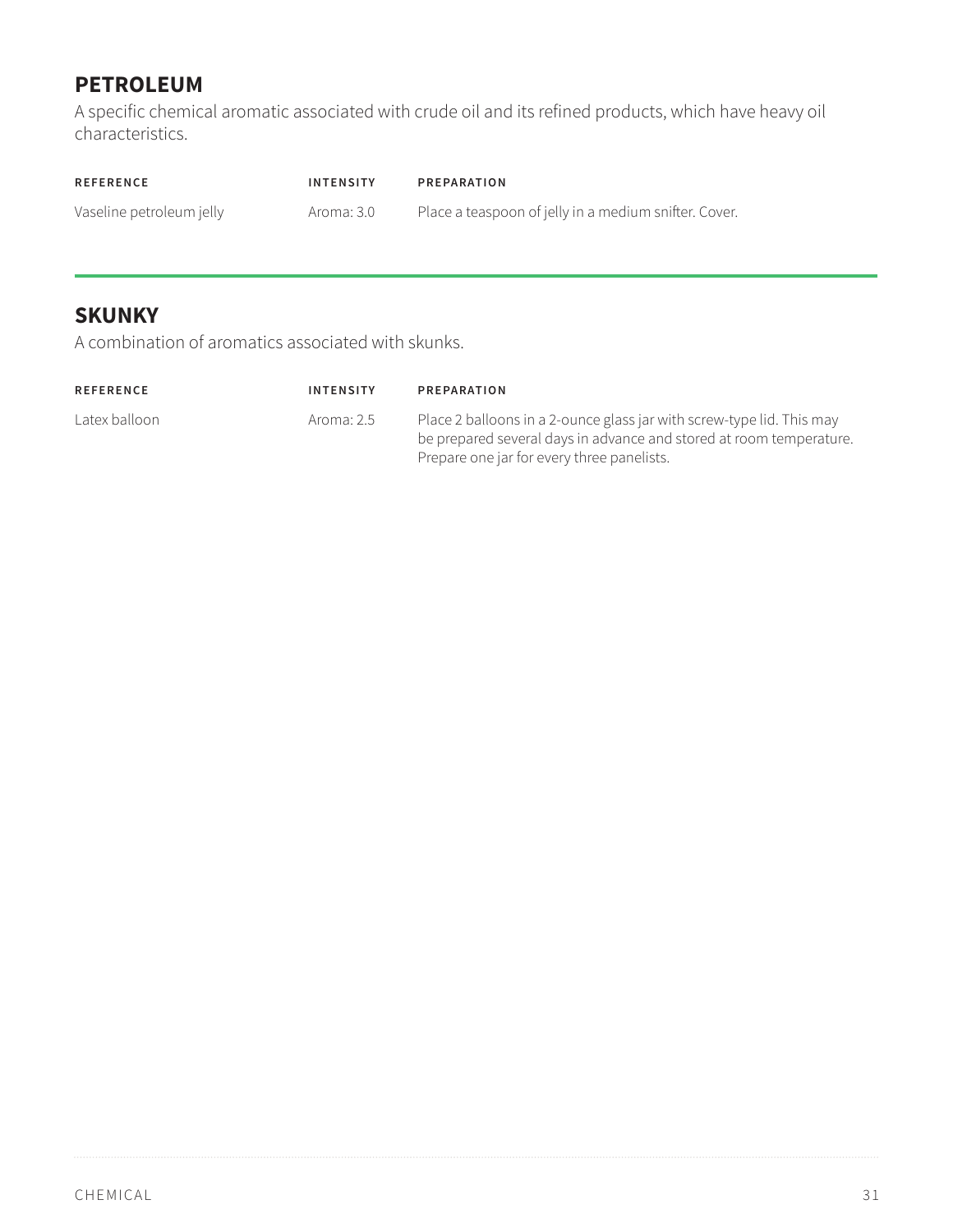## PETROLEUM

A specific chemical aromatic associated with crude oil and its refined products, which have heavy oil characteristics.

| REFERENCE | INTENSITY | PREPARATION |
| --- | --- | --- |
| Vaseline petroleum jelly | Aroma: 3.0 | Place a teaspoon of jelly in a medium snifter. Cover. |

## SKUNKY

A combination of aromatics associated with skunks.

| REFERENCE | INTENSITY | PREPARATION |
| --- | --- | --- |
| Latex balloon | Aroma: 2.5 | Place 2 balloons in a 2-ounce glass jar with screw-type lid. This may be prepared several days in advance and stored at room temperature. Prepare one jar for every three panelists. |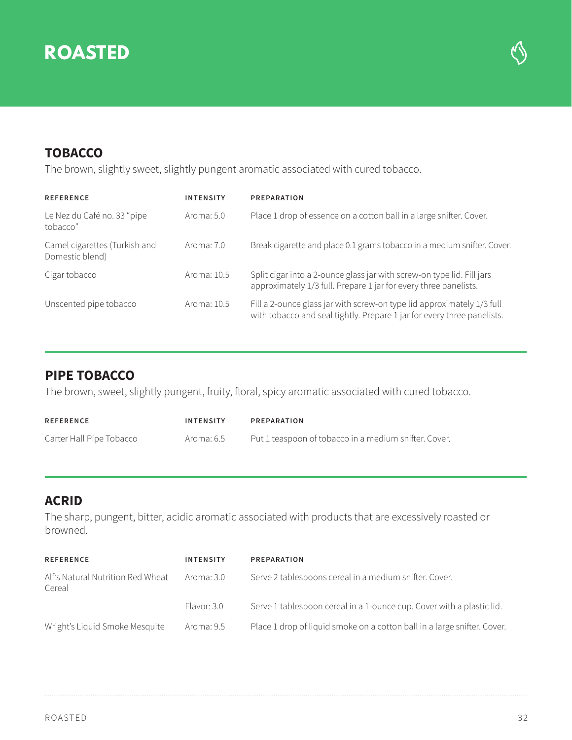# ROASTED

## TOBACCO

The brown, slightly sweet, slightly pungent aromatic associated with cured tobacco.

| REFERENCE | INTENSITY | PREPARATION |
|---|---|---|
| Le Nez du Café no. 33 "pipe tobacco" | Aroma: 5.0 | Place 1 drop of essence on a cotton ball in a large snifter. Cover. |
| Camel cigarettes (Turkish and Domestic blend) | Aroma: 7.0 | Break cigarette and place 0.1 grams tobacco in a medium snifter. Cover. |
| Cigar tobacco | Aroma: 10.5 | Split cigar into a 2-ounce glass jar with screw-on type lid. Fill jars approximately 1/3 full. Prepare 1 jar for every three panelists. |
| Unscented pipe tobacco | Aroma: 10.5 | Fill a 2-ounce glass jar with screw-on type lid approximately 1/3 full with tobacco and seal tightly. Prepare 1 jar for every three panelists. |

## PIPE TOBACCO

The brown, sweet, slightly pungent, fruity, floral, spicy aromatic associated with cured tobacco.

| REFERENCE | INTENSITY | PREPARATION |
|---|---|---|
| Carter Hall Pipe Tobacco | Aroma: 6.5 | Put 1 teaspoon of tobacco in a medium snifter. Cover. |

## ACRID

The sharp, pungent, bitter, acidic aromatic associated with products that are excessively roasted or browned.

| REFERENCE | INTENSITY | PREPARATION |
|---|---|---|
| Alf's Natural Nutrition Red Wheat Cereal | Aroma: 3.0 | Serve 2 tablespoons cereal in a medium snifter. Cover. |
| | Flavor: 3.0 | Serve 1 tablespoon cereal in a 1-ounce cup. Cover with a plastic lid. |
| Wright's Liquid Smoke Mesquite | Aroma: 9.5 | Place 1 drop of liquid smoke on a cotton ball in a large snifter. Cover. |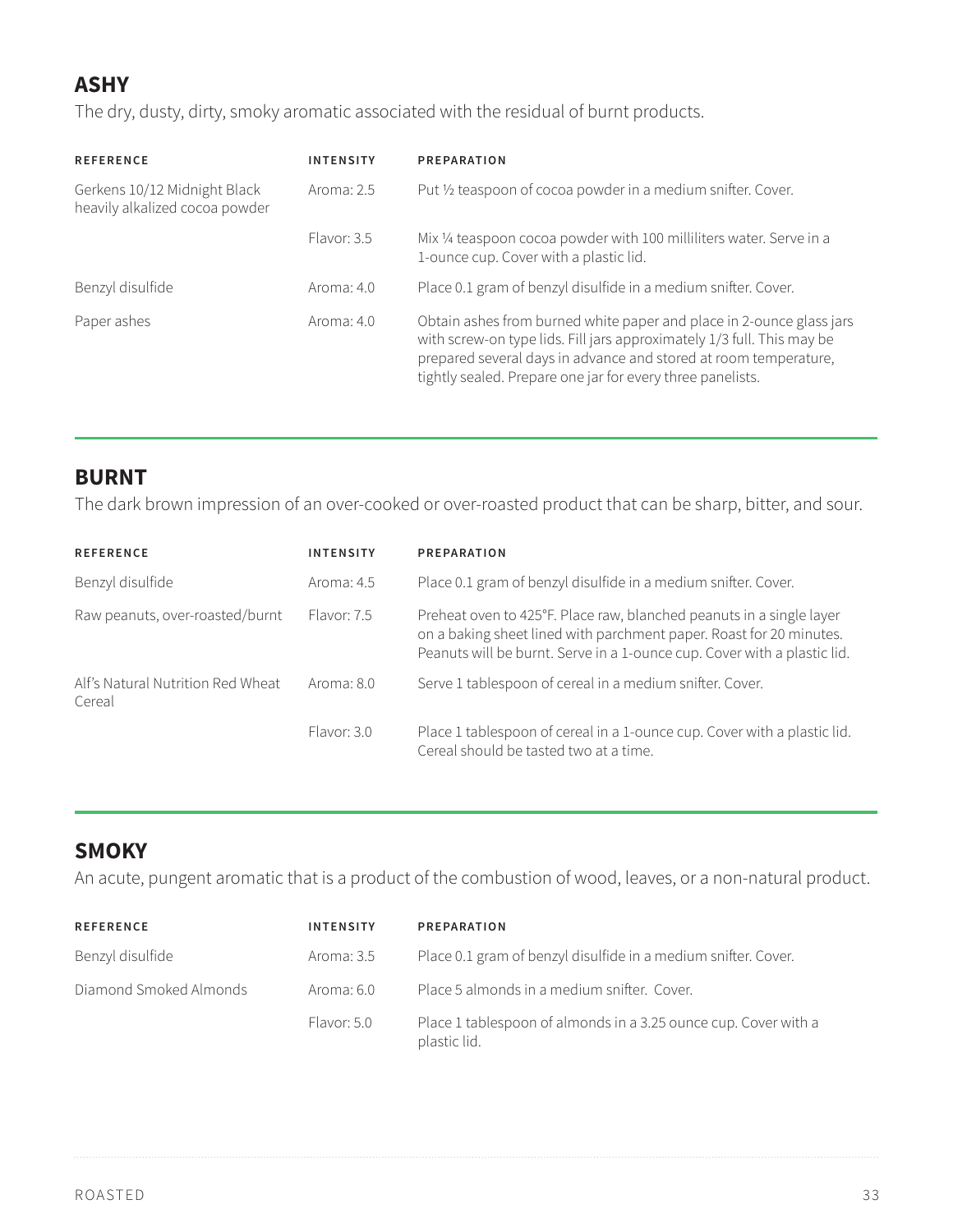## ASHY

The dry, dusty, dirty, smoky aromatic associated with the residual of burnt products.

| REFERENCE | INTENSITY | PREPARATION |
|---|---|---|
| Gerkens 10/12 Midnight Black heavily alkalized cocoa powder | Aroma: 2.5 | Put ½ teaspoon of cocoa powder in a medium snifter. Cover. |
| | Flavor: 3.5 | Mix ¼ teaspoon cocoa powder with 100 milliliters water. Serve in a 1-ounce cup. Cover with a plastic lid. |
| Benzyl disulfide | Aroma: 4.0 | Place 0.1 gram of benzyl disulfide in a medium snifter. Cover. |
| Paper ashes | Aroma: 4.0 | Obtain ashes from burned white paper and place in 2-ounce glass jars with screw-on type lids. Fill jars approximately 1/3 full. This may be prepared several days in advance and stored at room temperature, tightly sealed. Prepare one jar for every three panelists. |

## BURNT

The dark brown impression of an over-cooked or over-roasted product that can be sharp, bitter, and sour.

| REFERENCE | INTENSITY | PREPARATION |
|---|---|---|
| Benzyl disulfide | Aroma: 4.5 | Place 0.1 gram of benzyl disulfide in a medium snifter. Cover. |
| Raw peanuts, over-roasted/burnt | Flavor: 7.5 | Preheat oven to 425°F. Place raw, blanched peanuts in a single layer on a baking sheet lined with parchment paper. Roast for 20 minutes. Peanuts will be burnt. Serve in a 1-ounce cup. Cover with a plastic lid. |
| Alf's Natural Nutrition Red Wheat Cereal | Aroma: 8.0 | Serve 1 tablespoon of cereal in a medium snifter. Cover. |
| | Flavor: 3.0 | Place 1 tablespoon of cereal in a 1-ounce cup. Cover with a plastic lid. Cereal should be tasted two at a time. |

## SMOKY

An acute, pungent aromatic that is a product of the combustion of wood, leaves, or a non-natural product.

| REFERENCE | INTENSITY | PREPARATION |
|---|---|---|
| Benzyl disulfide | Aroma: 3.5 | Place 0.1 gram of benzyl disulfide in a medium snifter. Cover. |
| Diamond Smoked Almonds | Aroma: 6.0 | Place 5 almonds in a medium snifter. Cover. |
| | Flavor: 5.0 | Place 1 tablespoon of almonds in a 3.25 ounce cup. Cover with a plastic lid. |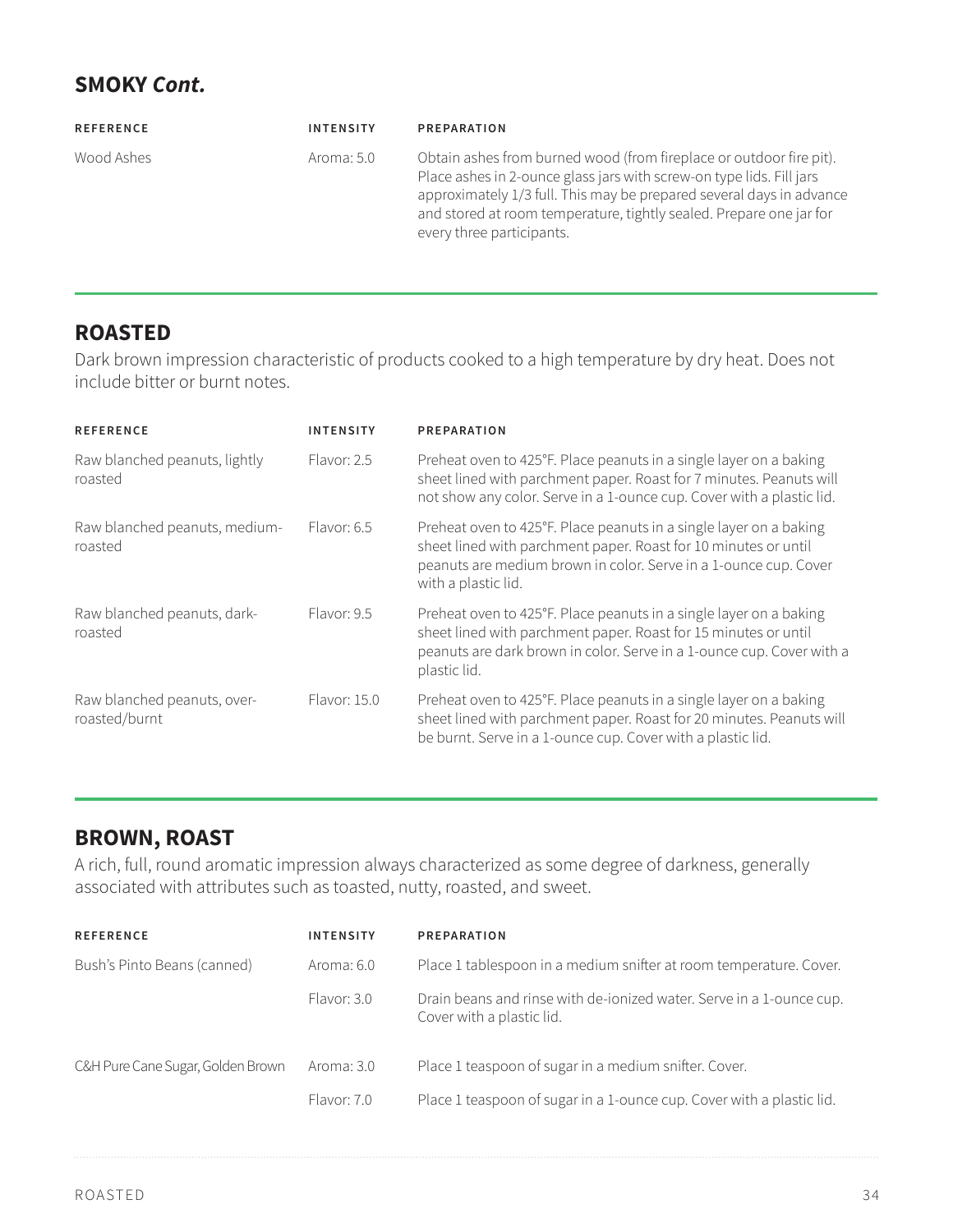## SMOKY *Cont.*

| REFERENCE | INTENSITY | PREPARATION |
|---|---|---|
| Wood Ashes | Aroma: 5.0 | Obtain ashes from burned wood (from fireplace or outdoor fire pit). Place ashes in 2-ounce glass jars with screw-on type lids. Fill jars approximately 1/3 full. This may be prepared several days in advance and stored at room temperature, tightly sealed. Prepare one jar for every three participants. |

## ROASTED

Dark brown impression characteristic of products cooked to a high temperature by dry heat. Does not include bitter or burnt notes.

| REFERENCE | INTENSITY | PREPARATION |
|---|---|---|
| Raw blanched peanuts, lightly roasted | Flavor: 2.5 | Preheat oven to 425°F. Place peanuts in a single layer on a baking sheet lined with parchment paper. Roast for 7 minutes. Peanuts will not show any color. Serve in a 1-ounce cup. Cover with a plastic lid. |
| Raw blanched peanuts, medium-roasted | Flavor: 6.5 | Preheat oven to 425°F. Place peanuts in a single layer on a baking sheet lined with parchment paper. Roast for 10 minutes or until peanuts are medium brown in color. Serve in a 1-ounce cup. Cover with a plastic lid. |
| Raw blanched peanuts, dark-roasted | Flavor: 9.5 | Preheat oven to 425°F. Place peanuts in a single layer on a baking sheet lined with parchment paper. Roast for 15 minutes or until peanuts are dark brown in color. Serve in a 1-ounce cup. Cover with a plastic lid. |
| Raw blanched peanuts, over-roasted/burnt | Flavor: 15.0 | Preheat oven to 425°F. Place peanuts in a single layer on a baking sheet lined with parchment paper. Roast for 20 minutes. Peanuts will be burnt. Serve in a 1-ounce cup. Cover with a plastic lid. |

## BROWN, ROAST

A rich, full, round aromatic impression always characterized as some degree of darkness, generally associated with attributes such as toasted, nutty, roasted, and sweet.

| REFERENCE | INTENSITY | PREPARATION |
|---|---|---|
| Bush's Pinto Beans (canned) | Aroma: 6.0 | Place 1 tablespoon in a medium snifter at room temperature. Cover. |
| | Flavor: 3.0 | Drain beans and rinse with de-ionized water. Serve in a 1-ounce cup. Cover with a plastic lid. |
| C&H Pure Cane Sugar, Golden Brown | Aroma: 3.0 | Place 1 teaspoon of sugar in a medium snifter. Cover. |
| | Flavor: 7.0 | Place 1 teaspoon of sugar in a 1-ounce cup. Cover with a plastic lid. |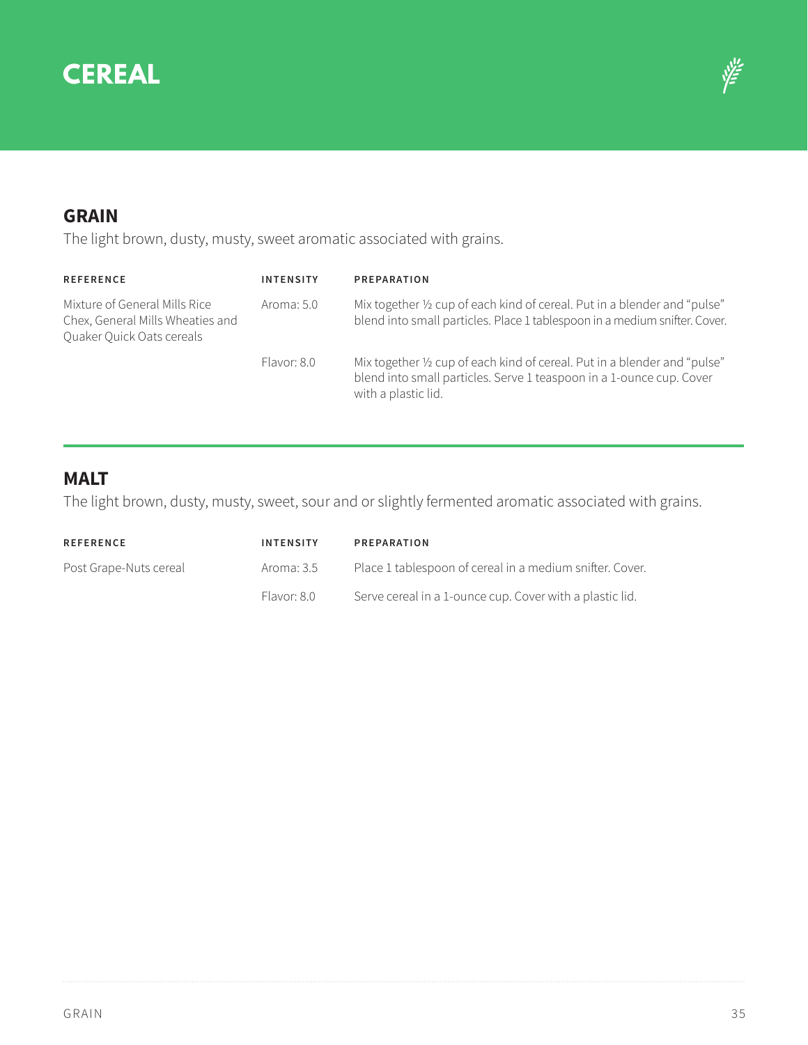# CEREAL

## GRAIN

The light brown, dusty, musty, sweet aromatic associated with grains.

| REFERENCE | INTENSITY | PREPARATION |
|---|---|---|
| Mixture of General Mills Rice Chex, General Mills Wheaties and Quaker Quick Oats cereals | Aroma: 5.0 | Mix together ½ cup of each kind of cereal. Put in a blender and "pulse" blend into small particles. Place 1 tablespoon in a medium snifter. Cover. |
| | Flavor: 8.0 | Mix together ½ cup of each kind of cereal. Put in a blender and "pulse" blend into small particles. Serve 1 teaspoon in a 1-ounce cup. Cover with a plastic lid. |

## MALT

The light brown, dusty, musty, sweet, sour and or slightly fermented aromatic associated with grains.

| REFERENCE | INTENSITY | PREPARATION |
|---|---|---|
| Post Grape-Nuts cereal | Aroma: 3.5 | Place 1 tablespoon of cereal in a medium snifter. Cover. |
| | Flavor: 8.0 | Serve cereal in a 1-ounce cup. Cover with a plastic lid. |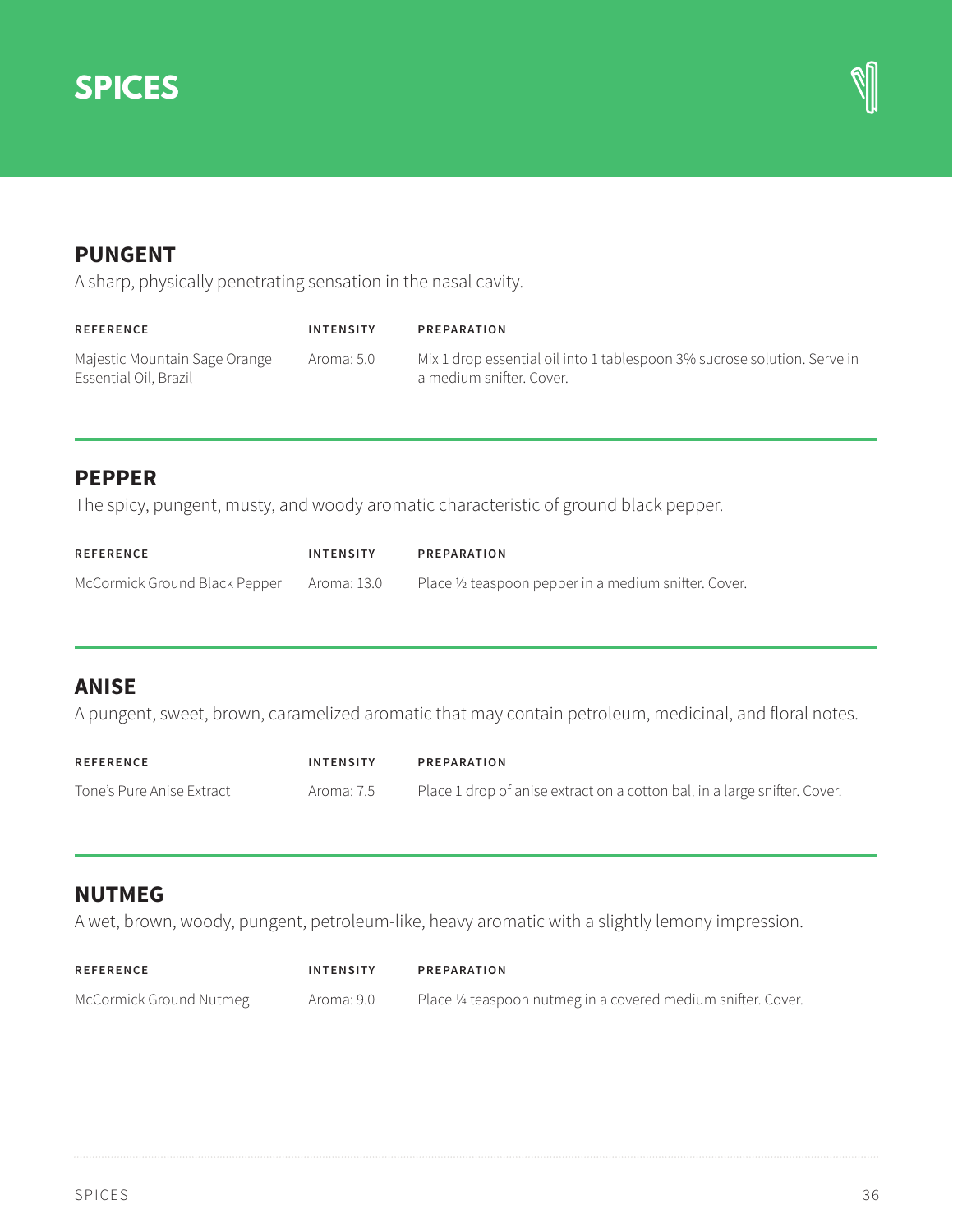# SPICES

## PUNGENT

A sharp, physically penetrating sensation in the nasal cavity.

| REFERENCE | INTENSITY | PREPARATION |
|---|---|---|
| Majestic Mountain Sage Orange Essential Oil, Brazil | Aroma: 5.0 | Mix 1 drop essential oil into 1 tablespoon 3% sucrose solution. Serve in a medium snifter. Cover. |

## PEPPER

The spicy, pungent, musty, and woody aromatic characteristic of ground black pepper.

| REFERENCE | INTENSITY | PREPARATION |
|---|---|---|
| McCormick Ground Black Pepper | Aroma: 13.0 | Place ½ teaspoon pepper in a medium snifter. Cover. |

## ANISE

A pungent, sweet, brown, caramelized aromatic that may contain petroleum, medicinal, and floral notes.

| REFERENCE | INTENSITY | PREPARATION |
|---|---|---|
| Tone's Pure Anise Extract | Aroma: 7.5 | Place 1 drop of anise extract on a cotton ball in a large snifter. Cover. |

## NUTMEG

A wet, brown, woody, pungent, petroleum-like, heavy aromatic with a slightly lemony impression.

| REFERENCE | INTENSITY | PREPARATION |
|---|---|---|
| McCormick Ground Nutmeg | Aroma: 9.0 | Place ¼ teaspoon nutmeg in a covered medium snifter. Cover. |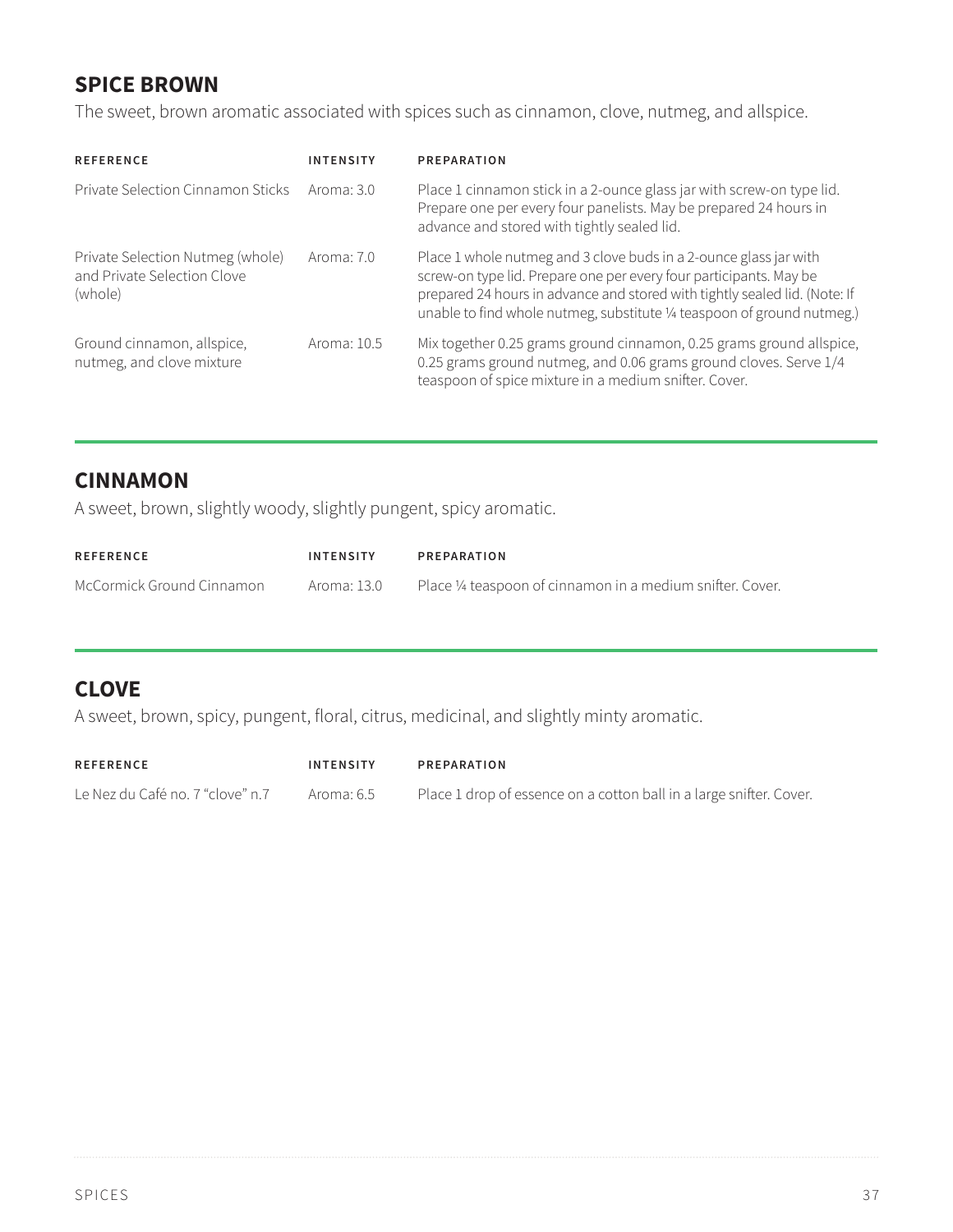## SPICE BROWN

The sweet, brown aromatic associated with spices such as cinnamon, clove, nutmeg, and allspice.

| REFERENCE | INTENSITY | PREPARATION |
|---|---|---|
| Private Selection Cinnamon Sticks | Aroma: 3.0 | Place 1 cinnamon stick in a 2-ounce glass jar with screw-on type lid. Prepare one per every four panelists. May be prepared 24 hours in advance and stored with tightly sealed lid. |
| Private Selection Nutmeg (whole) and Private Selection Clove (whole) | Aroma: 7.0 | Place 1 whole nutmeg and 3 clove buds in a 2-ounce glass jar with screw-on type lid. Prepare one per every four participants. May be prepared 24 hours in advance and stored with tightly sealed lid. (Note: If unable to find whole nutmeg, substitute ¼ teaspoon of ground nutmeg.) |
| Ground cinnamon, allspice, nutmeg, and clove mixture | Aroma: 10.5 | Mix together 0.25 grams ground cinnamon, 0.25 grams ground allspice, 0.25 grams ground nutmeg, and 0.06 grams ground cloves. Serve 1/4 teaspoon of spice mixture in a medium snifter. Cover. |

## CINNAMON

A sweet, brown, slightly woody, slightly pungent, spicy aromatic.

| REFERENCE | INTENSITY | PREPARATION |
|---|---|---|
| McCormick Ground Cinnamon | Aroma: 13.0 | Place ¼ teaspoon of cinnamon in a medium snifter. Cover. |

## CLOVE

A sweet, brown, spicy, pungent, floral, citrus, medicinal, and slightly minty aromatic.

| REFERENCE | INTENSITY | PREPARATION |
|---|---|---|
| Le Nez du Café no. 7 "clove" n.7 | Aroma: 6.5 | Place 1 drop of essence on a cotton ball in a large snifter. Cover. |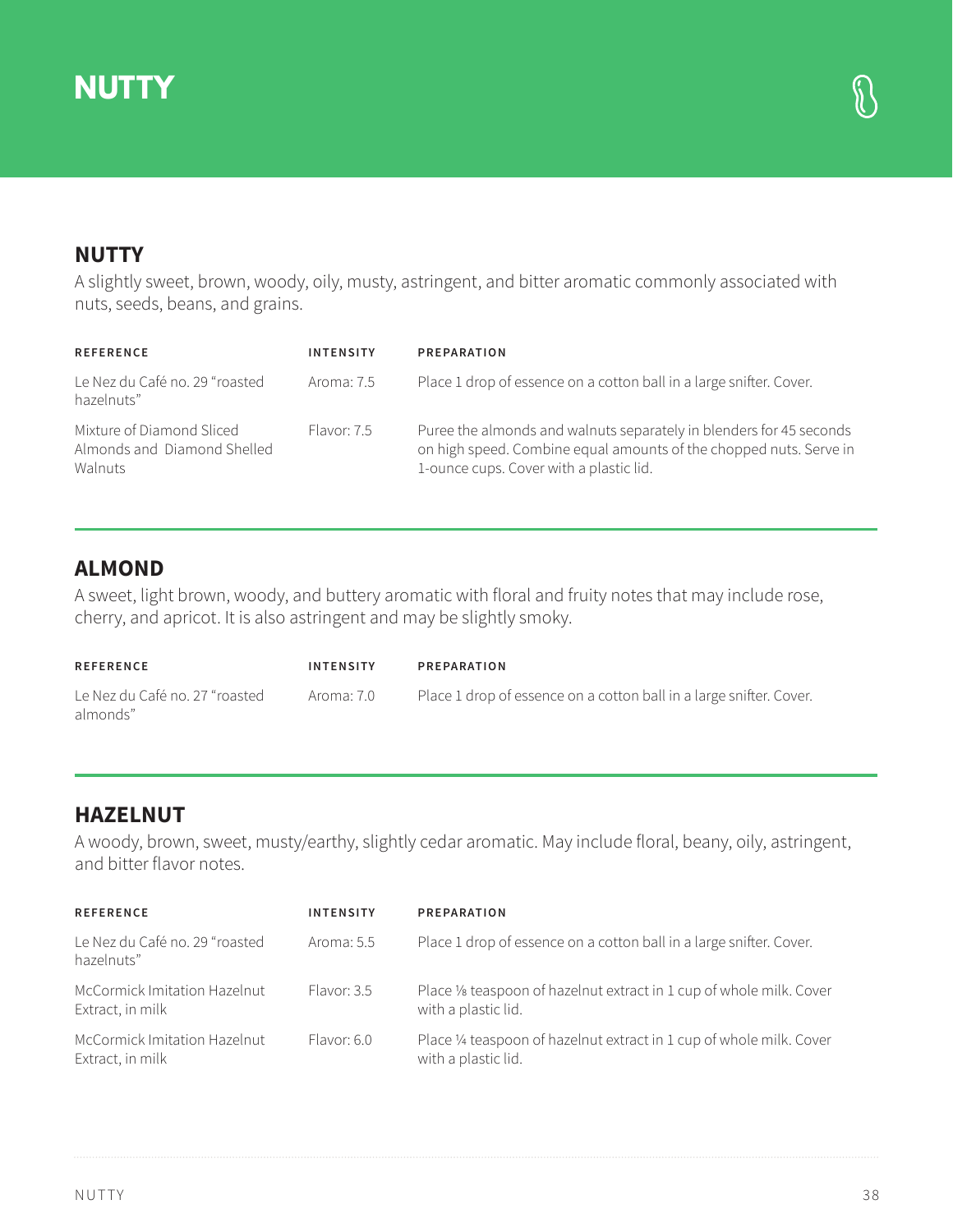# NUTTY

## NUTTY

A slightly sweet, brown, woody, oily, musty, astringent, and bitter aromatic commonly associated with nuts, seeds, beans, and grains.

| REFERENCE | INTENSITY | PREPARATION |
|---|---|---|
| Le Nez du Café no. 29 "roasted hazelnuts" | Aroma: 7.5 | Place 1 drop of essence on a cotton ball in a large snifter. Cover. |
| Mixture of Diamond Sliced Almonds and Diamond Shelled Walnuts | Flavor: 7.5 | Puree the almonds and walnuts separately in blenders for 45 seconds on high speed. Combine equal amounts of the chopped nuts. Serve in 1-ounce cups. Cover with a plastic lid. |

## ALMOND

A sweet, light brown, woody, and buttery aromatic with floral and fruity notes that may include rose, cherry, and apricot. It is also astringent and may be slightly smoky.

| REFERENCE | INTENSITY | PREPARATION |
|---|---|---|
| Le Nez du Café no. 27 "roasted almonds" | Aroma: 7.0 | Place 1 drop of essence on a cotton ball in a large snifter. Cover. |

## HAZELNUT

A woody, brown, sweet, musty/earthy, slightly cedar aromatic. May include floral, beany, oily, astringent, and bitter flavor notes.

| REFERENCE | INTENSITY | PREPARATION |
|---|---|---|
| Le Nez du Café no. 29 "roasted hazelnuts" | Aroma: 5.5 | Place 1 drop of essence on a cotton ball in a large snifter. Cover. |
| McCormick Imitation Hazelnut Extract, in milk | Flavor: 3.5 | Place ⅛ teaspoon of hazelnut extract in 1 cup of whole milk. Cover with a plastic lid. |
| McCormick Imitation Hazelnut Extract, in milk | Flavor: 6.0 | Place ¼ teaspoon of hazelnut extract in 1 cup of whole milk. Cover with a plastic lid. |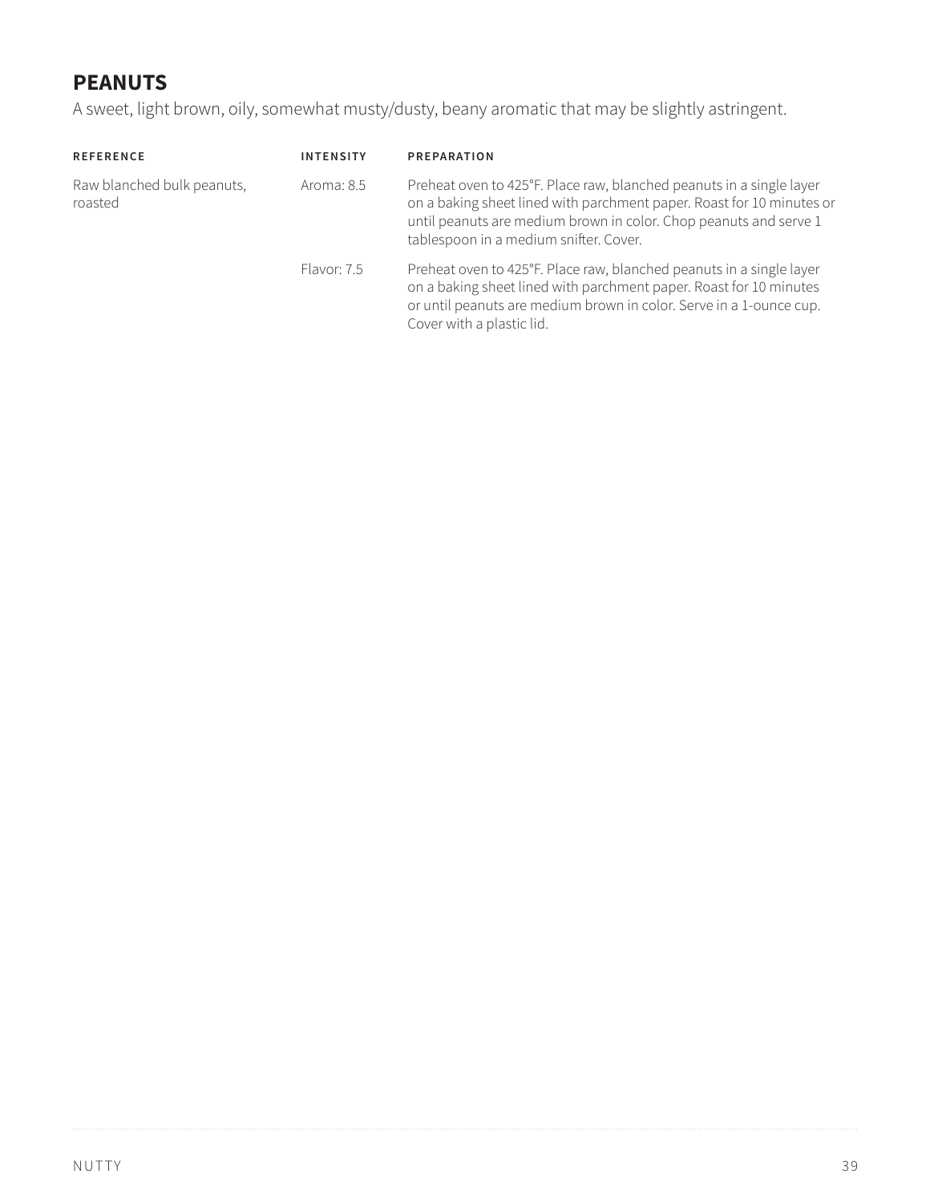## PEANUTS

A sweet, light brown, oily, somewhat musty/dusty, beany aromatic that may be slightly astringent.

| REFERENCE | INTENSITY | PREPARATION |
|---|---|---|
| Raw blanched bulk peanuts, roasted | Aroma: 8.5 | Preheat oven to 425°F. Place raw, blanched peanuts in a single layer on a baking sheet lined with parchment paper. Roast for 10 minutes or until peanuts are medium brown in color. Chop peanuts and serve 1 tablespoon in a medium snifter. Cover. |
| | Flavor: 7.5 | Preheat oven to 425°F. Place raw, blanched peanuts in a single layer on a baking sheet lined with parchment paper. Roast for 10 minutes or until peanuts are medium brown in color. Serve in a 1-ounce cup. Cover with a plastic lid. |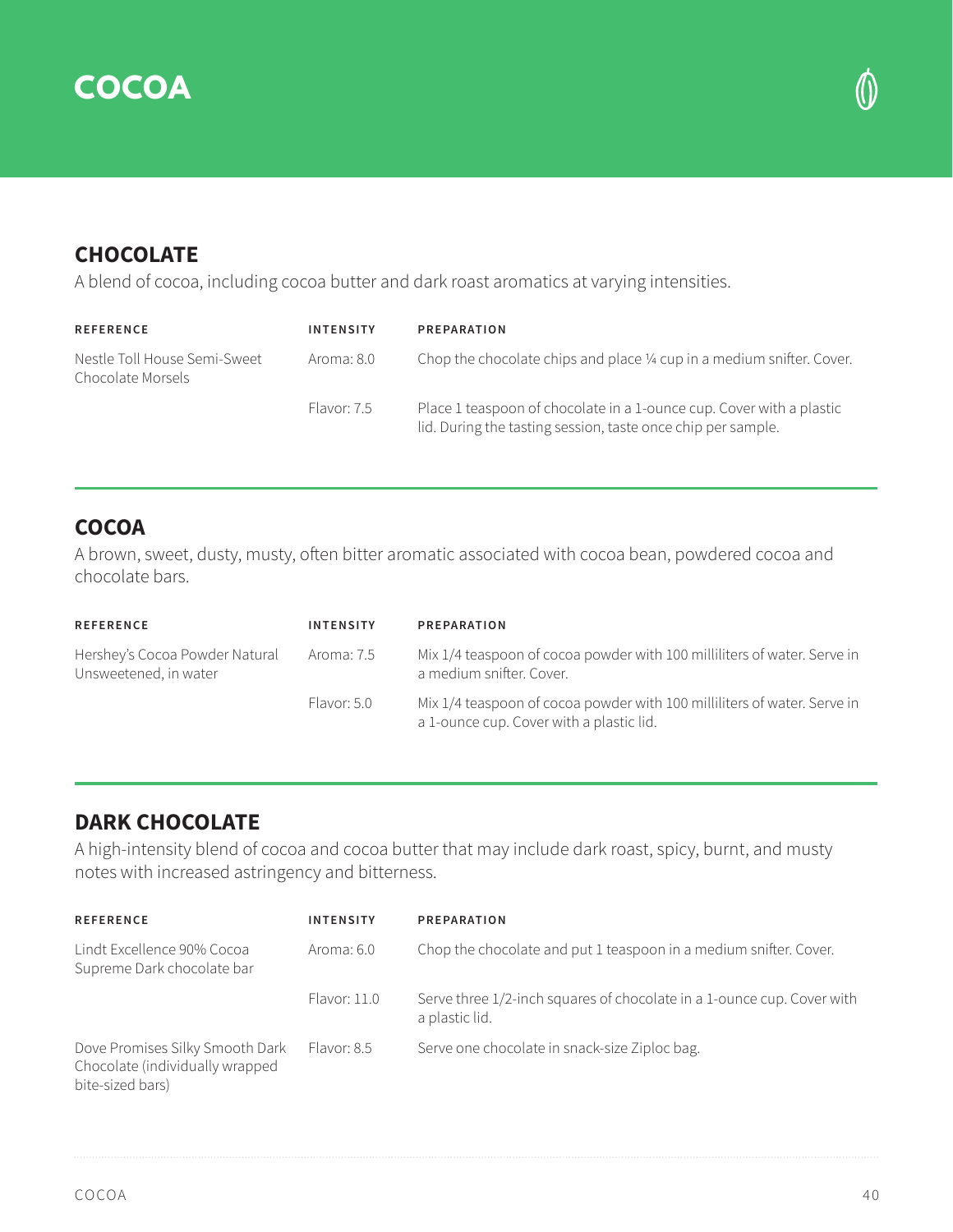# COCOA

## CHOCOLATE

A blend of cocoa, including cocoa butter and dark roast aromatics at varying intensities.

| REFERENCE | INTENSITY | PREPARATION |
| --- | --- | --- |
| Nestle Toll House Semi-Sweet Chocolate Morsels | Aroma: 8.0 | Chop the chocolate chips and place ¼ cup in a medium snifter. Cover. |
| | Flavor: 7.5 | Place 1 teaspoon of chocolate in a 1-ounce cup. Cover with a plastic lid. During the tasting session, taste once chip per sample. |

## COCOA

A brown, sweet, dusty, musty, often bitter aromatic associated with cocoa bean, powdered cocoa and chocolate bars.

| REFERENCE | INTENSITY | PREPARATION |
| --- | --- | --- |
| Hershey's Cocoa Powder Natural Unsweetened, in water | Aroma: 7.5 | Mix 1/4 teaspoon of cocoa powder with 100 milliliters of water. Serve in a medium snifter. Cover. |
| | Flavor: 5.0 | Mix 1/4 teaspoon of cocoa powder with 100 milliliters of water. Serve in a 1-ounce cup. Cover with a plastic lid. |

## DARK CHOCOLATE

A high-intensity blend of cocoa and cocoa butter that may include dark roast, spicy, burnt, and musty notes with increased astringency and bitterness.

| REFERENCE | INTENSITY | PREPARATION |
| --- | --- | --- |
| Lindt Excellence 90% Cocoa Supreme Dark chocolate bar | Aroma: 6.0 | Chop the chocolate and put 1 teaspoon in a medium snifter. Cover. |
| | Flavor: 11.0 | Serve three 1/2-inch squares of chocolate in a 1-ounce cup. Cover with a plastic lid. |
| Dove Promises Silky Smooth Dark Chocolate (individually wrapped bite-sized bars) | Flavor: 8.5 | Serve one chocolate in snack-size Ziploc bag. |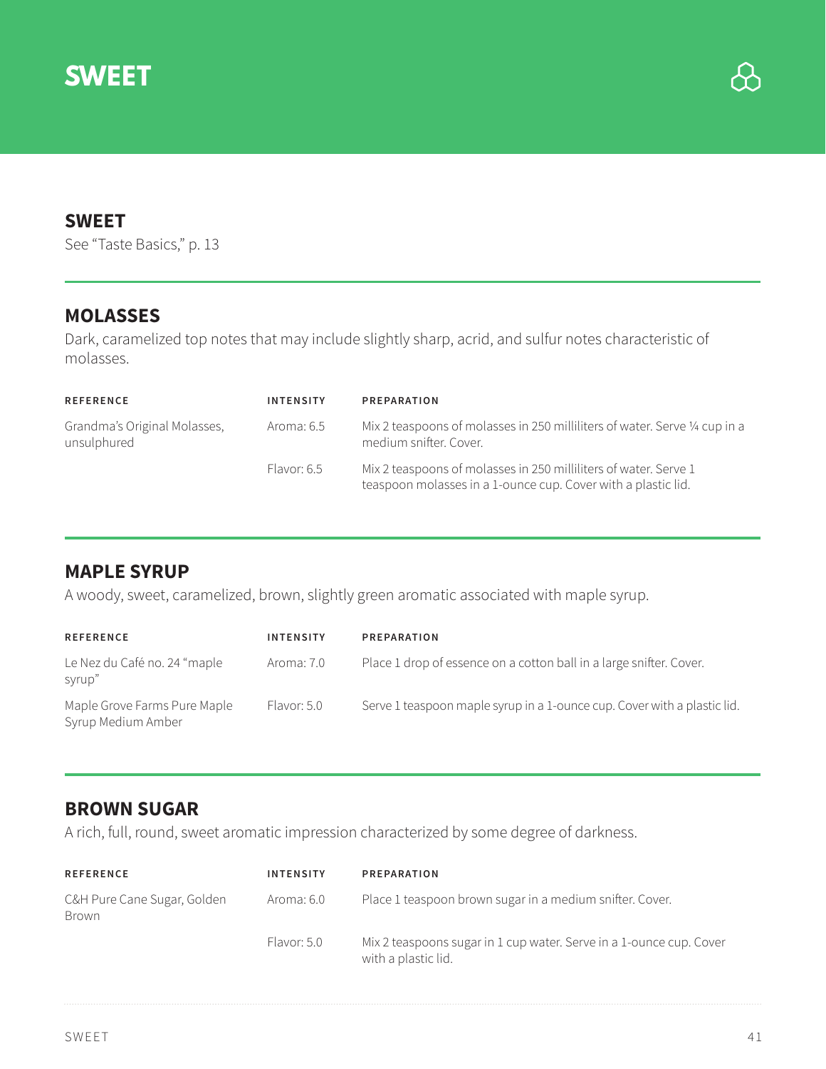# SWEET

## SWEET

See "Taste Basics," p. 13

## MOLASSES

Dark, caramelized top notes that may include slightly sharp, acrid, and sulfur notes characteristic of molasses.

| REFERENCE | INTENSITY | PREPARATION |
|---|---|---|
| Grandma's Original Molasses, unsulphured | Aroma: 6.5 | Mix 2 teaspoons of molasses in 250 milliliters of water. Serve ¼ cup in a medium snifter. Cover. |
| | Flavor: 6.5 | Mix 2 teaspoons of molasses in 250 milliliters of water. Serve 1 teaspoon molasses in a 1-ounce cup. Cover with a plastic lid. |

## MAPLE SYRUP

A woody, sweet, caramelized, brown, slightly green aromatic associated with maple syrup.

| REFERENCE | INTENSITY | PREPARATION |
|---|---|---|
| Le Nez du Café no. 24 "maple syrup" | Aroma: 7.0 | Place 1 drop of essence on a cotton ball in a large snifter. Cover. |
| Maple Grove Farms Pure Maple Syrup Medium Amber | Flavor: 5.0 | Serve 1 teaspoon maple syrup in a 1-ounce cup. Cover with a plastic lid. |

## BROWN SUGAR

A rich, full, round, sweet aromatic impression characterized by some degree of darkness.

| REFERENCE | INTENSITY | PREPARATION |
|---|---|---|
| C&H Pure Cane Sugar, Golden Brown | Aroma: 6.0 | Place 1 teaspoon brown sugar in a medium snifter. Cover. |
| | Flavor: 5.0 | Mix 2 teaspoons sugar in 1 cup water. Serve in a 1-ounce cup. Cover with a plastic lid. |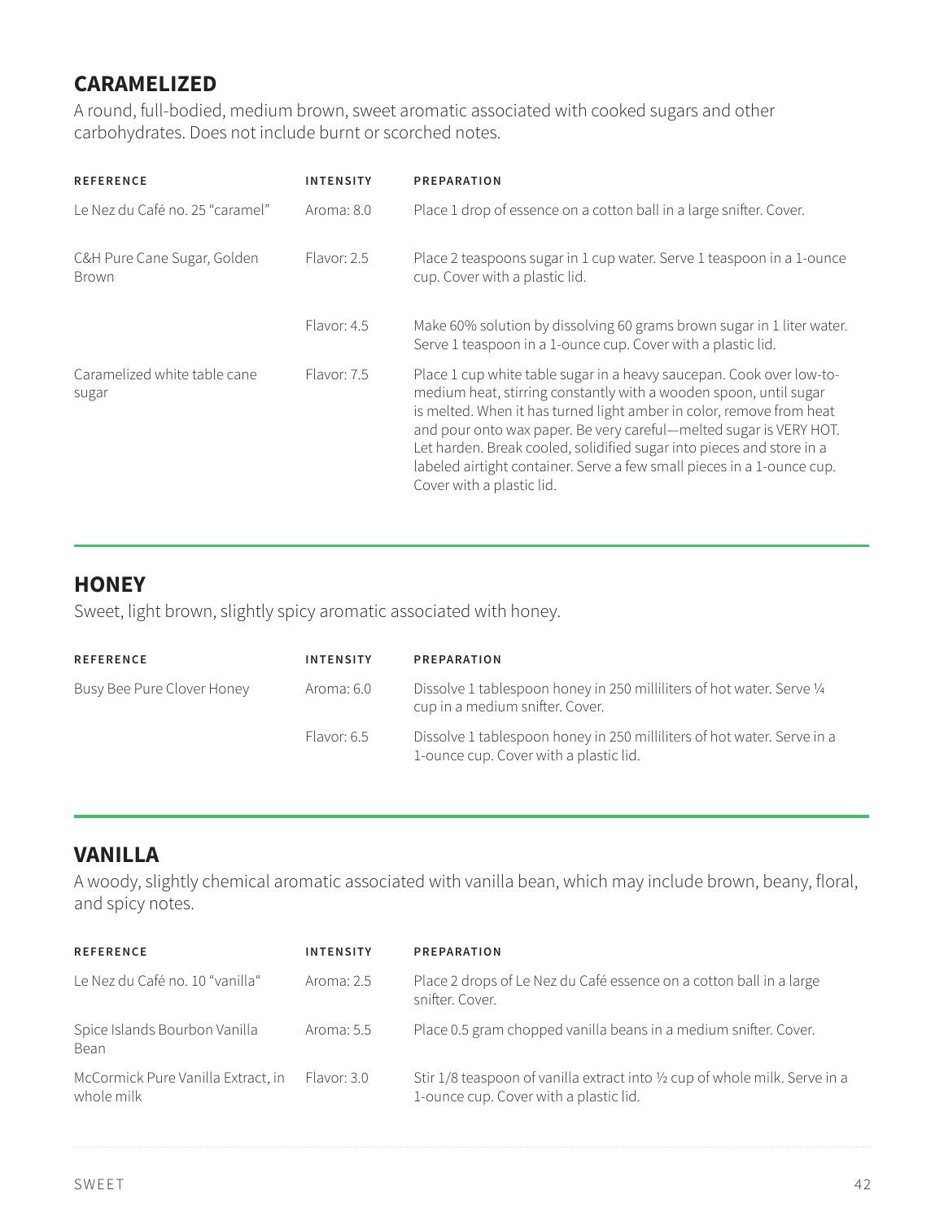## CARAMELIZED

A round, full-bodied, medium brown, sweet aromatic associated with cooked sugars and other carbohydrates. Does not include burnt or scorched notes.

| REFERENCE | INTENSITY | PREPARATION |
|---|---|---|
| Le Nez du Café no. 25 "caramel" | Aroma: 8.0 | Place 1 drop of essence on a cotton ball in a large snifter. Cover. |
| C&H Pure Cane Sugar, Golden Brown | Flavor: 2.5 | Place 2 teaspoons sugar in 1 cup water. Serve 1 teaspoon in a 1-ounce cup. Cover with a plastic lid. |
| | Flavor: 4.5 | Make 60% solution by dissolving 60 grams brown sugar in 1 liter water. Serve 1 teaspoon in a 1-ounce cup. Cover with a plastic lid. |
| Caramelized white table cane sugar | Flavor: 7.5 | Place 1 cup white table sugar in a heavy saucepan. Cook over low-to-medium heat, stirring constantly with a wooden spoon, until sugar is melted. When it has turned light amber in color, remove from heat and pour onto wax paper. Be very careful—melted sugar is VERY HOT. Let harden. Break cooled, solidified sugar into pieces and store in a labeled airtight container. Serve a few small pieces in a 1-ounce cup. Cover with a plastic lid. |

## HONEY

Sweet, light brown, slightly spicy aromatic associated with honey.

| REFERENCE | INTENSITY | PREPARATION |
|---|---|---|
| Busy Bee Pure Clover Honey | Aroma: 6.0 | Dissolve 1 tablespoon honey in 250 milliliters of hot water. Serve ¼ cup in a medium snifter. Cover. |
| | Flavor: 6.5 | Dissolve 1 tablespoon honey in 250 milliliters of hot water. Serve in a 1-ounce cup. Cover with a plastic lid. |

## VANILLA

A woody, slightly chemical aromatic associated with vanilla bean, which may include brown, beany, floral, and spicy notes.

| REFERENCE | INTENSITY | PREPARATION |
|---|---|---|
| Le Nez du Café no. 10 "vanilla" | Aroma: 2.5 | Place 2 drops of Le Nez du Café essence on a cotton ball in a large snifter. Cover. |
| Spice Islands Bourbon Vanilla Bean | Aroma: 5.5 | Place 0.5 gram chopped vanilla beans in a medium snifter. Cover. |
| McCormick Pure Vanilla Extract, in whole milk | Flavor: 3.0 | Stir 1/8 teaspoon of vanilla extract into ½ cup of whole milk. Serve in a 1-ounce cup. Cover with a plastic lid. |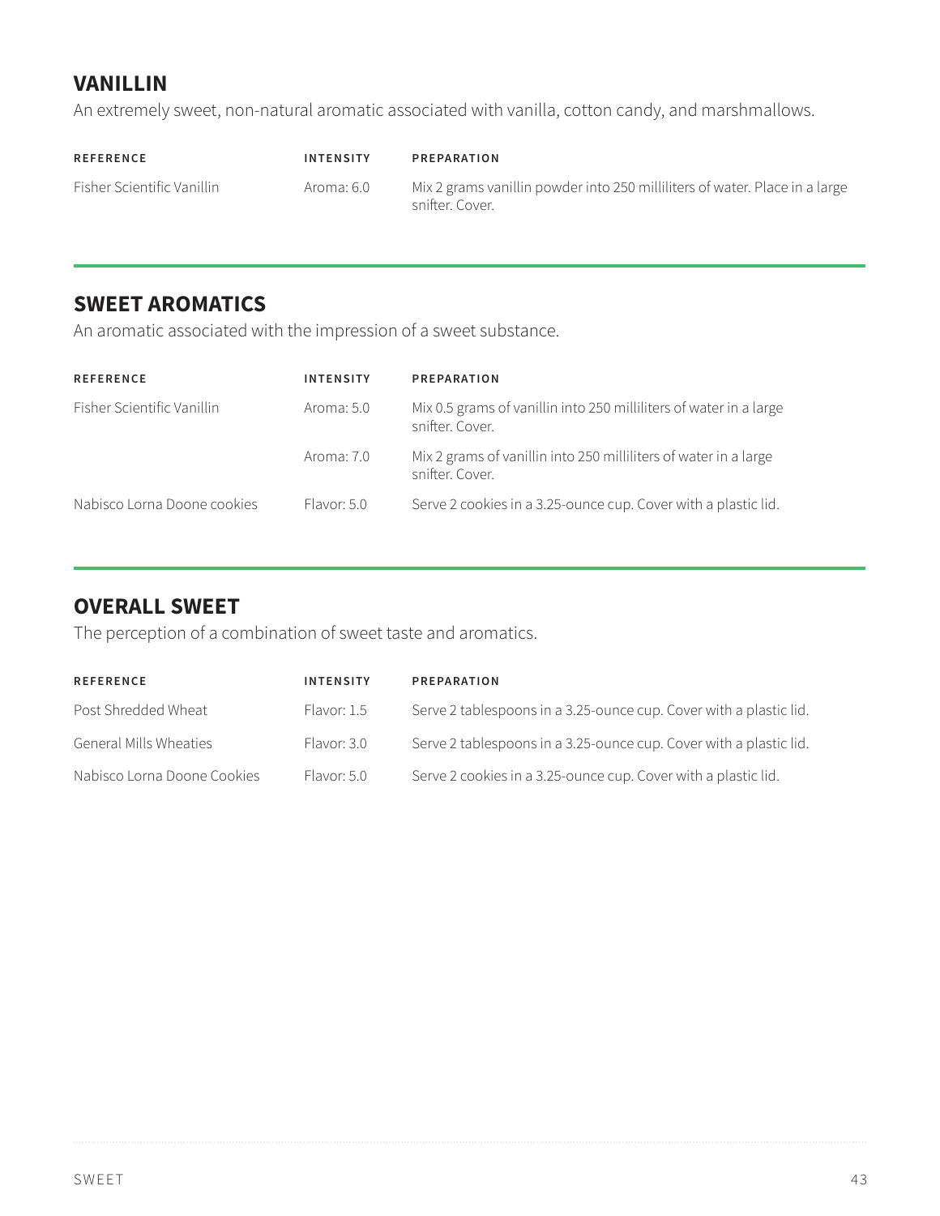## VANILLIN

An extremely sweet, non-natural aromatic associated with vanilla, cotton candy, and marshmallows.

| REFERENCE | INTENSITY | PREPARATION |
|---|---|---|
| Fisher Scientific Vanillin | Aroma: 6.0 | Mix 2 grams vanillin powder into 250 milliliters of water. Place in a large snifter. Cover. |

## SWEET AROMATICS

An aromatic associated with the impression of a sweet substance.

| REFERENCE | INTENSITY | PREPARATION |
|---|---|---|
| Fisher Scientific Vanillin | Aroma: 5.0 | Mix 0.5 grams of vanillin into 250 milliliters of water in a large snifter. Cover. |
| | Aroma: 7.0 | Mix 2 grams of vanillin into 250 milliliters of water in a large snifter. Cover. |
| Nabisco Lorna Doone cookies | Flavor: 5.0 | Serve 2 cookies in a 3.25-ounce cup. Cover with a plastic lid. |

## OVERALL SWEET

The perception of a combination of sweet taste and aromatics.

| REFERENCE | INTENSITY | PREPARATION |
|---|---|---|
| Post Shredded Wheat | Flavor: 1.5 | Serve 2 tablespoons in a 3.25-ounce cup. Cover with a plastic lid. |
| General Mills Wheaties | Flavor: 3.0 | Serve 2 tablespoons in a 3.25-ounce cup. Cover with a plastic lid. |
| Nabisco Lorna Doone Cookies | Flavor: 5.0 | Serve 2 cookies in a 3.25-ounce cup. Cover with a plastic lid. |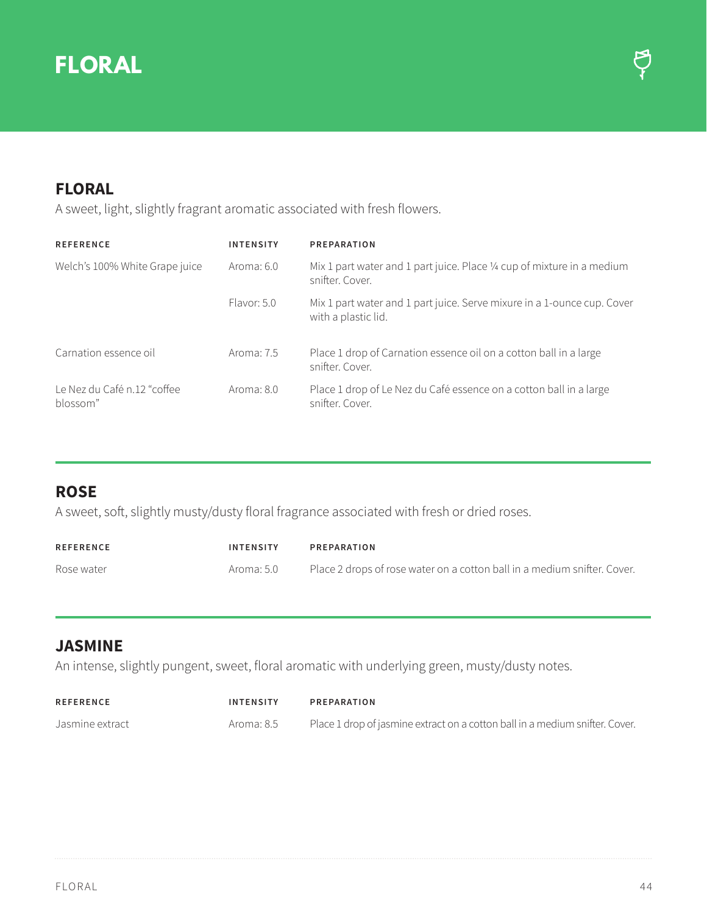# FLORAL

## FLORAL

A sweet, light, slightly fragrant aromatic associated with fresh flowers.

| REFERENCE | INTENSITY | PREPARATION |
|---|---|---|
| Welch's 100% White Grape juice | Aroma: 6.0 | Mix 1 part water and 1 part juice. Place ¼ cup of mixture in a medium snifter. Cover. |
| | Flavor: 5.0 | Mix 1 part water and 1 part juice. Serve mixure in a 1-ounce cup. Cover with a plastic lid. |
| Carnation essence oil | Aroma: 7.5 | Place 1 drop of Carnation essence oil on a cotton ball in a large snifter. Cover. |
| Le Nez du Café n.12 "coffee blossom" | Aroma: 8.0 | Place 1 drop of Le Nez du Café essence on a cotton ball in a large snifter. Cover. |

## ROSE

A sweet, soft, slightly musty/dusty floral fragrance associated with fresh or dried roses.

| REFERENCE | INTENSITY | PREPARATION |
|---|---|---|
| Rose water | Aroma: 5.0 | Place 2 drops of rose water on a cotton ball in a medium snifter. Cover. |

## JASMINE

An intense, slightly pungent, sweet, floral aromatic with underlying green, musty/dusty notes.

| REFERENCE | INTENSITY | PREPARATION |
|---|---|---|
| Jasmine extract | Aroma: 8.5 | Place 1 drop of jasmine extract on a cotton ball in a medium snifter. Cover. |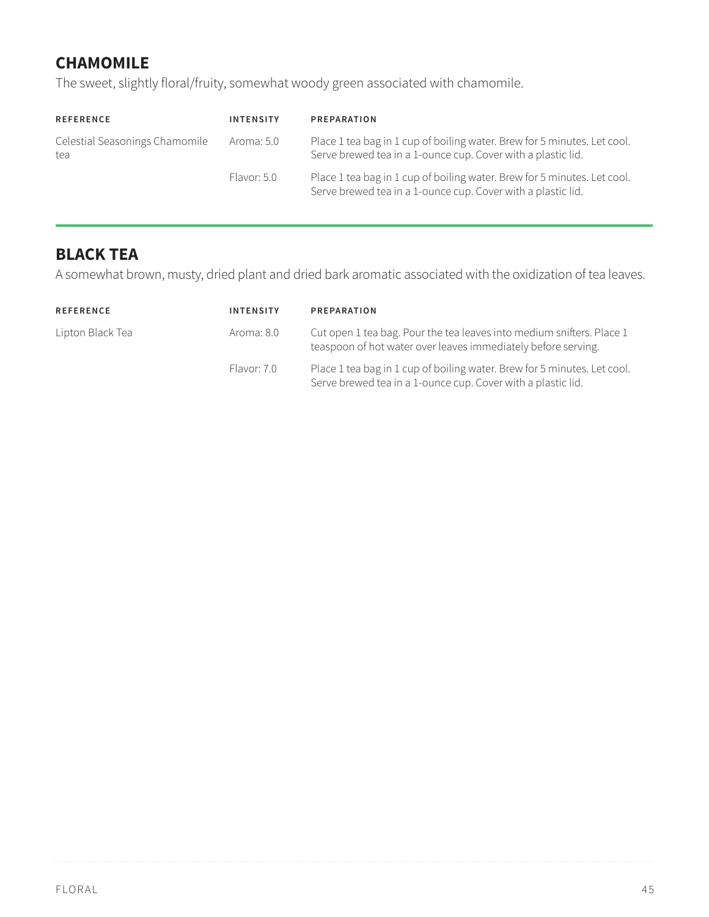## CHAMOMILE

The sweet, slightly floral/fruity, somewhat woody green associated with chamomile.

| REFERENCE | INTENSITY | PREPARATION |
| --- | --- | --- |
| Celestial Seasonings Chamomile tea | Aroma: 5.0 | Place 1 tea bag in 1 cup of boiling water. Brew for 5 minutes. Let cool. Serve brewed tea in a 1-ounce cup. Cover with a plastic lid. |
| | Flavor: 5.0 | Place 1 tea bag in 1 cup of boiling water. Brew for 5 minutes. Let cool. Serve brewed tea in a 1-ounce cup. Cover with a plastic lid. |

## BLACK TEA

A somewhat brown, musty, dried plant and dried bark aromatic associated with the oxidization of tea leaves.

| REFERENCE | INTENSITY | PREPARATION |
| --- | --- | --- |
| Lipton Black Tea | Aroma: 8.0 | Cut open 1 tea bag. Pour the tea leaves into medium snifters. Place 1 teaspoon of hot water over leaves immediately before serving. |
| | Flavor: 7.0 | Place 1 tea bag in 1 cup of boiling water. Brew for 5 minutes. Let cool. Serve brewed tea in a 1-ounce cup. Cover with a plastic lid. |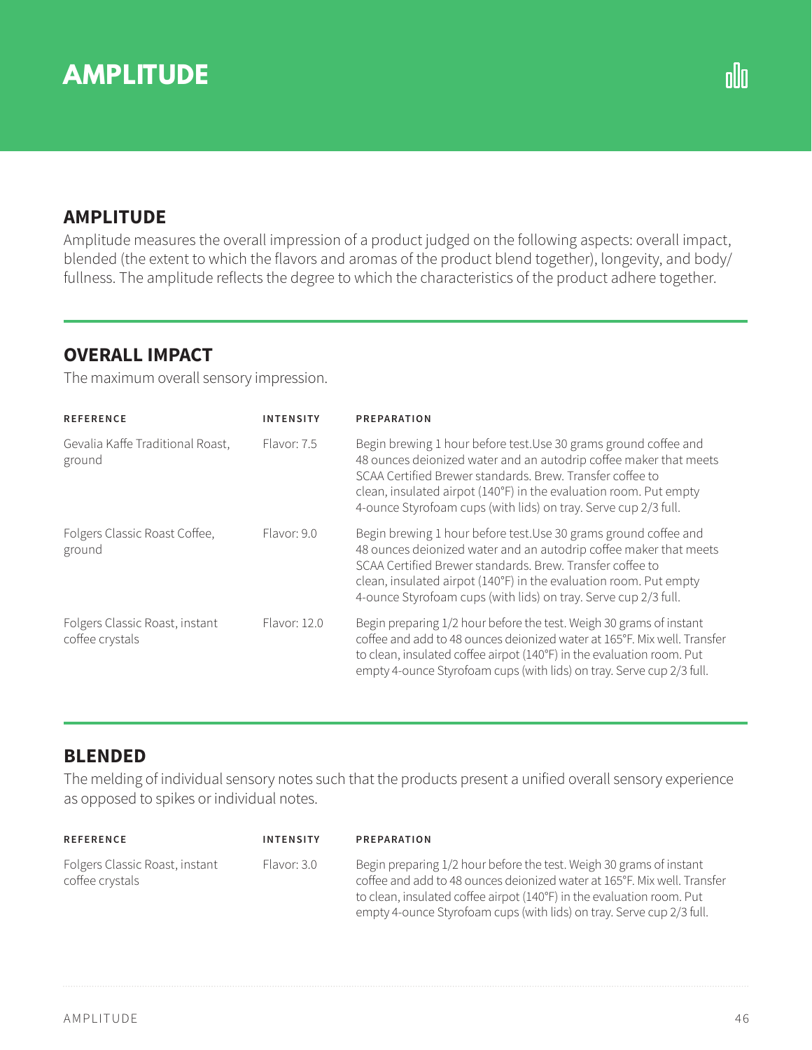# AMPLITUDE

## AMPLITUDE

Amplitude measures the overall impression of a product judged on the following aspects: overall impact, blended (the extent to which the flavors and aromas of the product blend together), longevity, and body/fullness. The amplitude reflects the degree to which the characteristics of the product adhere together.

## OVERALL IMPACT

The maximum overall sensory impression.

| REFERENCE | INTENSITY | PREPARATION |
|---|---|---|
| Gevalia Kaffe Traditional Roast, ground | Flavor: 7.5 | Begin brewing 1 hour before test.Use 30 grams ground coffee and 48 ounces deionized water and an autodrip coffee maker that meets SCAA Certified Brewer standards. Brew. Transfer coffee to clean, insulated airpot (140°F) in the evaluation room. Put empty 4-ounce Styrofoam cups (with lids) on tray. Serve cup 2/3 full. |
| Folgers Classic Roast Coffee, ground | Flavor: 9.0 | Begin brewing 1 hour before test.Use 30 grams ground coffee and 48 ounces deionized water and an autodrip coffee maker that meets SCAA Certified Brewer standards. Brew. Transfer coffee to clean, insulated airpot (140°F) in the evaluation room. Put empty 4-ounce Styrofoam cups (with lids) on tray. Serve cup 2/3 full. |
| Folgers Classic Roast, instant coffee crystals | Flavor: 12.0 | Begin preparing 1/2 hour before the test. Weigh 30 grams of instant coffee and add to 48 ounces deionized water at 165°F. Mix well. Transfer to clean, insulated coffee airpot (140°F) in the evaluation room. Put empty 4-ounce Styrofoam cups (with lids) on tray. Serve cup 2/3 full. |

## BLENDED

The melding of individual sensory notes such that the products present a unified overall sensory experience as opposed to spikes or individual notes.

| REFERENCE | INTENSITY | PREPARATION |
|---|---|---|
| Folgers Classic Roast, instant coffee crystals | Flavor: 3.0 | Begin preparing 1/2 hour before the test. Weigh 30 grams of instant coffee and add to 48 ounces deionized water at 165°F. Mix well. Transfer to clean, insulated coffee airpot (140°F) in the evaluation room. Put empty 4-ounce Styrofoam cups (with lids) on tray. Serve cup 2/3 full. |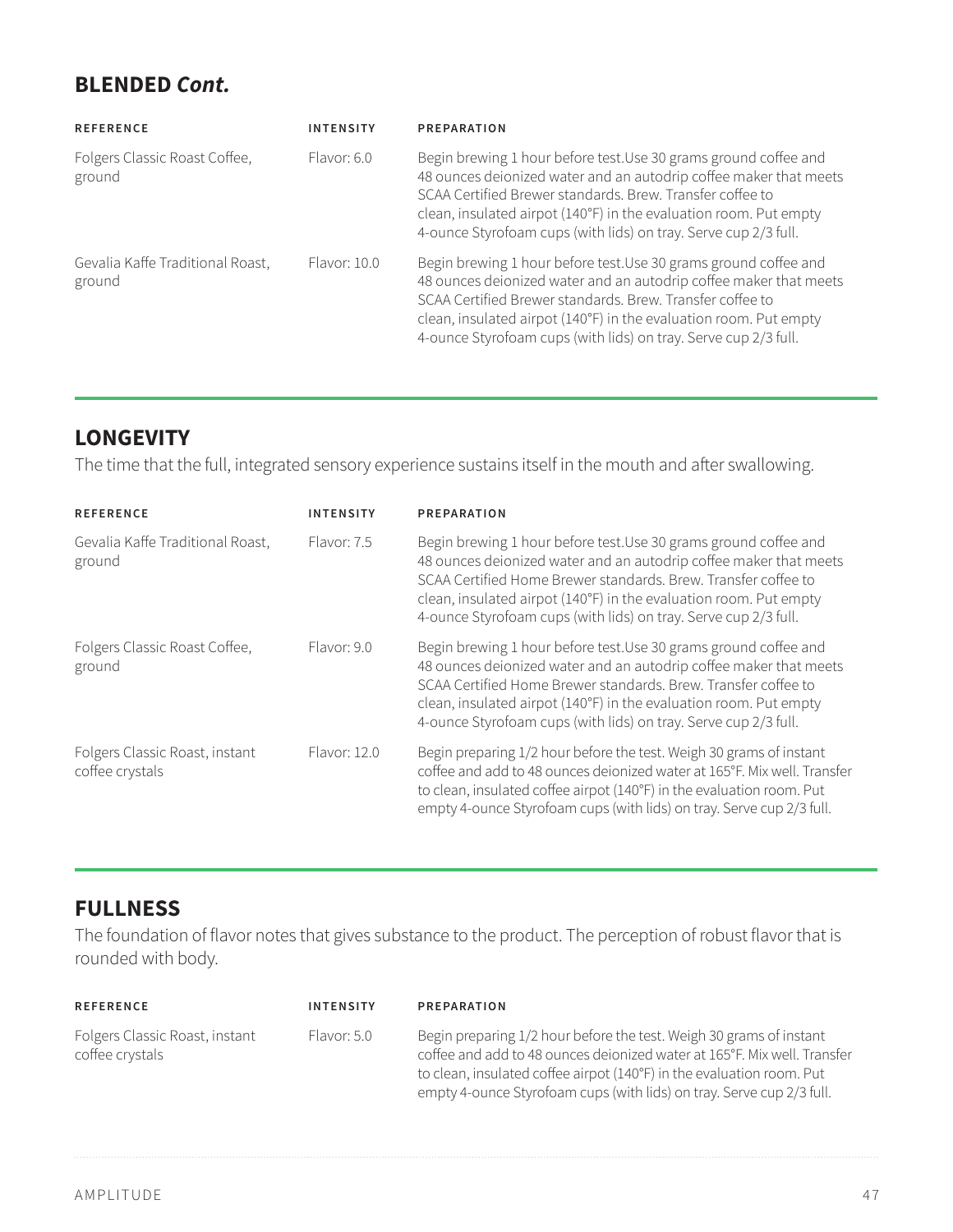## BLENDED *Cont.*

| REFERENCE | INTENSITY | PREPARATION |
|---|---|---|
| Folgers Classic Roast Coffee, ground | Flavor: 6.0 | Begin brewing 1 hour before test.Use 30 grams ground coffee and 48 ounces deionized water and an autodrip coffee maker that meets SCAA Certified Brewer standards. Brew. Transfer coffee to clean, insulated airpot (140°F) in the evaluation room. Put empty 4-ounce Styrofoam cups (with lids) on tray. Serve cup 2/3 full. |
| Gevalia Kaffe Traditional Roast, ground | Flavor: 10.0 | Begin brewing 1 hour before test.Use 30 grams ground coffee and 48 ounces deionized water and an autodrip coffee maker that meets SCAA Certified Brewer standards. Brew. Transfer coffee to clean, insulated airpot (140°F) in the evaluation room. Put empty 4-ounce Styrofoam cups (with lids) on tray. Serve cup 2/3 full. |

## LONGEVITY

The time that the full, integrated sensory experience sustains itself in the mouth and after swallowing.

| REFERENCE | INTENSITY | PREPARATION |
|---|---|---|
| Gevalia Kaffe Traditional Roast, ground | Flavor: 7.5 | Begin brewing 1 hour before test.Use 30 grams ground coffee and 48 ounces deionized water and an autodrip coffee maker that meets SCAA Certified Home Brewer standards. Brew. Transfer coffee to clean, insulated airpot (140°F) in the evaluation room. Put empty 4-ounce Styrofoam cups (with lids) on tray. Serve cup 2/3 full. |
| Folgers Classic Roast Coffee, ground | Flavor: 9.0 | Begin brewing 1 hour before test.Use 30 grams ground coffee and 48 ounces deionized water and an autodrip coffee maker that meets SCAA Certified Home Brewer standards. Brew. Transfer coffee to clean, insulated airpot (140°F) in the evaluation room. Put empty 4-ounce Styrofoam cups (with lids) on tray. Serve cup 2/3 full. |
| Folgers Classic Roast, instant coffee crystals | Flavor: 12.0 | Begin preparing 1/2 hour before the test. Weigh 30 grams of instant coffee and add to 48 ounces deionized water at 165°F. Mix well. Transfer to clean, insulated coffee airpot (140°F) in the evaluation room. Put empty 4-ounce Styrofoam cups (with lids) on tray. Serve cup 2/3 full. |

## FULLNESS

The foundation of flavor notes that gives substance to the product. The perception of robust flavor that is rounded with body.

| REFERENCE | INTENSITY | PREPARATION |
|---|---|---|
| Folgers Classic Roast, instant coffee crystals | Flavor: 5.0 | Begin preparing 1/2 hour before the test. Weigh 30 grams of instant coffee and add to 48 ounces deionized water at 165°F. Mix well. Transfer to clean, insulated coffee airpot (140°F) in the evaluation room. Put empty 4-ounce Styrofoam cups (with lids) on tray. Serve cup 2/3 full. |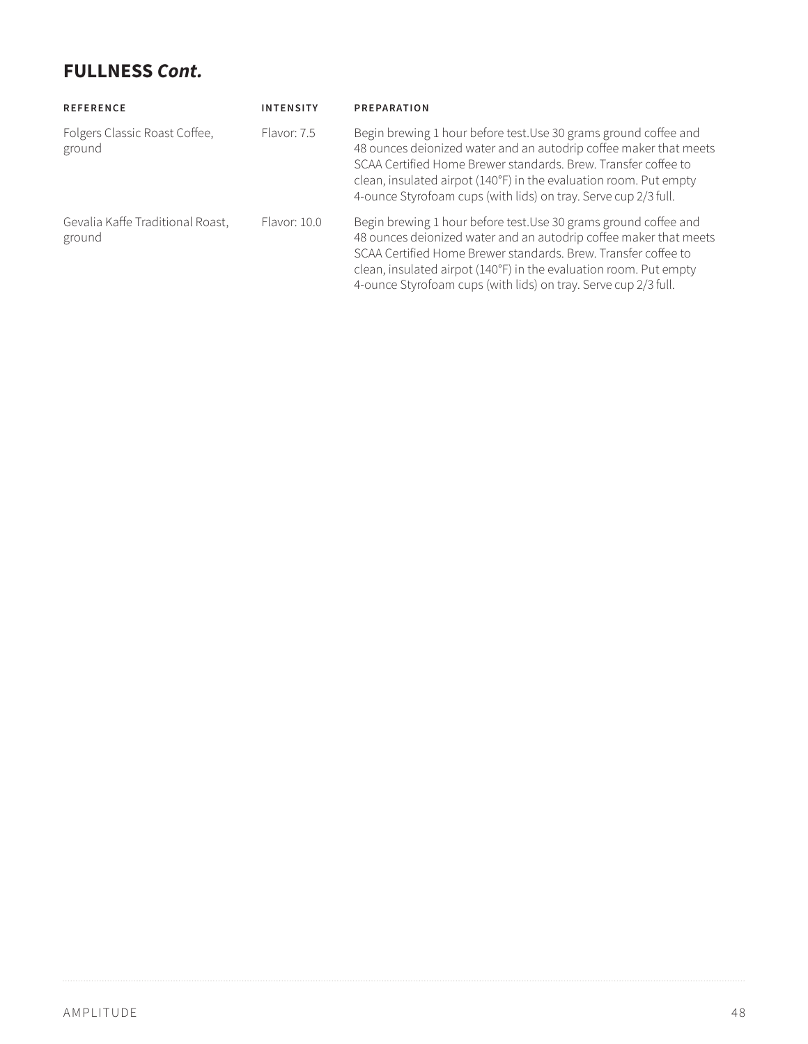## FULLNESS *Cont.*

| REFERENCE | INTENSITY | PREPARATION |
|---|---|---|
| Folgers Classic Roast Coffee, ground | Flavor: 7.5 | Begin brewing 1 hour before test.Use 30 grams ground coffee and 48 ounces deionized water and an autodrip coffee maker that meets SCAA Certified Home Brewer standards. Brew. Transfer coffee to clean, insulated airpot (140°F) in the evaluation room. Put empty 4-ounce Styrofoam cups (with lids) on tray. Serve cup 2/3 full. |
| Gevalia Kaffe Traditional Roast, ground | Flavor: 10.0 | Begin brewing 1 hour before test.Use 30 grams ground coffee and 48 ounces deionized water and an autodrip coffee maker that meets SCAA Certified Home Brewer standards. Brew. Transfer coffee to clean, insulated airpot (140°F) in the evaluation room. Put empty 4-ounce Styrofoam cups (with lids) on tray. Serve cup 2/3 full. |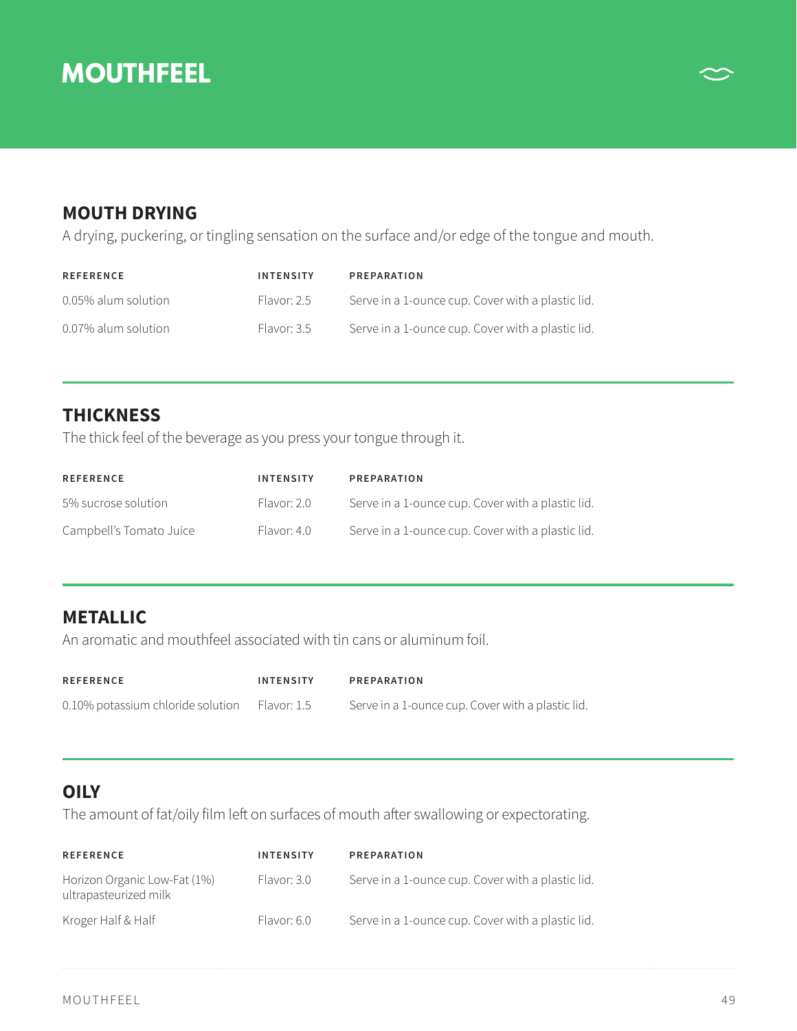# MOUTHFEEL

## MOUTH DRYING

A drying, puckering, or tingling sensation on the surface and/or edge of the tongue and mouth.

| REFERENCE | INTENSITY | PREPARATION |
| --- | --- | --- |
| 0.05% alum solution | Flavor: 2.5 | Serve in a 1-ounce cup. Cover with a plastic lid. |
| 0.07% alum solution | Flavor: 3.5 | Serve in a 1-ounce cup. Cover with a plastic lid. |

## THICKNESS

The thick feel of the beverage as you press your tongue through it.

| REFERENCE | INTENSITY | PREPARATION |
| --- | --- | --- |
| 5% sucrose solution | Flavor: 2.0 | Serve in a 1-ounce cup. Cover with a plastic lid. |
| Campbell's Tomato Juice | Flavor: 4.0 | Serve in a 1-ounce cup. Cover with a plastic lid. |

## METALLIC

An aromatic and mouthfeel associated with tin cans or aluminum foil.

| REFERENCE | INTENSITY | PREPARATION |
| --- | --- | --- |
| 0.10% potassium chloride solution | Flavor: 1.5 | Serve in a 1-ounce cup. Cover with a plastic lid. |

## OILY

The amount of fat/oily film left on surfaces of mouth after swallowing or expectorating.

| REFERENCE | INTENSITY | PREPARATION |
| --- | --- | --- |
| Horizon Organic Low-Fat (1%) ultrapasteurized milk | Flavor: 3.0 | Serve in a 1-ounce cup. Cover with a plastic lid. |
| Kroger Half & Half | Flavor: 6.0 | Serve in a 1-ounce cup. Cover with a plastic lid. |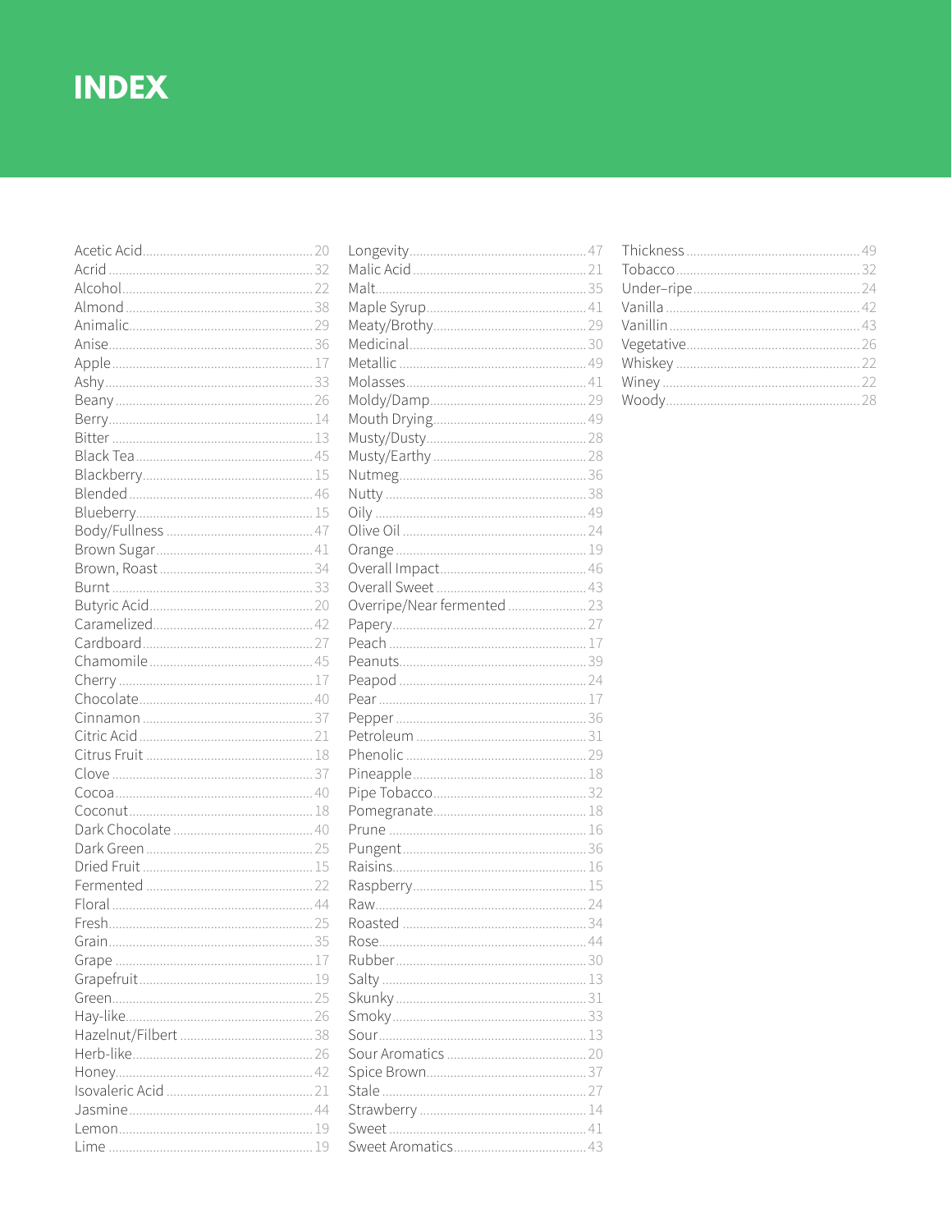# INDEX

Acetic Acid....20
Acrid....32
Alcohol....22
Almond....38
Animalic....29
Anise....36
Apple....17
Ashy....33
Beany....26
Berry....14
Bitter....13
Black Tea....45
Blackberry....15
Blended....46
Blueberry....15
Body/Fullness....47
Brown Sugar....41
Brown, Roast....34
Burnt....33
Butyric Acid....20
Caramelized....42
Cardboard....27
Chamomile....45
Cherry....17
Chocolate....40
Cinnamon....37
Citric Acid....21
Citrus Fruit....18
Clove....37
Cocoa....40
Coconut....18
Dark Chocolate....40
Dark Green....25
Dried Fruit....15
Fermented....22
Floral....44
Fresh....25
Grain....35
Grape....17
Grapefruit....19
Green....25
Hay-like....26
Hazelnut/Filbert....38
Herb-like....26
Honey....42
Isovaleric Acid....21
Jasmine....44
Lemon....19
Lime....19
Longevity....47
Malic Acid....21
Malt....35
Maple Syrup....41
Meaty/Brothy....29
Medicinal....30
Metallic....49
Molasses....41
Moldy/Damp....29
Mouth Drying....49
Musty/Dusty....28
Musty/Earthy....28
Nutmeg....36
Nutty....38
Oily....49
Olive Oil....24
Orange....19
Overall Impact....46
Overall Sweet....43
Overripe/Near fermented....23
Papery....27
Peach....17
Peanuts....39
Peapod....24
Pear....17
Pepper....36
Petroleum....31
Phenolic....29
Pineapple....18
Pipe Tobacco....32
Pomegranate....18
Prune....16
Pungent....36
Raisins....16
Raspberry....15
Raw....24
Roasted....34
Rose....44
Rubber....30
Salty....13
Skunky....31
Smoky....33
Sour....13
Sour Aromatics....20
Spice Brown....37
Stale....27
Strawberry....14
Sweet....41
Sweet Aromatics....43
Thickness....49
Tobacco....32
Under–ripe....24
Vanilla....42
Vanillin....43
Vegetative....26
Whiskey....22
Winey....22
Woody....28